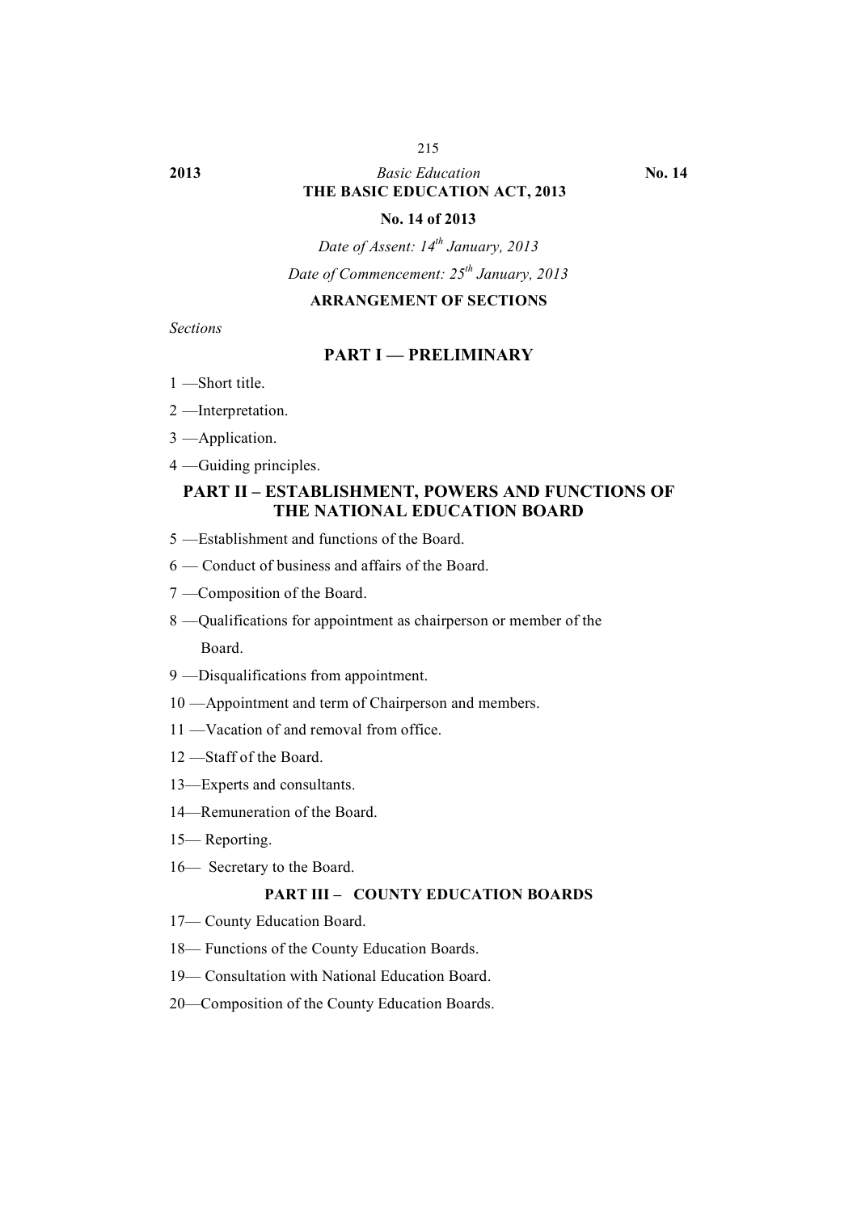# THE BASIC EDUCATION ACT, 2013

**No. 14 of 2013**

*Date of Assent: 14th January, 2013*

*Date of Commencement: 25th January, 2013*

**ARRANGEMENT OF SECTIONS**

*Sections*

## PART I — PRELIMINARY

1 —Short title.

2 —Interpretation.

3 —Application.

4 —Guiding principles.

## PART II – ESTABLISHMENT, POWERS AND FUNCTIONS OF THE NATIONAL EDUCATION BOARD

5 —Establishment and functions of the Board.

6 — Conduct of business and affairs of the Board.

7 —Composition of the Board.

8 —Qualifications for appointment as chairperson or member of the Board.

9 —Disqualifications from appointment.

10 —Appointment and term of Chairperson and members.

11 —Vacation of and removal from office.

12 —Staff of the Board.

13—Experts and consultants.

14—Remuneration of the Board.

15— Reporting.

16— Secretary to the Board.

## PART III – COUNTY EDUCATION BOARDS

17— County Education Board.

18— Functions of the County Education Boards.

19— Consultation with National Education Board.

20—Composition of the County Education Boards.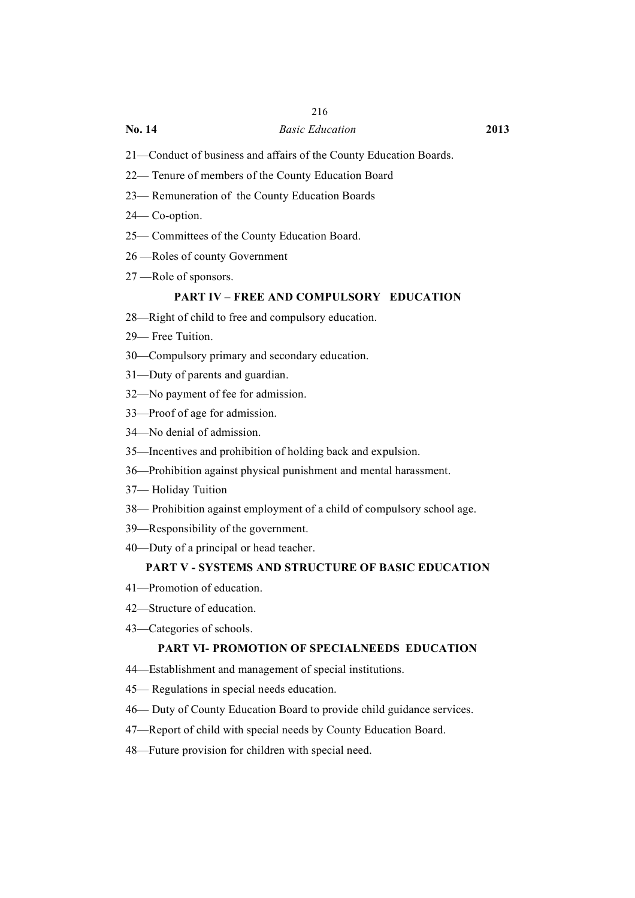21—Conduct of business and affairs of the County Education Boards.

22— Tenure of members of the County Education Board

23— Remuneration of the County Education Boards

24— Co-option.

25— Committees of the County Education Board.

26 —Roles of county Government

27 —Role of sponsors.

## PART IV – FREE AND COMPULSORY EDUCATION

28—Right of child to free and compulsory education.

29— Free Tuition.

30—Compulsory primary and secondary education.

31—Duty of parents and guardian.

32—No payment of fee for admission.

33—Proof of age for admission.

34—No denial of admission.

35—Incentives and prohibition of holding back and expulsion.

36—Prohibition against physical punishment and mental harassment.

37— Holiday Tuition

38— Prohibition against employment of a child of compulsory school age.

39—Responsibility of the government.

40—Duty of a principal or head teacher.

## PART V - SYSTEMS AND STRUCTURE OF BASIC EDUCATION

41—Promotion of education.

42—Structure of education.

43—Categories of schools.

## PART VI- PROMOTION OF SPECIALNEEDS EDUCATION

44—Establishment and management of special institutions.

45— Regulations in special needs education.

46— Duty of County Education Board to provide child guidance services.

47—Report of child with special needs by County Education Board.

48—Future provision for children with special need.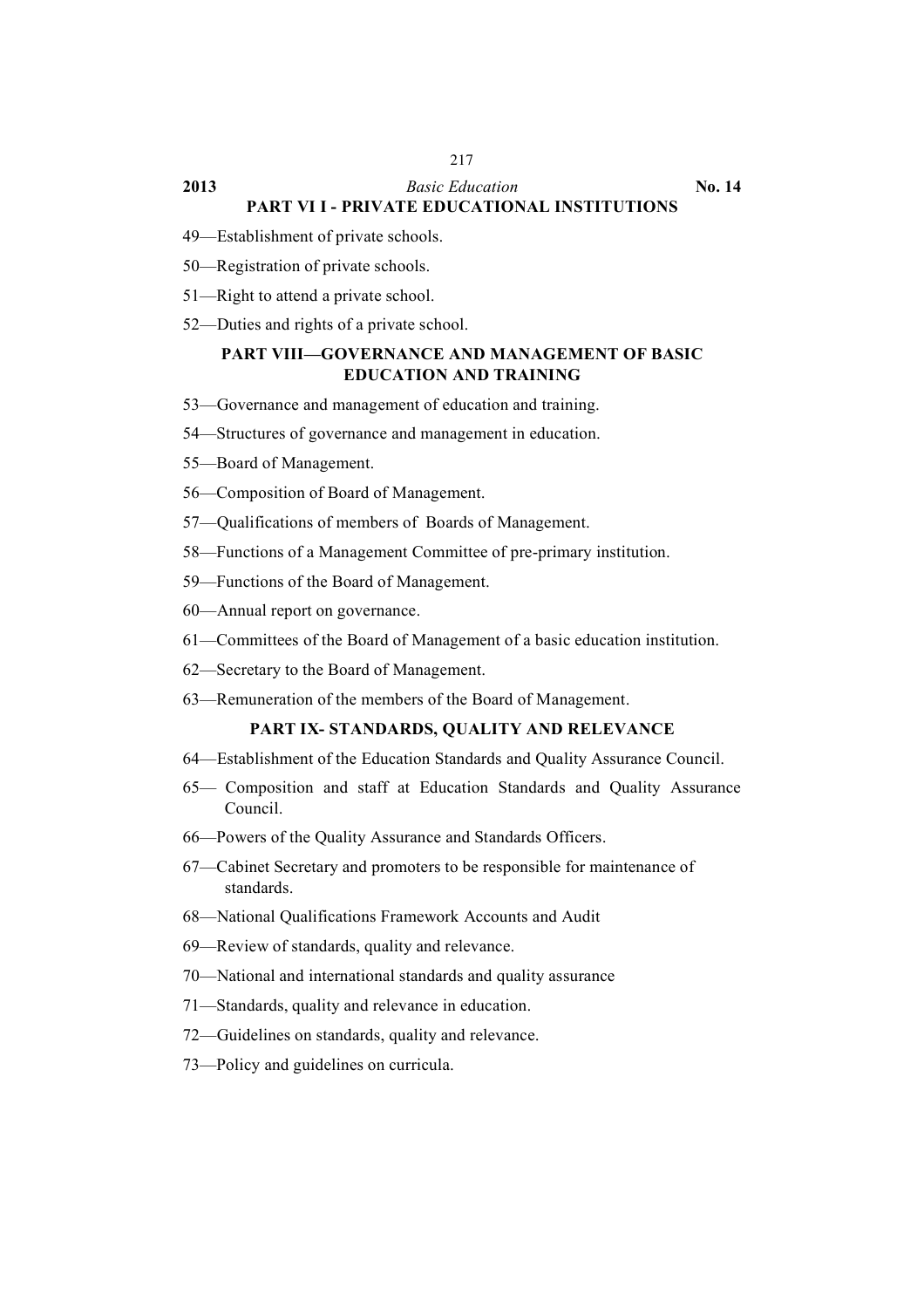## PART VI I - PRIVATE EDUCATIONAL INSTITUTIONS

49—Establishment of private schools.

50—Registration of private schools.

51—Right to attend a private school.

52—Duties and rights of a private school.

## PART VIII—GOVERNANCE AND MANAGEMENT OF BASIC EDUCATION AND TRAINING

53—Governance and management of education and training.

54—Structures of governance and management in education.

55—Board of Management.

56—Composition of Board of Management.

57—Qualifications of members of Boards of Management.

58—Functions of a Management Committee of pre-primary institution.

59—Functions of the Board of Management.

60—Annual report on governance.

61—Committees of the Board of Management of a basic education institution.

62—Secretary to the Board of Management.

63—Remuneration of the members of the Board of Management.

## PART IX- STANDARDS, QUALITY AND RELEVANCE

64—Establishment of the Education Standards and Quality Assurance Council.

65— Composition and staff at Education Standards and Quality Assurance Council.

66—Powers of the Quality Assurance and Standards Officers.

67—Cabinet Secretary and promoters to be responsible for maintenance of standards.

68—National Qualifications Framework Accounts and Audit

69—Review of standards, quality and relevance.

70—National and international standards and quality assurance

71—Standards, quality and relevance in education.

72—Guidelines on standards, quality and relevance.

73—Policy and guidelines on curricula.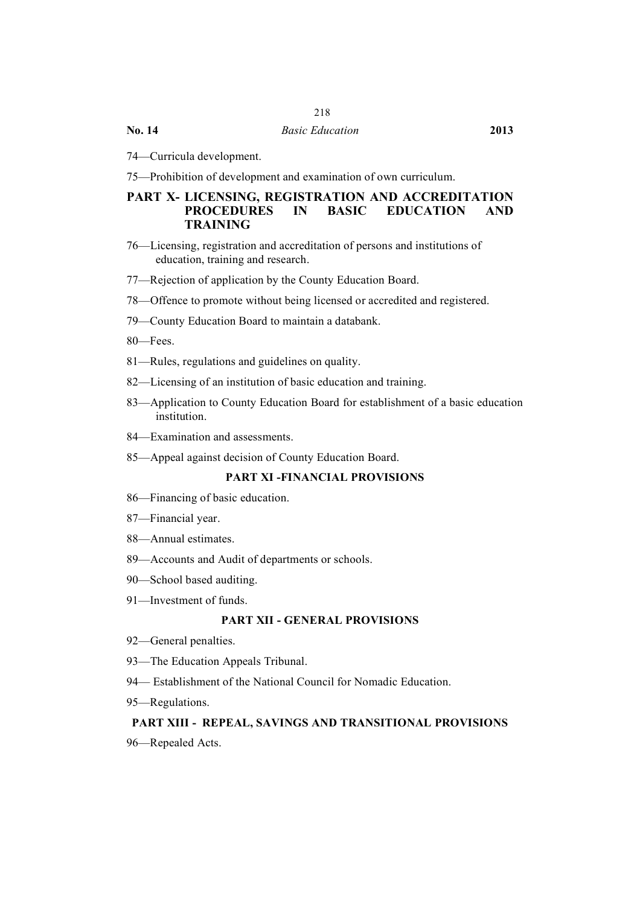74—Curricula development.

75—Prohibition of development and examination of own curriculum.

## PART X- LICENSING, REGISTRATION AND ACCREDITATION PROCEDURES IN BASIC EDUCATION AND TRAINING

76—Licensing, registration and accreditation of persons and institutions of education, training and research.

77—Rejection of application by the County Education Board.

78—Offence to promote without being licensed or accredited and registered.

79—County Education Board to maintain a databank.

80—Fees.

81—Rules, regulations and guidelines on quality.

82—Licensing of an institution of basic education and training.

83—Application to County Education Board for establishment of a basic education institution.

84—Examination and assessments.

85—Appeal against decision of County Education Board.

## PART XI -FINANCIAL PROVISIONS

86—Financing of basic education.

87—Financial year.

88—Annual estimates.

89—Accounts and Audit of departments or schools.

90—School based auditing.

91—Investment of funds.

## PART XII - GENERAL PROVISIONS

92—General penalties.

93—The Education Appeals Tribunal.

94— Establishment of the National Council for Nomadic Education.

95—Regulations.

## PART XIII - REPEAL, SAVINGS AND TRANSITIONAL PROVISIONS

96—Repealed Acts.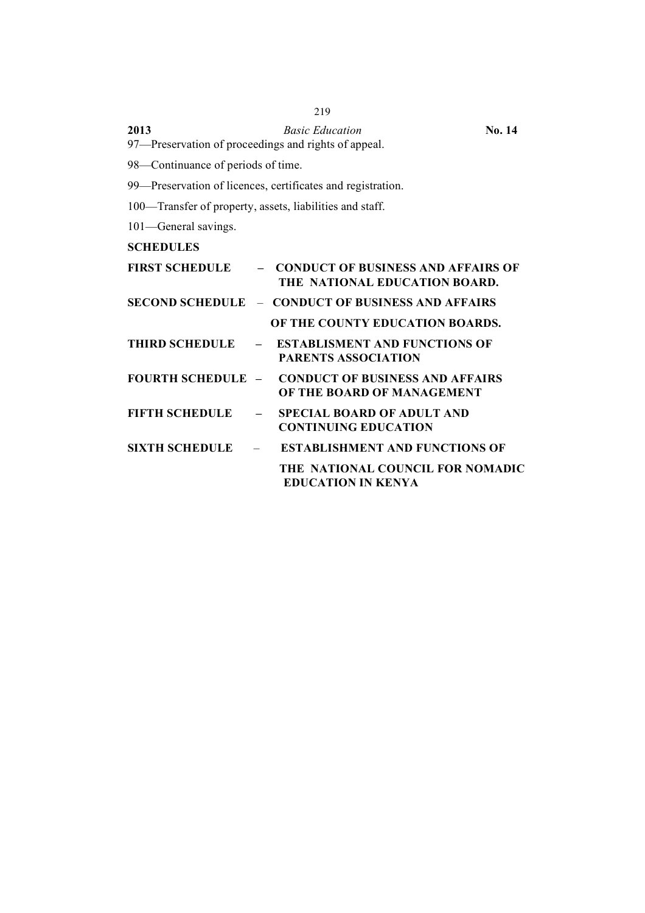97—Preservation of proceedings and rights of appeal.

98—Continuance of periods of time.

99—Preservation of licences, certificates and registration.

100—Transfer of property, assets, liabilities and staff.

101—General savings.

**SCHEDULES**

**FIRST SCHEDULE – CONDUCT OF BUSINESS AND AFFAIRS OF THE NATIONAL EDUCATION BOARD.**

**SECOND SCHEDULE – CONDUCT OF BUSINESS AND AFFAIRS OF THE COUNTY EDUCATION BOARDS.**

**THIRD SCHEDULE – ESTABLISMENT AND FUNCTIONS OF PARENTS ASSOCIATION**

**FOURTH SCHEDULE – CONDUCT OF BUSINESS AND AFFAIRS OF THE BOARD OF MANAGEMENT**

**FIFTH SCHEDULE – SPECIAL BOARD OF ADULT AND CONTINUING EDUCATION**

**SIXTH SCHEDULE – ESTABLISHMENT AND FUNCTIONS OF THE NATIONAL COUNCIL FOR NOMADIC EDUCATION IN KENYA**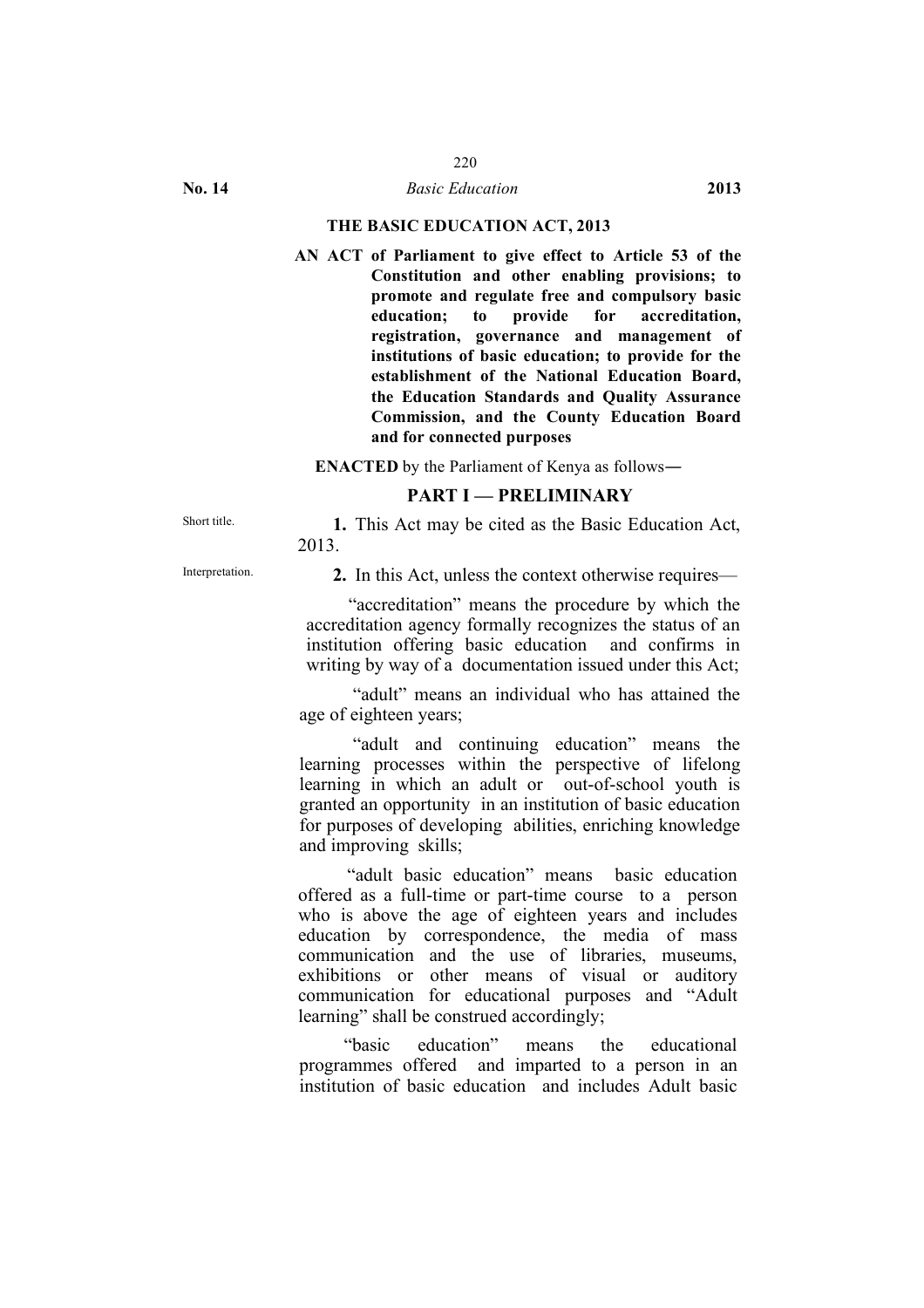## THE BASIC EDUCATION ACT, 2013

**AN ACT of Parliament to give effect to Article 53 of the Constitution and other enabling provisions; to promote and regulate free and compulsory basic education; to provide for accreditation, registration, governance and management of institutions of basic education; to provide for the establishment of the National Education Board, the Education Standards and Quality Assurance Commission, and the County Education Board and for connected purposes**

**ENACTED** by the Parliament of Kenya as follows―

## PART I — PRELIMINARY

Short title.

**1.** This Act may be cited as the Basic Education Act, 2013.

Interpretation.

**2.** In this Act, unless the context otherwise requires—

"accreditation" means the procedure by which the accreditation agency formally recognizes the status of an institution offering basic education and confirms in writing by way of a documentation issued under this Act;

"adult" means an individual who has attained the age of eighteen years;

"adult and continuing education" means the learning processes within the perspective of lifelong learning in which an adult or out-of-school youth is granted an opportunity in an institution of basic education for purposes of developing abilities, enriching knowledge and improving skills;

"adult basic education" means basic education offered as a full-time or part-time course to a person who is above the age of eighteen years and includes education by correspondence, the media of mass communication and the use of libraries, museums, exhibitions or other means of visual or auditory communication for educational purposes and "Adult learning" shall be construed accordingly;

"basic education" means the educational programmes offered and imparted to a person in an institution of basic education and includes Adult basic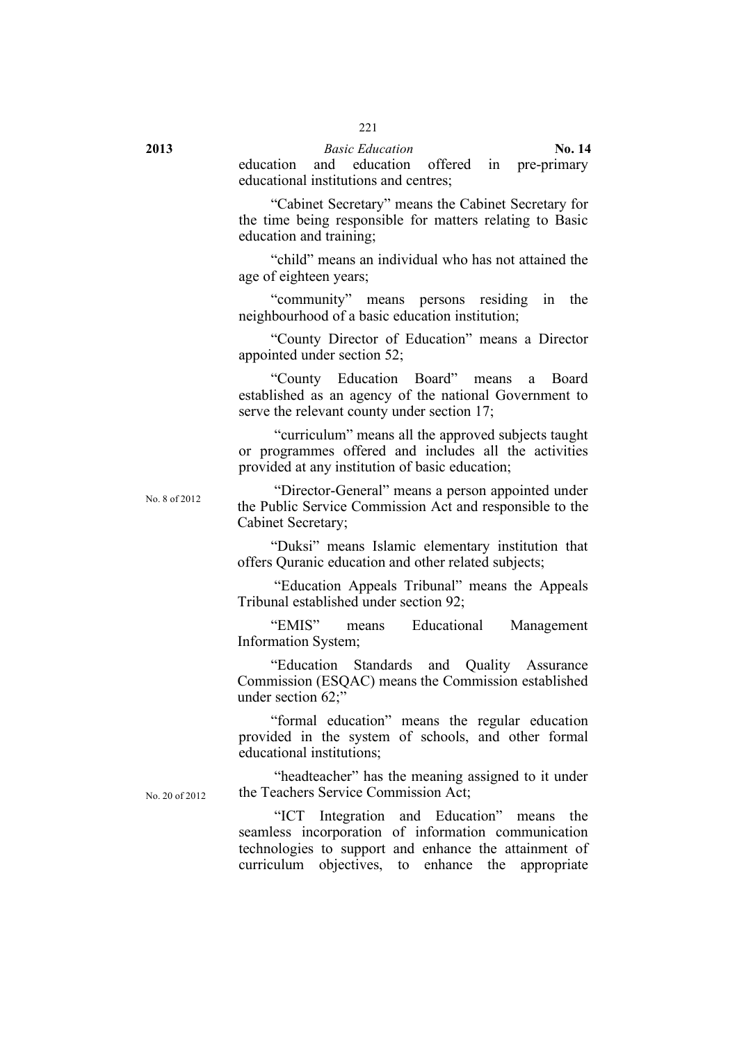education and education offered in pre-primary educational institutions and centres;

"Cabinet Secretary" means the Cabinet Secretary for the time being responsible for matters relating to Basic education and training;

"child" means an individual who has not attained the age of eighteen years;

"community" means persons residing in the neighbourhood of a basic education institution;

"County Director of Education" means a Director appointed under section 52;

"County Education Board" means a Board established as an agency of the national Government to serve the relevant county under section 17;

"curriculum" means all the approved subjects taught or programmes offered and includes all the activities provided at any institution of basic education;

No. 8 of 2012

"Director-General" means a person appointed under the Public Service Commission Act and responsible to the Cabinet Secretary;

"Duksi" means Islamic elementary institution that offers Quranic education and other related subjects;

"Education Appeals Tribunal" means the Appeals Tribunal established under section 92;

"EMIS" means Educational Management Information System;

"Education Standards and Quality Assurance Commission (ESQAC) means the Commission established under section 62;"

"formal education" means the regular education provided in the system of schools, and other formal educational institutions;

No. 20 of 2012

"headteacher" has the meaning assigned to it under the Teachers Service Commission Act;

"ICT Integration and Education" means the seamless incorporation of information communication technologies to support and enhance the attainment of curriculum objectives, to enhance the appropriate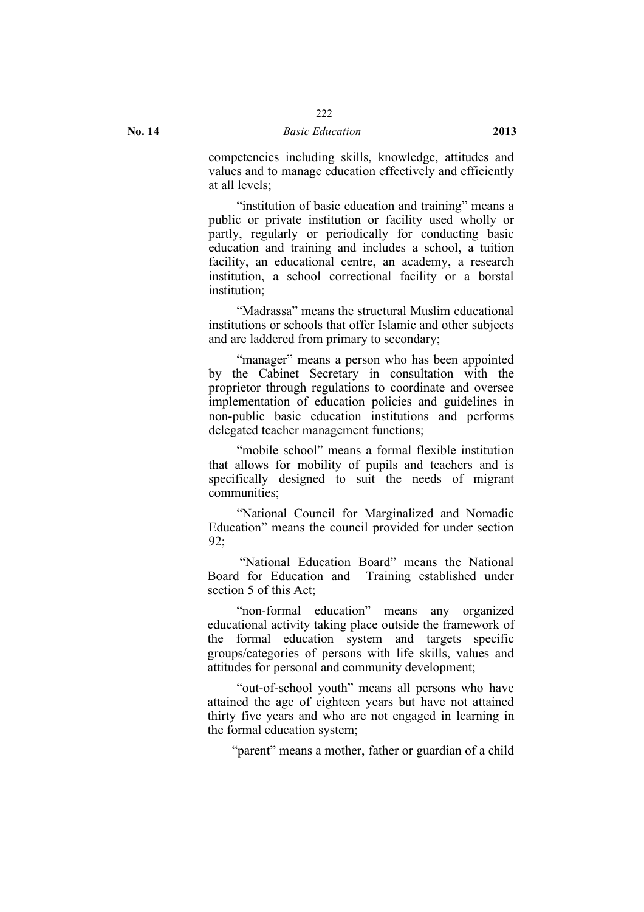competencies including skills, knowledge, attitudes and values and to manage education effectively and efficiently at all levels;

"institution of basic education and training" means a public or private institution or facility used wholly or partly, regularly or periodically for conducting basic education and training and includes a school, a tuition facility, an educational centre, an academy, a research institution, a school correctional facility or a borstal institution;

"Madrassa" means the structural Muslim educational institutions or schools that offer Islamic and other subjects and are laddered from primary to secondary;

"manager" means a person who has been appointed by the Cabinet Secretary in consultation with the proprietor through regulations to coordinate and oversee implementation of education policies and guidelines in non-public basic education institutions and performs delegated teacher management functions;

"mobile school" means a formal flexible institution that allows for mobility of pupils and teachers and is specifically designed to suit the needs of migrant communities;

"National Council for Marginalized and Nomadic Education" means the council provided for under section 92;

"National Education Board" means the National Board for Education and Training established under section 5 of this Act;

"non-formal education" means any organized educational activity taking place outside the framework of the formal education system and targets specific groups/categories of persons with life skills, values and attitudes for personal and community development;

"out-of-school youth" means all persons who have attained the age of eighteen years but have not attained thirty five years and who are not engaged in learning in the formal education system;

"parent" means a mother, father or guardian of a child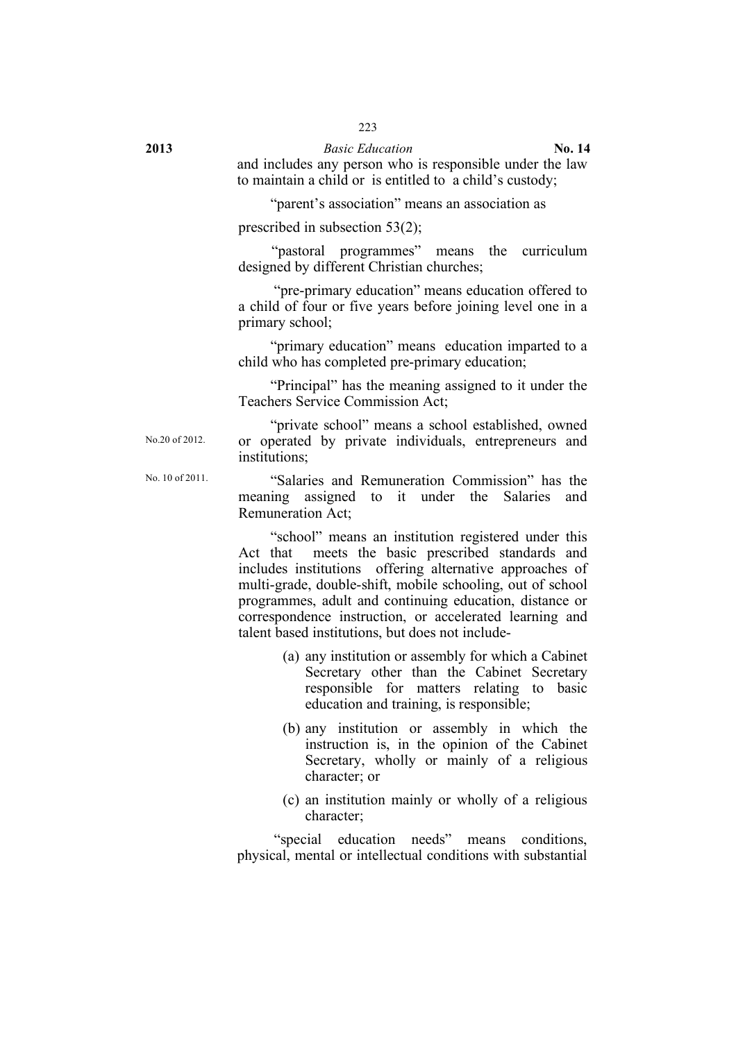and includes any person who is responsible under the law to maintain a child or is entitled to a child's custody;

"parent's association" means an association as

prescribed in subsection 53(2);

"pastoral programmes" means the curriculum designed by different Christian churches;

"pre-primary education" means education offered to a child of four or five years before joining level one in a primary school;

"primary education" means education imparted to a child who has completed pre-primary education;

"Principal" has the meaning assigned to it under the Teachers Service Commission Act;

No.20 of 2012.

"private school" means a school established, owned or operated by private individuals, entrepreneurs and institutions;

No. 10 of 2011.

"Salaries and Remuneration Commission" has the meaning assigned to it under the Salaries and Remuneration Act;

"school" means an institution registered under this Act that meets the basic prescribed standards and includes institutions offering alternative approaches of multi-grade, double-shift, mobile schooling, out of school programmes, adult and continuing education, distance or correspondence instruction, or accelerated learning and talent based institutions, but does not include-

(a) any institution or assembly for which a Cabinet Secretary other than the Cabinet Secretary responsible for matters relating to basic education and training, is responsible;

(b) any institution or assembly in which the instruction is, in the opinion of the Cabinet Secretary, wholly or mainly of a religious character; or

(c) an institution mainly or wholly of a religious character;

"special education needs" means conditions, physical, mental or intellectual conditions with substantial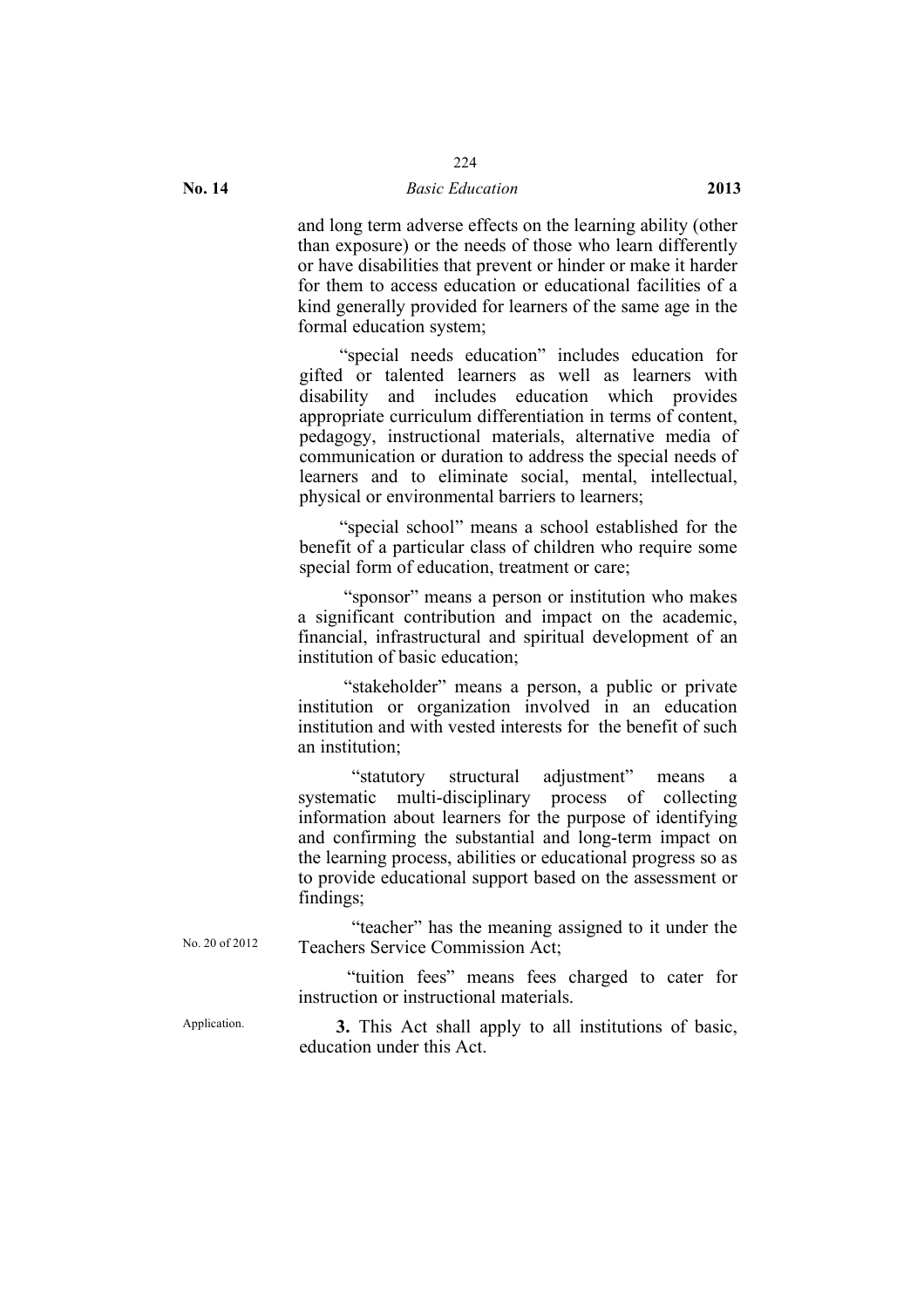and long term adverse effects on the learning ability (other than exposure) or the needs of those who learn differently or have disabilities that prevent or hinder or make it harder for them to access education or educational facilities of a kind generally provided for learners of the same age in the formal education system;

"special needs education" includes education for gifted or talented learners as well as learners with disability and includes education which provides appropriate curriculum differentiation in terms of content, pedagogy, instructional materials, alternative media of communication or duration to address the special needs of learners and to eliminate social, mental, intellectual, physical or environmental barriers to learners;

"special school" means a school established for the benefit of a particular class of children who require some special form of education, treatment or care;

"sponsor" means a person or institution who makes a significant contribution and impact on the academic, financial, infrastructural and spiritual development of an institution of basic education;

"stakeholder" means a person, a public or private institution or organization involved in an education institution and with vested interests for the benefit of such an institution;

"statutory structural adjustment" means a systematic multi-disciplinary process of collecting information about learners for the purpose of identifying and confirming the substantial and long-term impact on the learning process, abilities or educational progress so as to provide educational support based on the assessment or findings;

No. 20 of 2012

"teacher" has the meaning assigned to it under the Teachers Service Commission Act;

"tuition fees" means fees charged to cater for instruction or instructional materials.

Application.

**3.** This Act shall apply to all institutions of basic, education under this Act.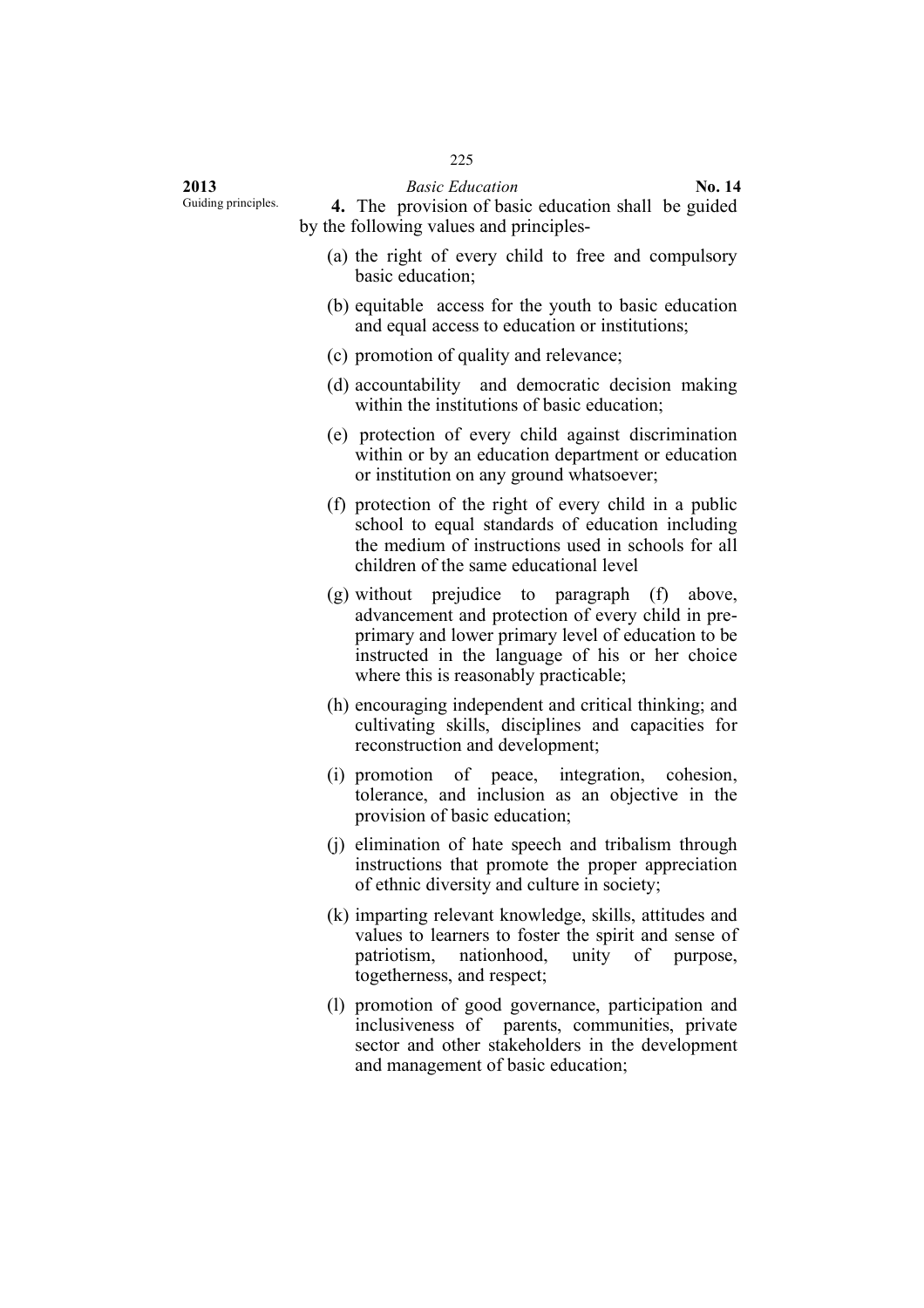Guiding principles.

**4.** The provision of basic education shall be guided by the following values and principles-

(a) the right of every child to free and compulsory basic education;

(b) equitable access for the youth to basic education and equal access to education or institutions;

(c) promotion of quality and relevance;

(d) accountability and democratic decision making within the institutions of basic education;

(e) protection of every child against discrimination within or by an education department or education or institution on any ground whatsoever;

(f) protection of the right of every child in a public school to equal standards of education including the medium of instructions used in schools for all children of the same educational level

(g) without prejudice to paragraph (f) above, advancement and protection of every child in pre-primary and lower primary level of education to be instructed in the language of his or her choice where this is reasonably practicable;

(h) encouraging independent and critical thinking; and cultivating skills, disciplines and capacities for reconstruction and development;

(i) promotion of peace, integration, cohesion, tolerance, and inclusion as an objective in the provision of basic education;

(j) elimination of hate speech and tribalism through instructions that promote the proper appreciation of ethnic diversity and culture in society;

(k) imparting relevant knowledge, skills, attitudes and values to learners to foster the spirit and sense of patriotism, nationhood, unity of purpose, togetherness, and respect;

(l) promotion of good governance, participation and inclusiveness of parents, communities, private sector and other stakeholders in the development and management of basic education;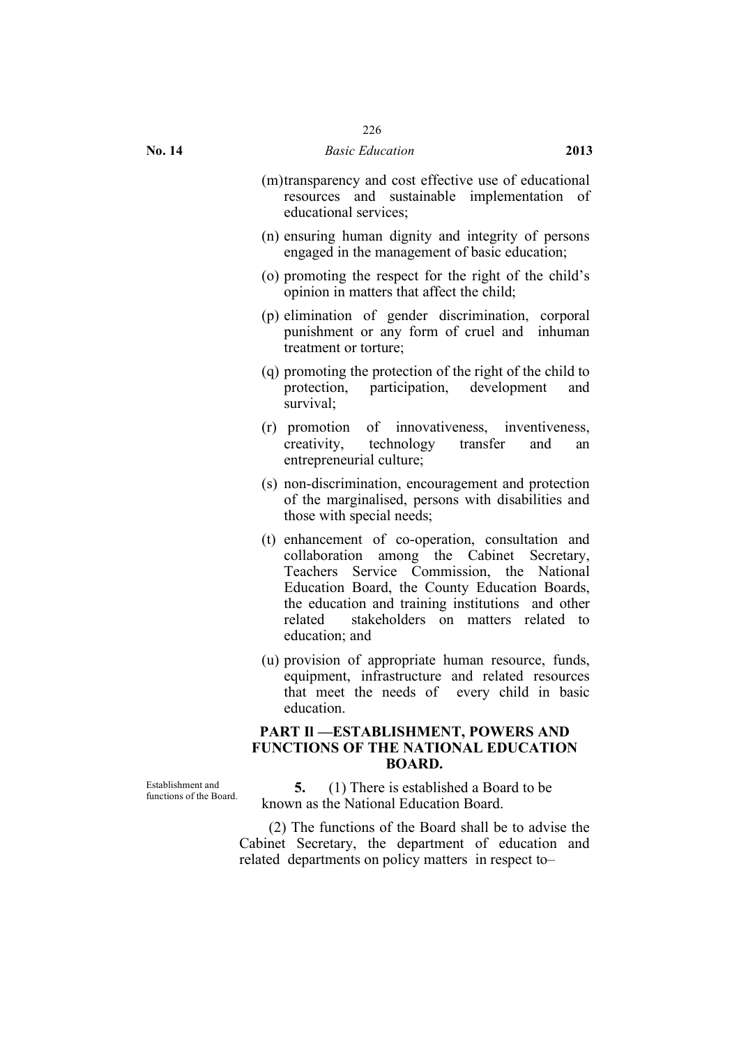(m) transparency and cost effective use of educational resources and sustainable implementation of educational services;

(n) ensuring human dignity and integrity of persons engaged in the management of basic education;

(o) promoting the respect for the right of the child's opinion in matters that affect the child;

(p) elimination of gender discrimination, corporal punishment or any form of cruel and inhuman treatment or torture;

(q) promoting the protection of the right of the child to protection, participation, development and survival;

(r) promotion of innovativeness, inventiveness, creativity, technology transfer and an entrepreneurial culture;

(s) non-discrimination, encouragement and protection of the marginalised, persons with disabilities and those with special needs;

(t) enhancement of co-operation, consultation and collaboration among the Cabinet Secretary, Teachers Service Commission, the National Education Board, the County Education Boards, the education and training institutions and other related stakeholders on matters related to education; and

(u) provision of appropriate human resource, funds, equipment, infrastructure and related resources that meet the needs of every child in basic education.

## PART II —ESTABLISHMENT, POWERS AND FUNCTIONS OF THE NATIONAL EDUCATION BOARD.

Establishment and functions of the Board.

**5.** (1) There is established a Board to be known as the National Education Board.

(2) The functions of the Board shall be to advise the Cabinet Secretary, the department of education and related departments on policy matters in respect to–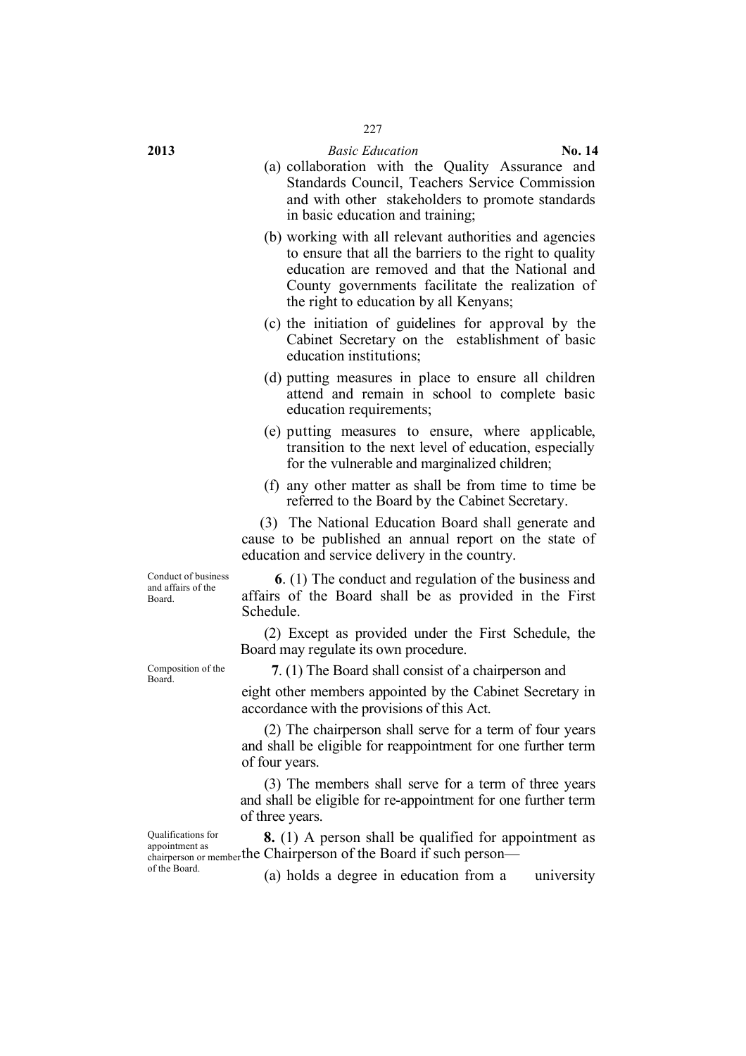(a) collaboration with the Quality Assurance and Standards Council, Teachers Service Commission and with other stakeholders to promote standards in basic education and training;

(b) working with all relevant authorities and agencies to ensure that all the barriers to the right to quality education are removed and that the National and County governments facilitate the realization of the right to education by all Kenyans;

(c) the initiation of guidelines for approval by the Cabinet Secretary on the establishment of basic education institutions;

(d) putting measures in place to ensure all children attend and remain in school to complete basic education requirements;

(e) putting measures to ensure, where applicable, transition to the next level of education, especially for the vulnerable and marginalized children;

(f) any other matter as shall be from time to time be referred to the Board by the Cabinet Secretary.

(3) The National Education Board shall generate and cause to be published an annual report on the state of education and service delivery in the country.

*Conduct of business and affairs of the Board.*

**6**. (1) The conduct and regulation of the business and affairs of the Board shall be as provided in the First Schedule.

(2) Except as provided under the First Schedule, the Board may regulate its own procedure.

*Composition of the Board.*

**7**. (1) The Board shall consist of a chairperson and eight other members appointed by the Cabinet Secretary in accordance with the provisions of this Act.

(2) The chairperson shall serve for a term of four years and shall be eligible for reappointment for one further term of four years.

(3) The members shall serve for a term of three years and shall be eligible for re-appointment for one further term of three years.

*Qualifications for appointment as chairperson or member of the Board.*

**8.** (1) A person shall be qualified for appointment as the Chairperson of the Board if such person—

(a) holds a degree in education from a university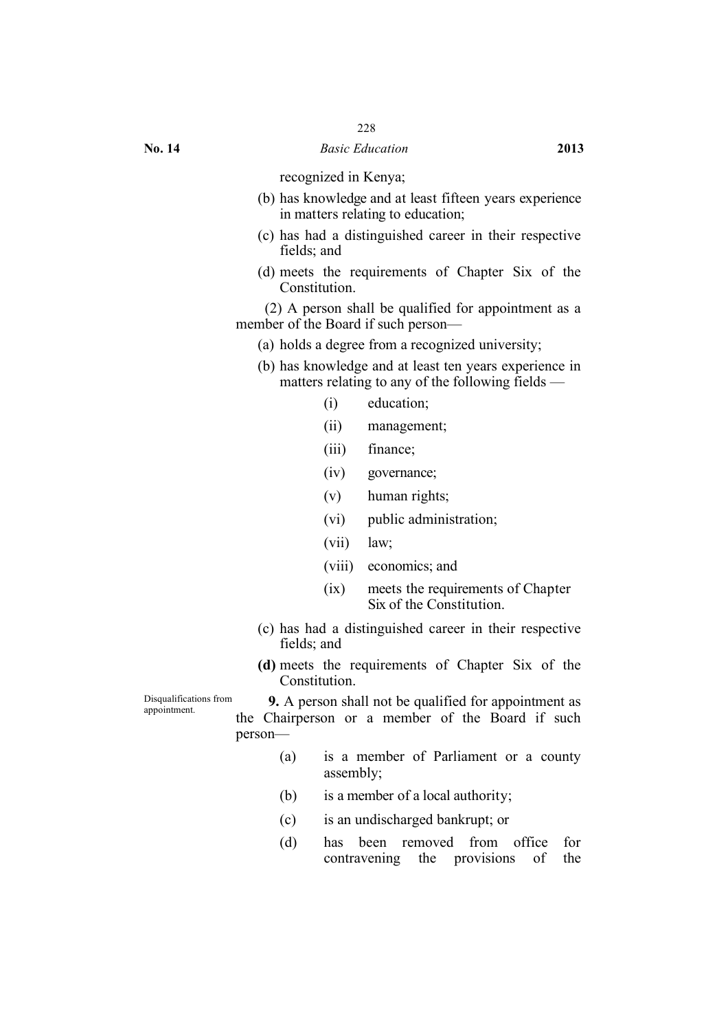recognized in Kenya;

(b) has knowledge and at least fifteen years experience in matters relating to education;

(c) has had a distinguished career in their respective fields; and

(d) meets the requirements of Chapter Six of the Constitution.

(2) A person shall be qualified for appointment as a member of the Board if such person—

(a) holds a degree from a recognized university;

(b) has knowledge and at least ten years experience in matters relating to any of the following fields —

  (i) education;

  (ii) management;

  (iii) finance;

  (iv) governance;

  (v) human rights;

  (vi) public administration;

  (vii) law;

  (viii) economics; and

  (ix) meets the requirements of Chapter Six of the Constitution.

(c) has had a distinguished career in their respective fields; and

**(d)** meets the requirements of Chapter Six of the Constitution.

Disqualifications from appointment.

**9.** A person shall not be qualified for appointment as the Chairperson or a member of the Board if such person—

(a) is a member of Parliament or a county assembly;

(b) is a member of a local authority;

(c) is an undischarged bankrupt; or

(d) has been removed from office for contravening the provisions of the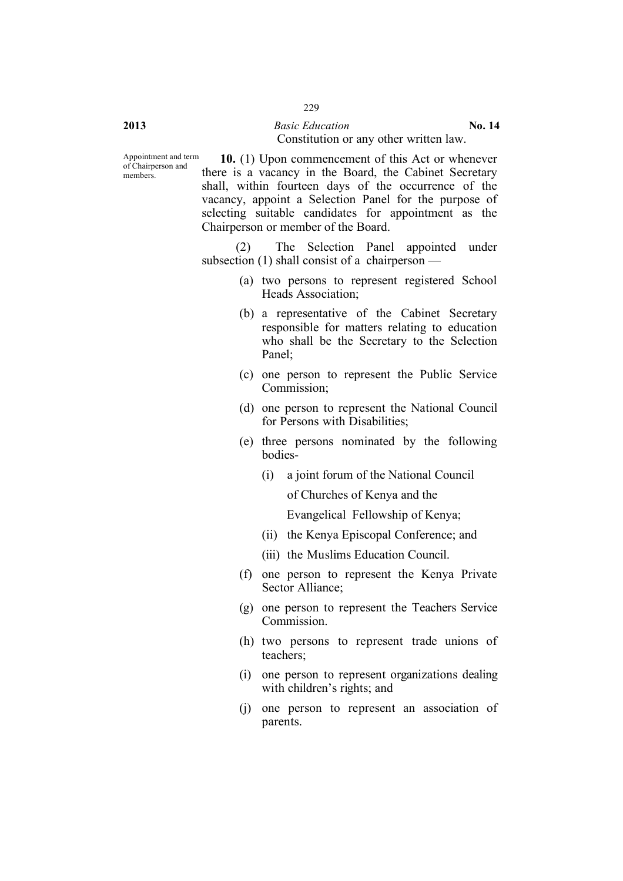Constitution or any other written law.

Appointment and term of Chairperson and members.

**10.** (1) Upon commencement of this Act or whenever there is a vacancy in the Board, the Cabinet Secretary shall, within fourteen days of the occurrence of the vacancy, appoint a Selection Panel for the purpose of selecting suitable candidates for appointment as the Chairperson or member of the Board.

(2) The Selection Panel appointed under subsection (1) shall consist of a chairperson —

(a) two persons to represent registered School Heads Association;

(b) a representative of the Cabinet Secretary responsible for matters relating to education who shall be the Secretary to the Selection Panel;

(c) one person to represent the Public Service Commission;

(d) one person to represent the National Council for Persons with Disabilities;

(e) three persons nominated by the following bodies-

(i) a joint forum of the National Council of Churches of Kenya and the Evangelical Fellowship of Kenya;

(ii) the Kenya Episcopal Conference; and

(iii) the Muslims Education Council.

(f) one person to represent the Kenya Private Sector Alliance;

(g) one person to represent the Teachers Service Commission.

(h) two persons to represent trade unions of teachers;

(i) one person to represent organizations dealing with children's rights; and

(j) one person to represent an association of parents.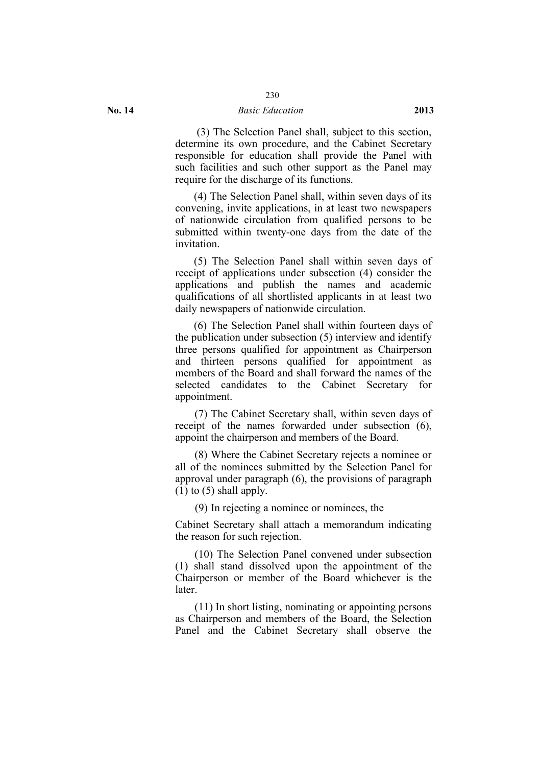(3) The Selection Panel shall, subject to this section, determine its own procedure, and the Cabinet Secretary responsible for education shall provide the Panel with such facilities and such other support as the Panel may require for the discharge of its functions.

(4) The Selection Panel shall, within seven days of its convening, invite applications, in at least two newspapers of nationwide circulation from qualified persons to be submitted within twenty-one days from the date of the invitation.

(5) The Selection Panel shall within seven days of receipt of applications under subsection (4) consider the applications and publish the names and academic qualifications of all shortlisted applicants in at least two daily newspapers of nationwide circulation.

(6) The Selection Panel shall within fourteen days of the publication under subsection (5) interview and identify three persons qualified for appointment as Chairperson and thirteen persons qualified for appointment as members of the Board and shall forward the names of the selected candidates to the Cabinet Secretary for appointment.

(7) The Cabinet Secretary shall, within seven days of receipt of the names forwarded under subsection (6), appoint the chairperson and members of the Board.

(8) Where the Cabinet Secretary rejects a nominee or all of the nominees submitted by the Selection Panel for approval under paragraph (6), the provisions of paragraph (1) to (5) shall apply.

(9) In rejecting a nominee or nominees, the

Cabinet Secretary shall attach a memorandum indicating the reason for such rejection.

(10) The Selection Panel convened under subsection (1) shall stand dissolved upon the appointment of the Chairperson or member of the Board whichever is the later.

(11) In short listing, nominating or appointing persons as Chairperson and members of the Board, the Selection Panel and the Cabinet Secretary shall observe the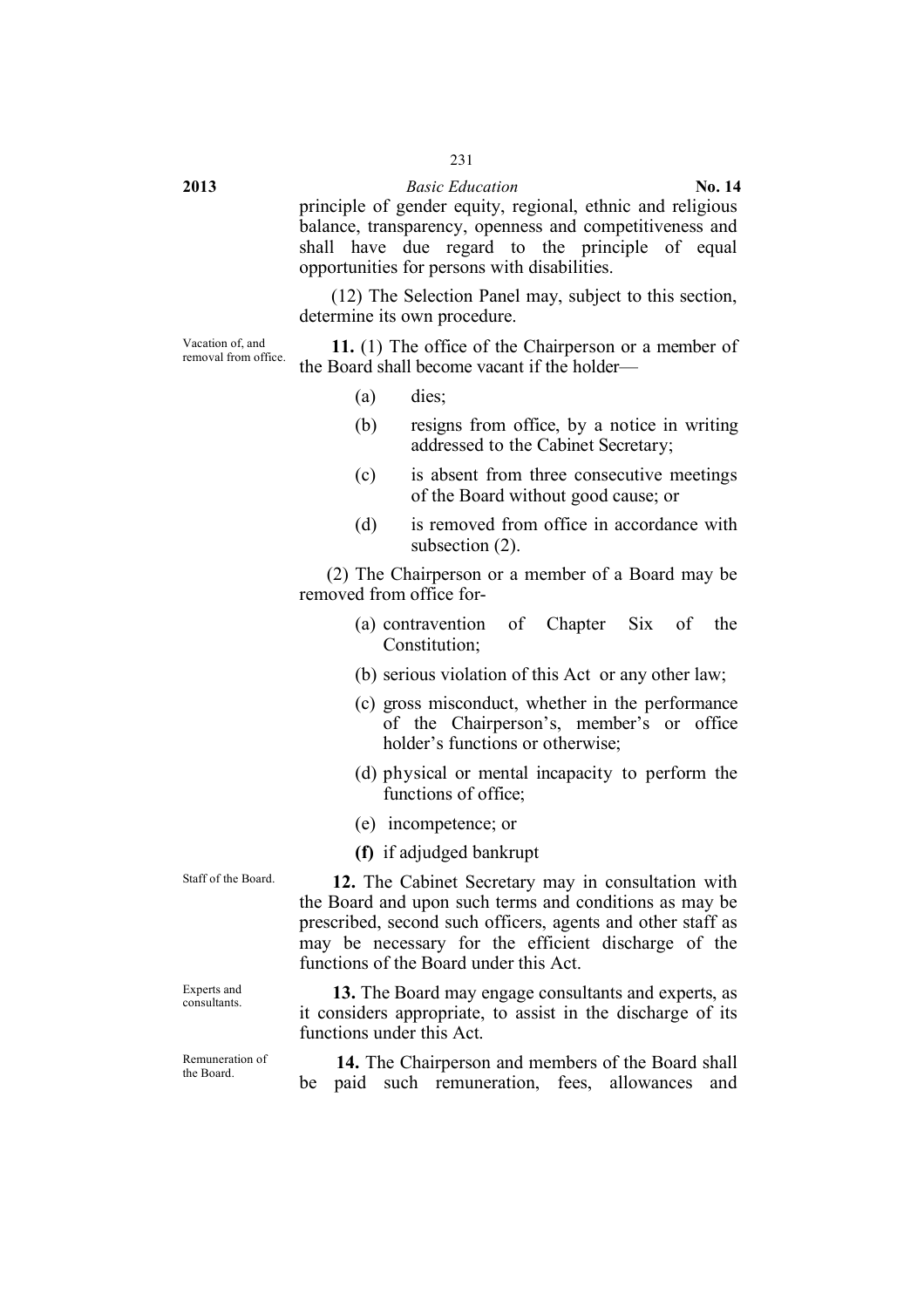principle of gender equity, regional, ethnic and religious balance, transparency, openness and competitiveness and shall have due regard to the principle of equal opportunities for persons with disabilities.

(12) The Selection Panel may, subject to this section, determine its own procedure.

Vacation of, and removal from office.

**11.** (1) The office of the Chairperson or a member of the Board shall become vacant if the holder—

(a) dies;

(b) resigns from office, by a notice in writing addressed to the Cabinet Secretary;

(c) is absent from three consecutive meetings of the Board without good cause; or

(d) is removed from office in accordance with subsection (2).

(2) The Chairperson or a member of a Board may be removed from office for-

(a) contravention of Chapter Six of the Constitution;

(b) serious violation of this Act or any other law;

(c) gross misconduct, whether in the performance of the Chairperson's, member's or office holder's functions or otherwise;

(d) physical or mental incapacity to perform the functions of office;

(e) incompetence; or

**(f)** if adjudged bankrupt

Staff of the Board.

**12.** The Cabinet Secretary may in consultation with the Board and upon such terms and conditions as may be prescribed, second such officers, agents and other staff as may be necessary for the efficient discharge of the functions of the Board under this Act.

Experts and consultants.

**13.** The Board may engage consultants and experts, as it considers appropriate, to assist in the discharge of its functions under this Act.

Remuneration of the Board.

**14.** The Chairperson and members of the Board shall be paid such remuneration, fees, allowances and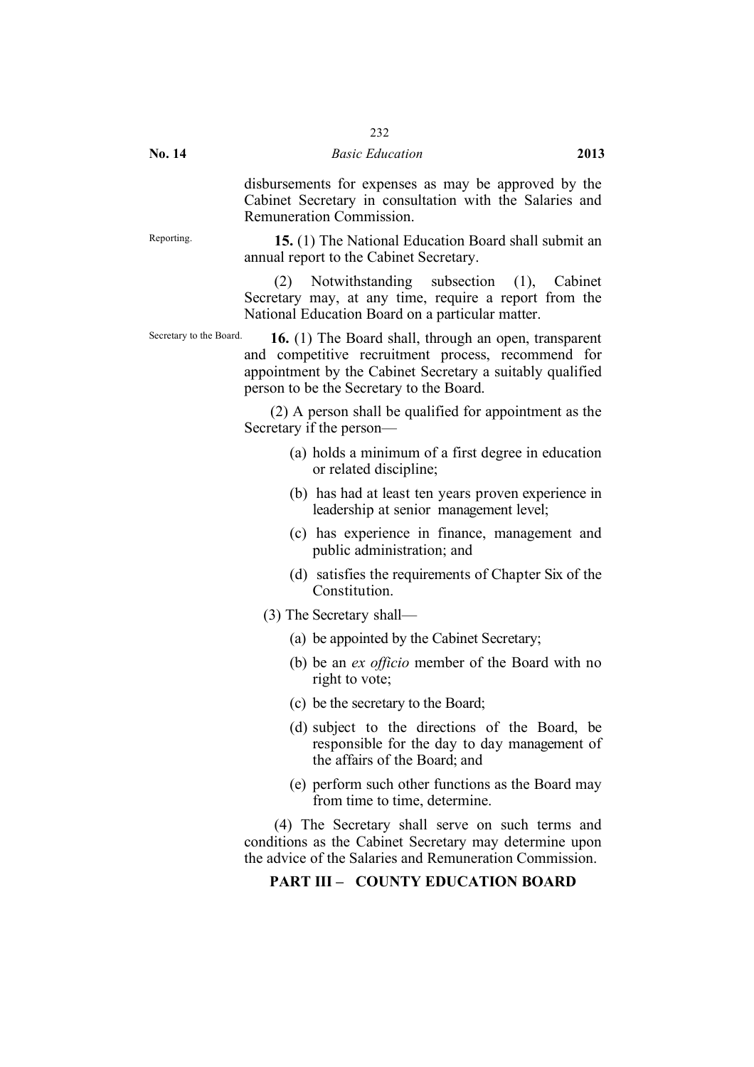disbursements for expenses as may be approved by the Cabinet Secretary in consultation with the Salaries and Remuneration Commission.

Reporting.

**15.** (1) The National Education Board shall submit an annual report to the Cabinet Secretary.

(2) Notwithstanding subsection (1), Cabinet Secretary may, at any time, require a report from the National Education Board on a particular matter.

Secretary to the Board.

**16.** (1) The Board shall, through an open, transparent and competitive recruitment process, recommend for appointment by the Cabinet Secretary a suitably qualified person to be the Secretary to the Board.

(2) A person shall be qualified for appointment as the Secretary if the person—

(a) holds a minimum of a first degree in education or related discipline;

(b) has had at least ten years proven experience in leadership at senior management level;

(c) has experience in finance, management and public administration; and

(d) satisfies the requirements of Chapter Six of the Constitution.

(3) The Secretary shall—

(a) be appointed by the Cabinet Secretary;

(b) be an *ex officio* member of the Board with no right to vote;

(c) be the secretary to the Board;

(d) subject to the directions of the Board, be responsible for the day to day management of the affairs of the Board; and

(e) perform such other functions as the Board may from time to time, determine.

(4) The Secretary shall serve on such terms and conditions as the Cabinet Secretary may determine upon the advice of the Salaries and Remuneration Commission.

## PART III – COUNTY EDUCATION BOARD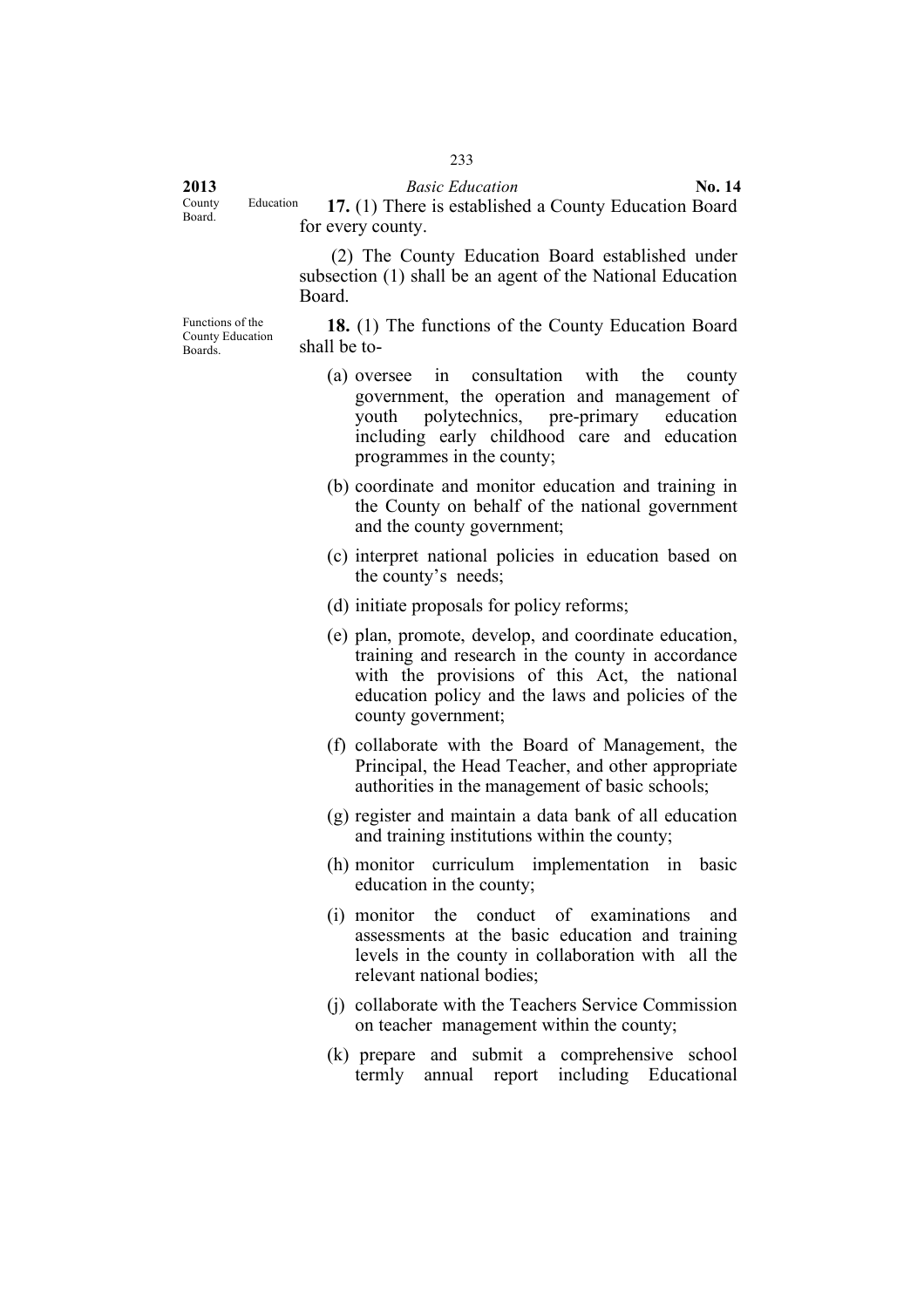County Education Board.

**17.** (1) There is established a County Education Board for every county.

(2) The County Education Board established under subsection (1) shall be an agent of the National Education Board.

Functions of the County Education Boards.

**18.** (1) The functions of the County Education Board shall be to-

(a) oversee in consultation with the county government, the operation and management of youth polytechnics, pre-primary education including early childhood care and education programmes in the county;

(b) coordinate and monitor education and training in the County on behalf of the national government and the county government;

(c) interpret national policies in education based on the county's needs;

(d) initiate proposals for policy reforms;

(e) plan, promote, develop, and coordinate education, training and research in the county in accordance with the provisions of this Act, the national education policy and the laws and policies of the county government;

(f) collaborate with the Board of Management, the Principal, the Head Teacher, and other appropriate authorities in the management of basic schools;

(g) register and maintain a data bank of all education and training institutions within the county;

(h) monitor curriculum implementation in basic education in the county;

(i) monitor the conduct of examinations and assessments at the basic education and training levels in the county in collaboration with all the relevant national bodies;

(j) collaborate with the Teachers Service Commission on teacher management within the county;

(k) prepare and submit a comprehensive school termly annual report including Educational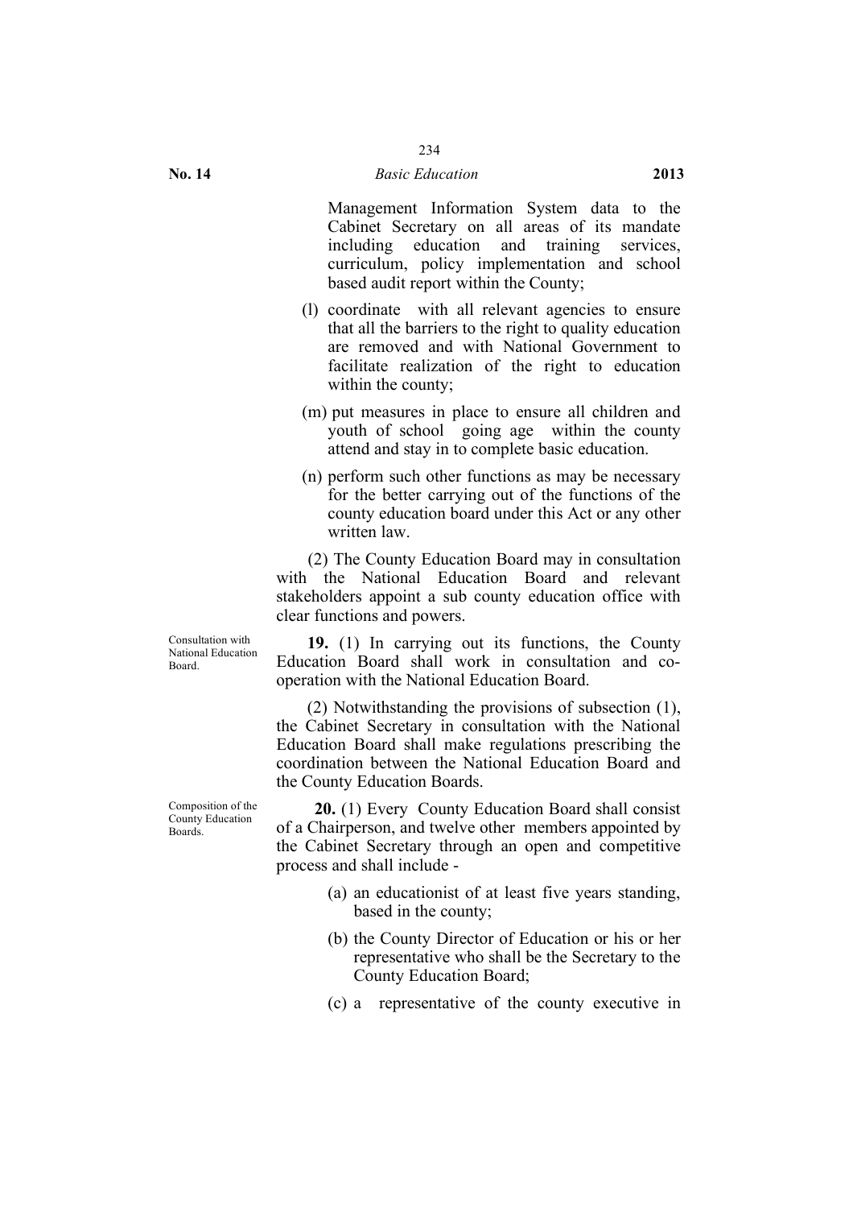Management Information System data to the Cabinet Secretary on all areas of its mandate including education and training services, curriculum, policy implementation and school based audit report within the County;

(l) coordinate with all relevant agencies to ensure that all the barriers to the right to quality education are removed and with National Government to facilitate realization of the right to education within the county;

(m) put measures in place to ensure all children and youth of school going age within the county attend and stay in to complete basic education.

(n) perform such other functions as may be necessary for the better carrying out of the functions of the county education board under this Act or any other written law.

(2) The County Education Board may in consultation with the National Education Board and relevant stakeholders appoint a sub county education office with clear functions and powers.

*Consultation with National Education Board.*

**19.** (1) In carrying out its functions, the County Education Board shall work in consultation and co-operation with the National Education Board.

(2) Notwithstanding the provisions of subsection (1), the Cabinet Secretary in consultation with the National Education Board shall make regulations prescribing the coordination between the National Education Board and the County Education Boards.

*Composition of the County Education Boards.*

**20.** (1) Every County Education Board shall consist of a Chairperson, and twelve other members appointed by the Cabinet Secretary through an open and competitive process and shall include -

(a) an educationist of at least five years standing, based in the county;

(b) the County Director of Education or his or her representative who shall be the Secretary to the County Education Board;

(c) a representative of the county executive in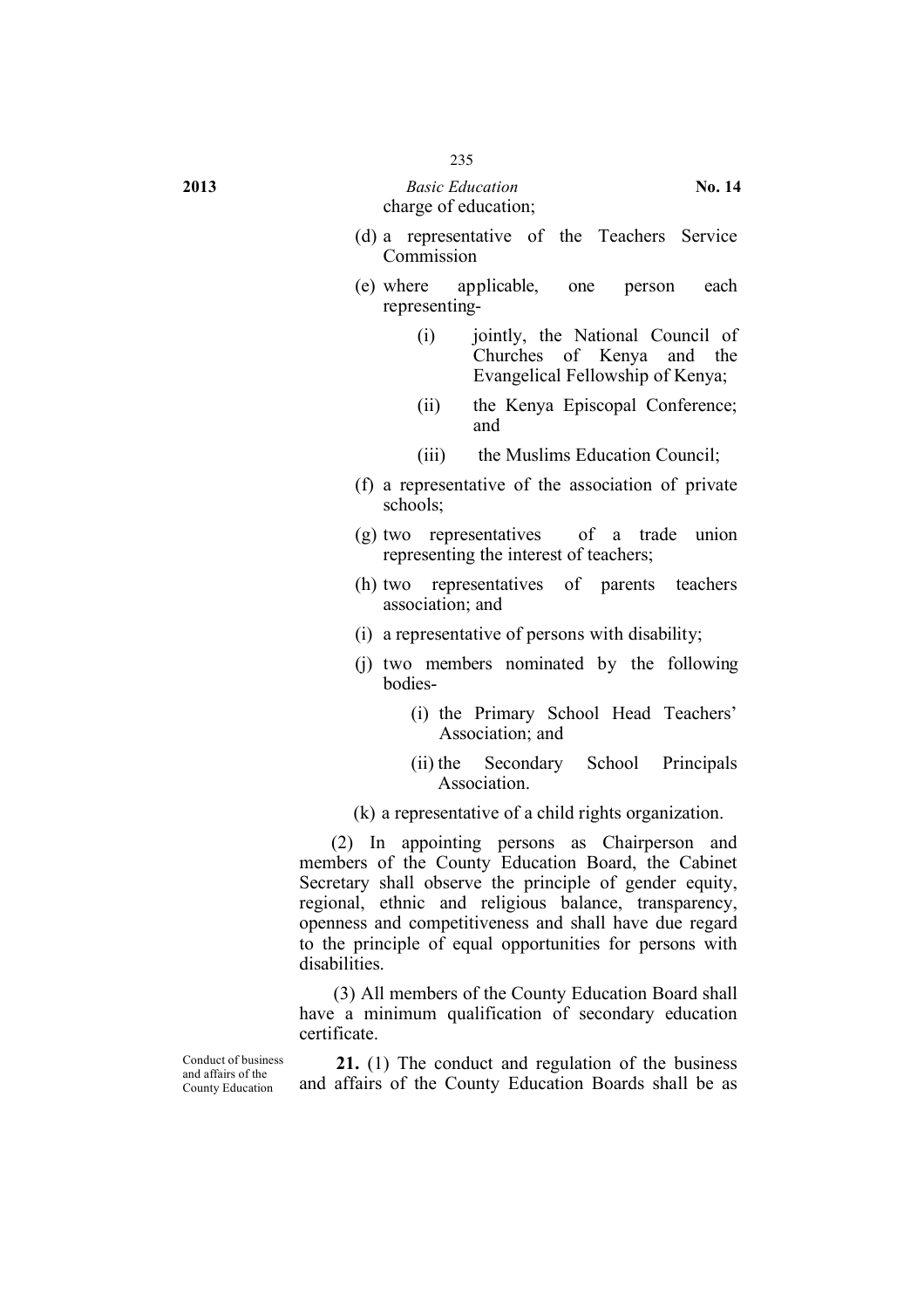charge of education;

(d) a representative of the Teachers Service Commission

(e) where applicable, one person each representing-

(i) jointly, the National Council of Churches of Kenya and the Evangelical Fellowship of Kenya;

(ii) the Kenya Episcopal Conference; and

(iii) the Muslims Education Council;

(f) a representative of the association of private schools;

(g) two representatives of a trade union representing the interest of teachers;

(h) two representatives of parents teachers association; and

(i) a representative of persons with disability;

(j) two members nominated by the following bodies-

(i) the Primary School Head Teachers' Association; and

(ii) the Secondary School Principals Association.

(k) a representative of a child rights organization.

(2) In appointing persons as Chairperson and members of the County Education Board, the Cabinet Secretary shall observe the principle of gender equity, regional, ethnic and religious balance, transparency, openness and competitiveness and shall have due regard to the principle of equal opportunities for persons with disabilities.

(3) All members of the County Education Board shall have a minimum qualification of secondary education certificate.

Conduct of business and affairs of the County Education

**21.** (1) The conduct and regulation of the business and affairs of the County Education Boards shall be as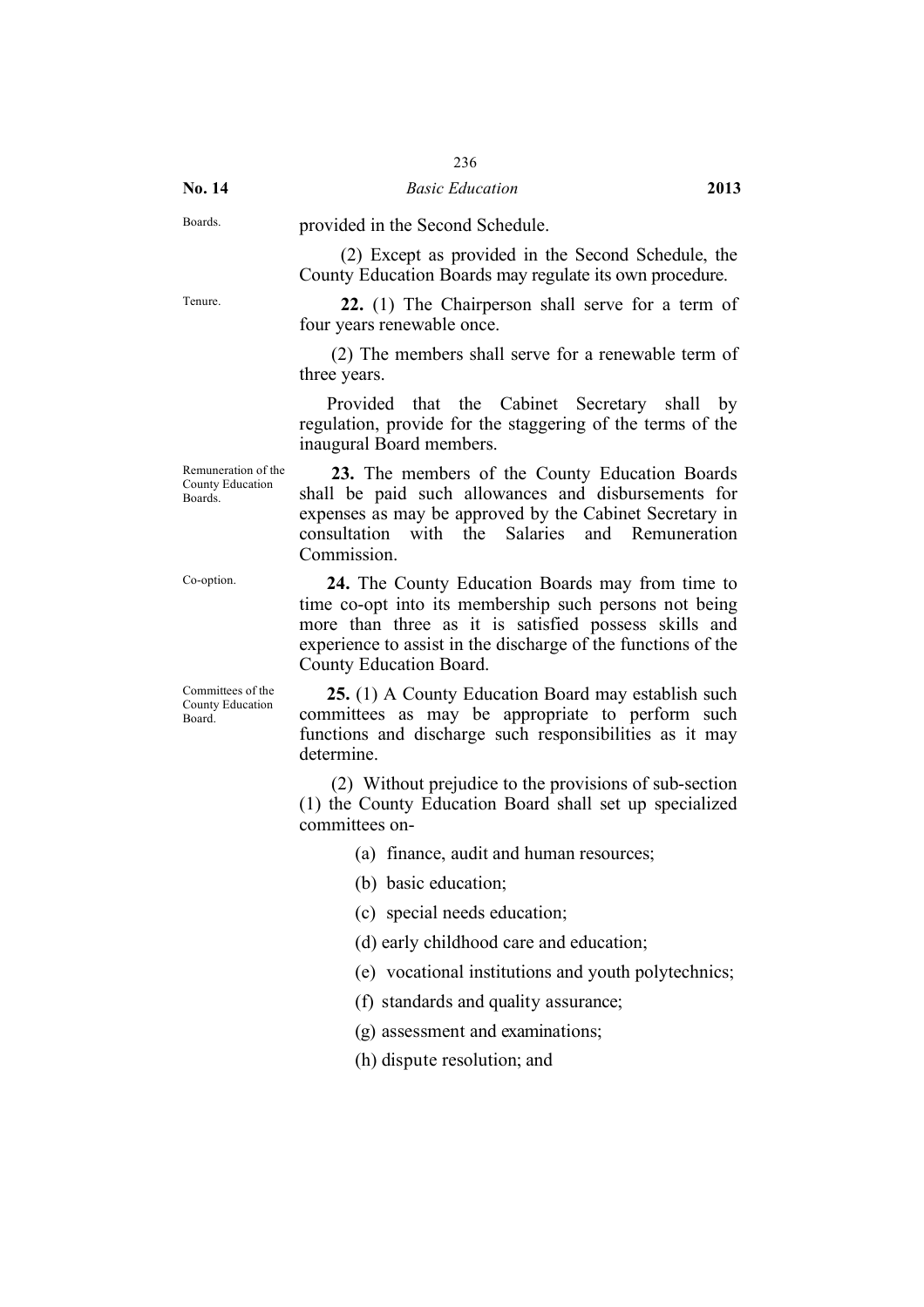Boards.

provided in the Second Schedule.

(2) Except as provided in the Second Schedule, the County Education Boards may regulate its own procedure.

Tenure.

**22.** (1) The Chairperson shall serve for a term of four years renewable once.

(2) The members shall serve for a renewable term of three years.

Provided that the Cabinet Secretary shall by regulation, provide for the staggering of the terms of the inaugural Board members.

Remuneration of the County Education Boards.

**23.** The members of the County Education Boards shall be paid such allowances and disbursements for expenses as may be approved by the Cabinet Secretary in consultation with the Salaries and Remuneration Commission.

Co-option.

**24.** The County Education Boards may from time to time co-opt into its membership such persons not being more than three as it is satisfied possess skills and experience to assist in the discharge of the functions of the County Education Board.

Committees of the County Education Board.

**25.** (1) A County Education Board may establish such committees as may be appropriate to perform such functions and discharge such responsibilities as it may determine.

(2) Without prejudice to the provisions of sub-section (1) the County Education Board shall set up specialized committees on-

(a) finance, audit and human resources;

(b) basic education;

(c) special needs education;

(d) early childhood care and education;

(e) vocational institutions and youth polytechnics;

(f) standards and quality assurance;

(g) assessment and examinations;

(h) dispute resolution; and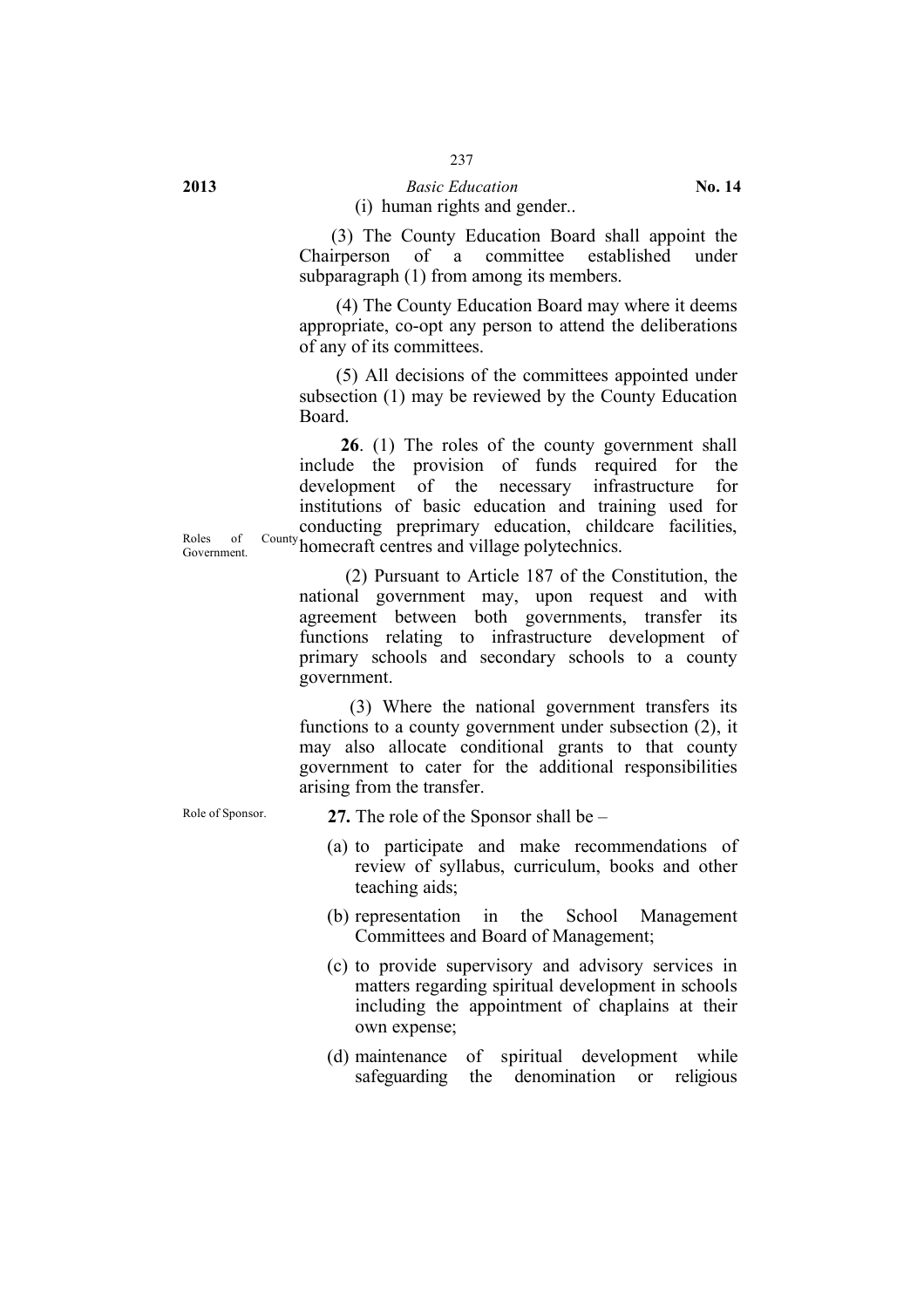(i) human rights and gender..

(3) The County Education Board shall appoint the Chairperson of a committee established under subparagraph (1) from among its members.

(4) The County Education Board may where it deems appropriate, co-opt any person to attend the deliberations of any of its committees.

(5) All decisions of the committees appointed under subsection (1) may be reviewed by the County Education Board.

Roles of County Government.

**26**. (1) The roles of the county government shall include the provision of funds required for the development of the necessary infrastructure for institutions of basic education and training used for conducting preprimary education, childcare facilities, homecraft centres and village polytechnics.

(2) Pursuant to Article 187 of the Constitution, the national government may, upon request and with agreement between both governments, transfer its functions relating to infrastructure development of primary schools and secondary schools to a county government.

(3) Where the national government transfers its functions to a county government under subsection (2), it may also allocate conditional grants to that county government to cater for the additional responsibilities arising from the transfer.

Role of Sponsor.

**27.** The role of the Sponsor shall be –

(a) to participate and make recommendations of review of syllabus, curriculum, books and other teaching aids;

(b) representation in the School Management Committees and Board of Management;

(c) to provide supervisory and advisory services in matters regarding spiritual development in schools including the appointment of chaplains at their own expense;

(d) maintenance of spiritual development while safeguarding the denomination or religious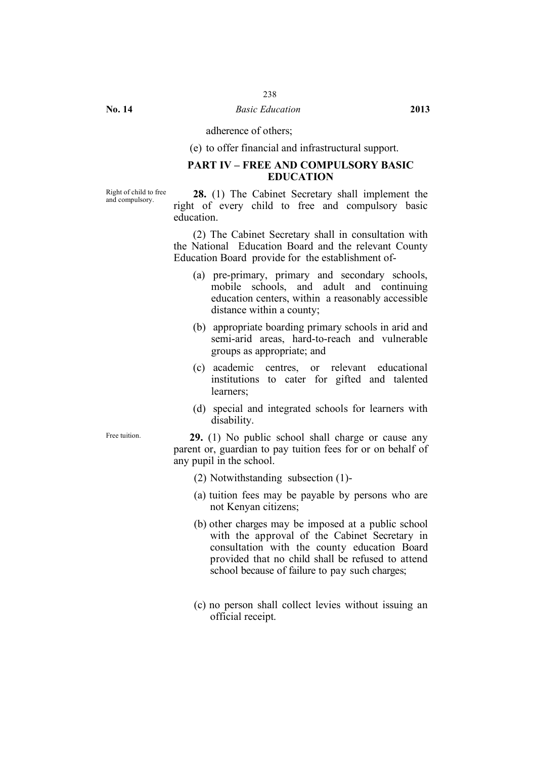adherence of others;

(e) to offer financial and infrastructural support.

## PART IV – FREE AND COMPULSORY BASIC EDUCATION

Right of child to free and compulsory.

**28.** (1) The Cabinet Secretary shall implement the right of every child to free and compulsory basic education.

(2) The Cabinet Secretary shall in consultation with the National Education Board and the relevant County Education Board provide for the establishment of-

(a) pre-primary, primary and secondary schools, mobile schools, and adult and continuing education centers, within a reasonably accessible distance within a county;

(b) appropriate boarding primary schools in arid and semi-arid areas, hard-to-reach and vulnerable groups as appropriate; and

(c) academic centres, or relevant educational institutions to cater for gifted and talented learners;

(d) special and integrated schools for learners with disability.

Free tuition.

**29.** (1) No public school shall charge or cause any parent or, guardian to pay tuition fees for or on behalf of any pupil in the school.

(2) Notwithstanding subsection (1)-

(a) tuition fees may be payable by persons who are not Kenyan citizens;

(b) other charges may be imposed at a public school with the approval of the Cabinet Secretary in consultation with the county education Board provided that no child shall be refused to attend school because of failure to pay such charges;

(c) no person shall collect levies without issuing an official receipt.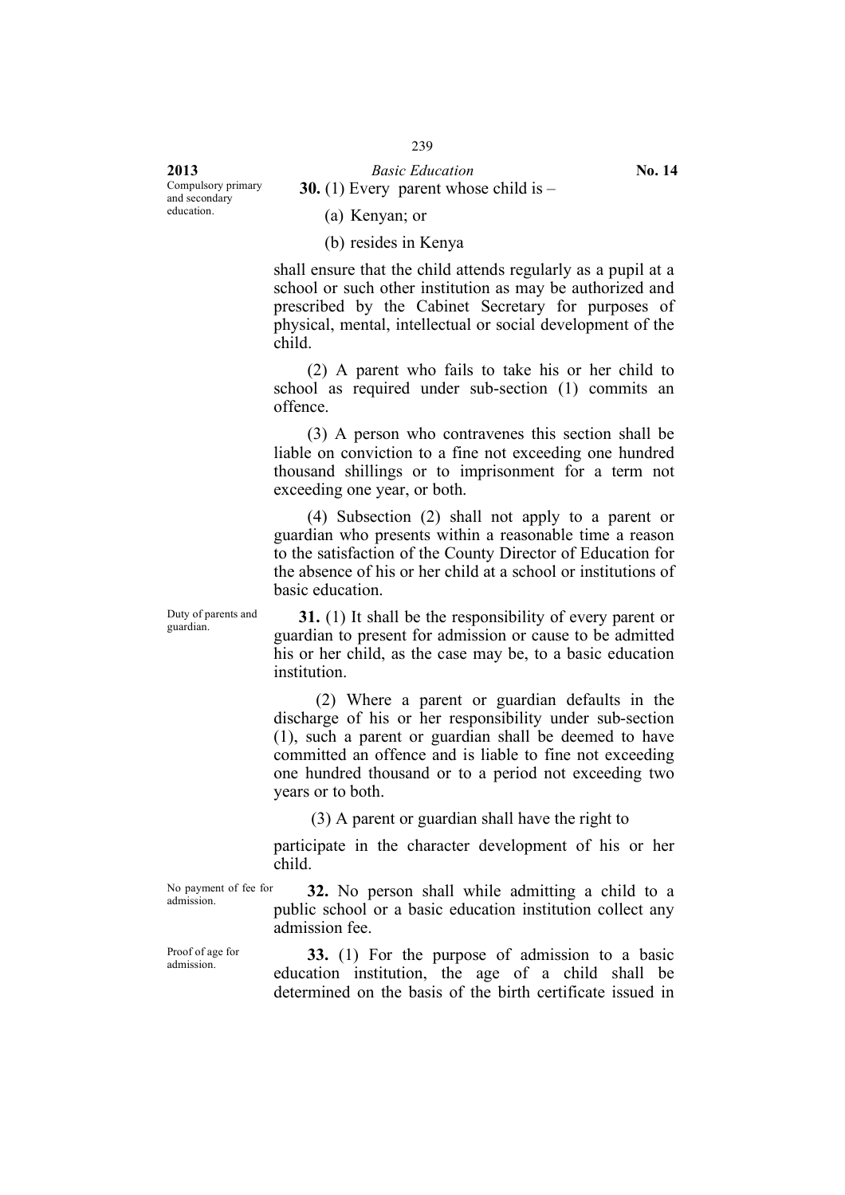Compulsory primary and secondary education.

**30.** (1) Every parent whose child is –

(a) Kenyan; or

(b) resides in Kenya

shall ensure that the child attends regularly as a pupil at a school or such other institution as may be authorized and prescribed by the Cabinet Secretary for purposes of physical, mental, intellectual or social development of the child.

(2) A parent who fails to take his or her child to school as required under sub-section (1) commits an offence.

(3) A person who contravenes this section shall be liable on conviction to a fine not exceeding one hundred thousand shillings or to imprisonment for a term not exceeding one year, or both.

(4) Subsection (2) shall not apply to a parent or guardian who presents within a reasonable time a reason to the satisfaction of the County Director of Education for the absence of his or her child at a school or institutions of basic education.

Duty of parents and guardian.

**31.** (1) It shall be the responsibility of every parent or guardian to present for admission or cause to be admitted his or her child, as the case may be, to a basic education institution.

(2) Where a parent or guardian defaults in the discharge of his or her responsibility under sub-section (1), such a parent or guardian shall be deemed to have committed an offence and is liable to fine not exceeding one hundred thousand or to a period not exceeding two years or to both.

(3) A parent or guardian shall have the right to

participate in the character development of his or her child.

No payment of fee for admission.

**32.** No person shall while admitting a child to a public school or a basic education institution collect any admission fee.

Proof of age for admission.

**33.** (1) For the purpose of admission to a basic education institution, the age of a child shall be determined on the basis of the birth certificate issued in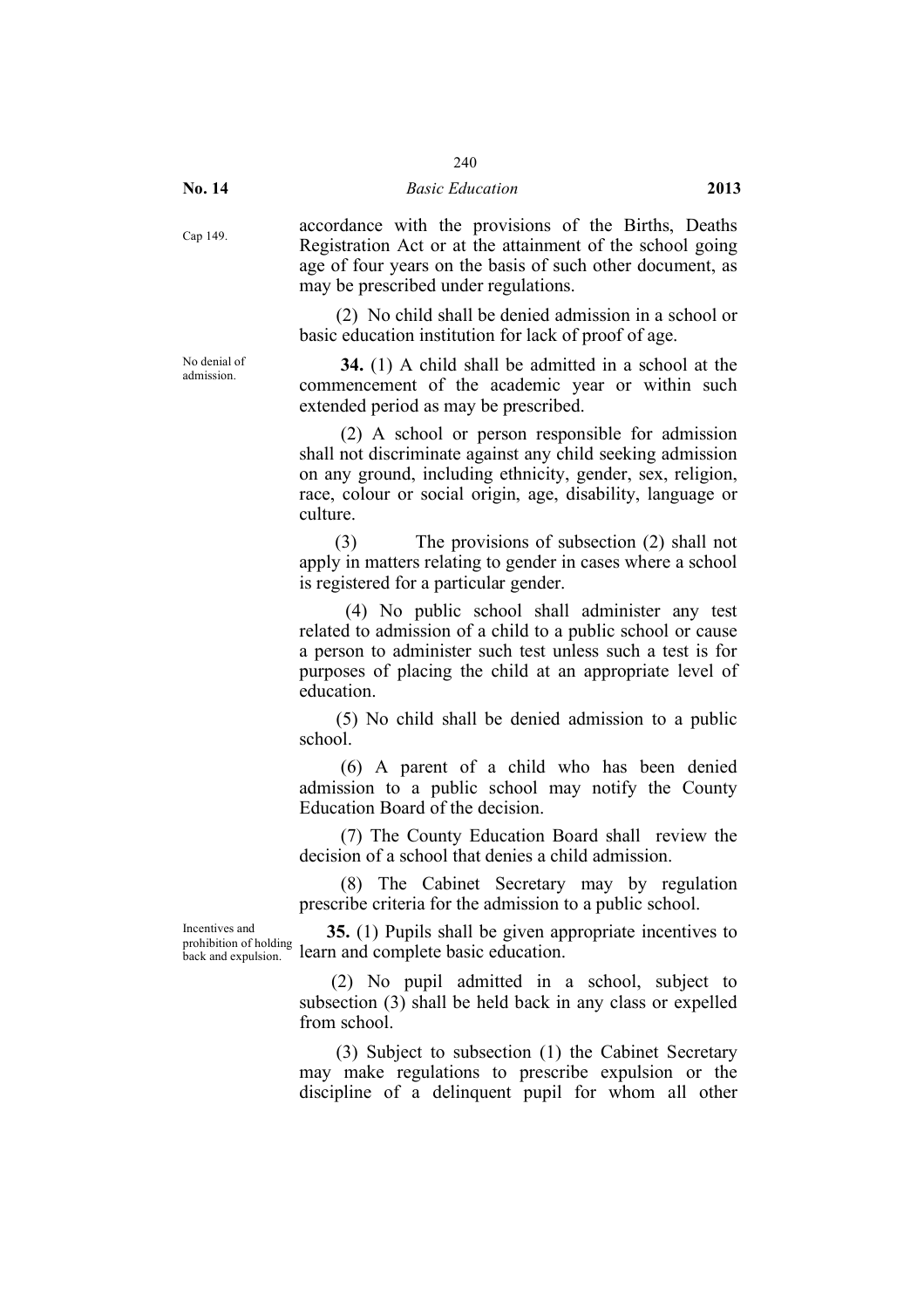Cap 149.

accordance with the provisions of the Births, Deaths Registration Act or at the attainment of the school going age of four years on the basis of such other document, as may be prescribed under regulations.

(2) No child shall be denied admission in a school or basic education institution for lack of proof of age.

No denial of admission.

**34.** (1) A child shall be admitted in a school at the commencement of the academic year or within such extended period as may be prescribed.

(2) A school or person responsible for admission shall not discriminate against any child seeking admission on any ground, including ethnicity, gender, sex, religion, race, colour or social origin, age, disability, language or culture.

(3) The provisions of subsection (2) shall not apply in matters relating to gender in cases where a school is registered for a particular gender.

(4) No public school shall administer any test related to admission of a child to a public school or cause a person to administer such test unless such a test is for purposes of placing the child at an appropriate level of education.

(5) No child shall be denied admission to a public school.

(6) A parent of a child who has been denied admission to a public school may notify the County Education Board of the decision.

(7) The County Education Board shall review the decision of a school that denies a child admission.

(8) The Cabinet Secretary may by regulation prescribe criteria for the admission to a public school.

Incentives and prohibition of holding back and expulsion.

**35.** (1) Pupils shall be given appropriate incentives to learn and complete basic education.

(2) No pupil admitted in a school, subject to subsection (3) shall be held back in any class or expelled from school.

(3) Subject to subsection (1) the Cabinet Secretary may make regulations to prescribe expulsion or the discipline of a delinquent pupil for whom all other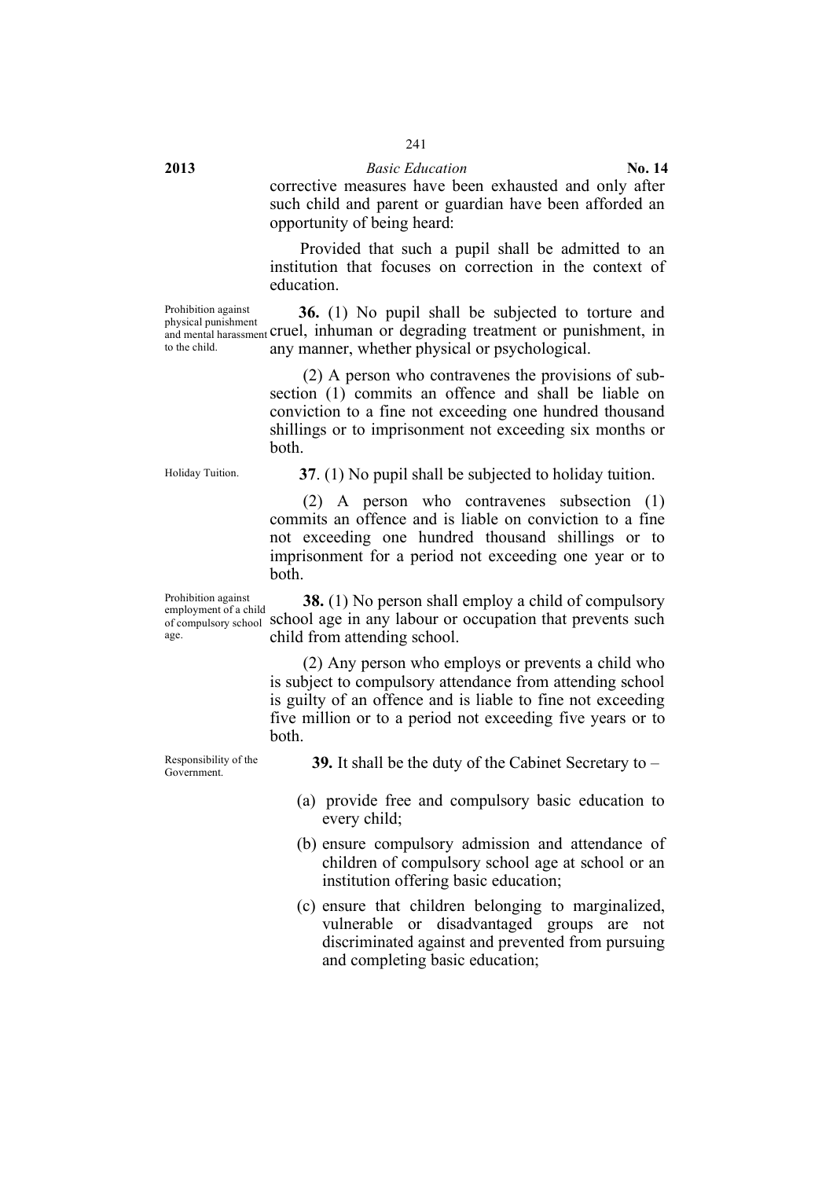corrective measures have been exhausted and only after such child and parent or guardian have been afforded an opportunity of being heard:

Provided that such a pupil shall be admitted to an institution that focuses on correction in the context of education.

Prohibition against physical punishment and mental harassment to the child.

**36.** (1) No pupil shall be subjected to torture and cruel, inhuman or degrading treatment or punishment, in any manner, whether physical or psychological.

(2) A person who contravenes the provisions of sub-section (1) commits an offence and shall be liable on conviction to a fine not exceeding one hundred thousand shillings or to imprisonment not exceeding six months or both.

Holiday Tuition.

**37**. (1) No pupil shall be subjected to holiday tuition.

(2) A person who contravenes subsection (1) commits an offence and is liable on conviction to a fine not exceeding one hundred thousand shillings or to imprisonment for a period not exceeding one year or to both.

Prohibition against employment of a child of compulsory school age.

**38.** (1) No person shall employ a child of compulsory school age in any labour or occupation that prevents such child from attending school.

(2) Any person who employs or prevents a child who is subject to compulsory attendance from attending school is guilty of an offence and is liable to fine not exceeding five million or to a period not exceeding five years or to both.

Responsibility of the Government.

**39.** It shall be the duty of the Cabinet Secretary to –

(a) provide free and compulsory basic education to every child;

(b) ensure compulsory admission and attendance of children of compulsory school age at school or an institution offering basic education;

(c) ensure that children belonging to marginalized, vulnerable or disadvantaged groups are not discriminated against and prevented from pursuing and completing basic education;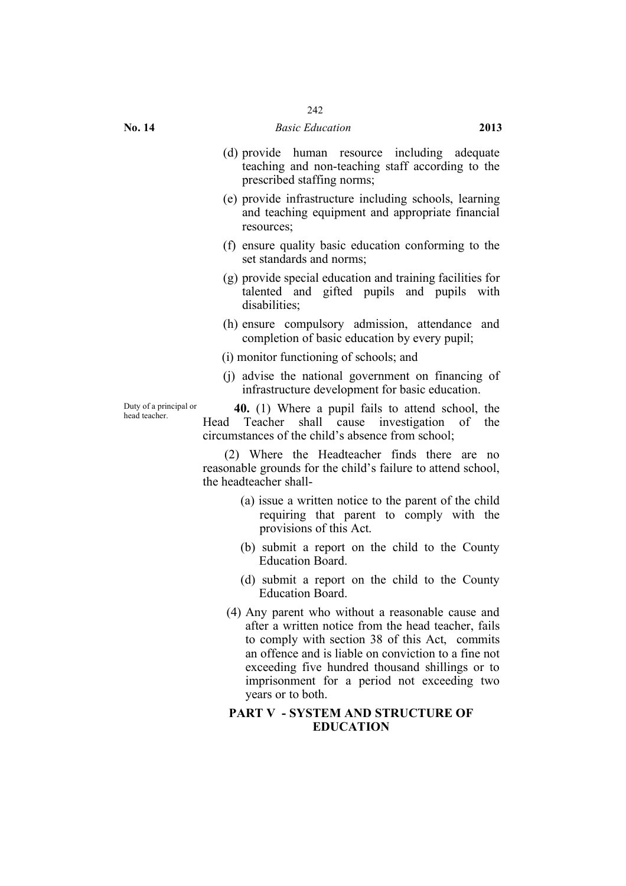(d) provide human resource including adequate teaching and non-teaching staff according to the prescribed staffing norms;

(e) provide infrastructure including schools, learning and teaching equipment and appropriate financial resources;

(f) ensure quality basic education conforming to the set standards and norms;

(g) provide special education and training facilities for talented and gifted pupils and pupils with disabilities;

(h) ensure compulsory admission, attendance and completion of basic education by every pupil;

(i) monitor functioning of schools; and

(j) advise the national government on financing of infrastructure development for basic education.

Duty of a principal or head teacher.

**40.** (1) Where a pupil fails to attend school, the Head Teacher shall cause investigation of the circumstances of the child's absence from school;

(2) Where the Headteacher finds there are no reasonable grounds for the child's failure to attend school, the headteacher shall-

(a) issue a written notice to the parent of the child requiring that parent to comply with the provisions of this Act.

(b) submit a report on the child to the County Education Board.

(d) submit a report on the child to the County Education Board.

(4) Any parent who without a reasonable cause and after a written notice from the head teacher, fails to comply with section 38 of this Act, commits an offence and is liable on conviction to a fine not exceeding five hundred thousand shillings or to imprisonment for a period not exceeding two years or to both.

## PART V - SYSTEM AND STRUCTURE OF EDUCATION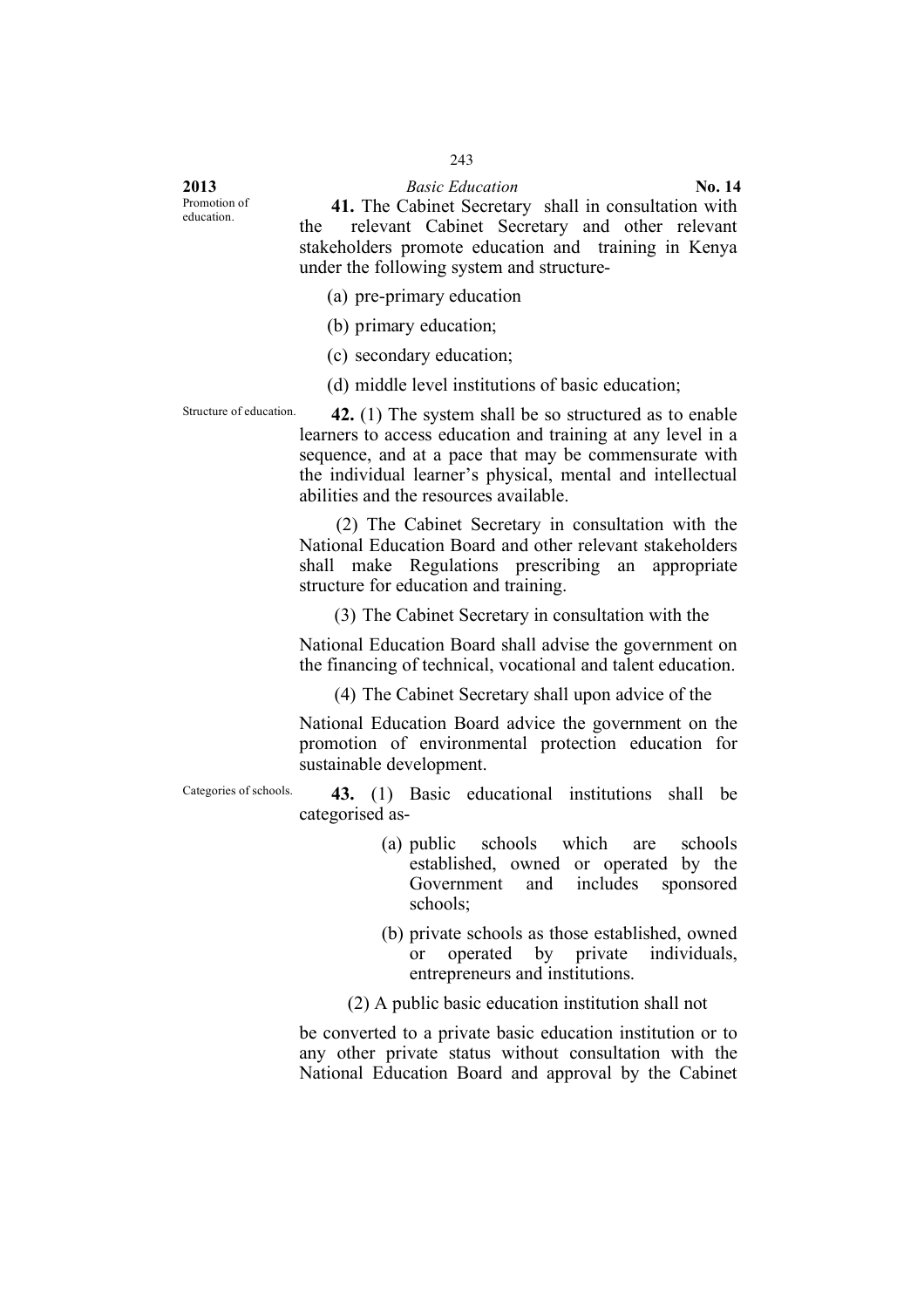Promotion of education.

**41.** The Cabinet Secretary shall in consultation with the relevant Cabinet Secretary and other relevant stakeholders promote education and training in Kenya under the following system and structure-

(a) pre-primary education

(b) primary education;

(c) secondary education;

(d) middle level institutions of basic education;

Structure of education.

**42.** (1) The system shall be so structured as to enable learners to access education and training at any level in a sequence, and at a pace that may be commensurate with the individual learner's physical, mental and intellectual abilities and the resources available.

(2) The Cabinet Secretary in consultation with the National Education Board and other relevant stakeholders shall make Regulations prescribing an appropriate structure for education and training.

(3) The Cabinet Secretary in consultation with the National Education Board shall advise the government on the financing of technical, vocational and talent education.

(4) The Cabinet Secretary shall upon advice of the National Education Board advice the government on the promotion of environmental protection education for sustainable development.

Categories of schools.

**43.** (1) Basic educational institutions shall be categorised as-

(a) public schools which are schools established, owned or operated by the Government and includes sponsored schools;

(b) private schools as those established, owned or operated by private individuals, entrepreneurs and institutions.

(2) A public basic education institution shall not be converted to a private basic education institution or to any other private status without consultation with the National Education Board and approval by the Cabinet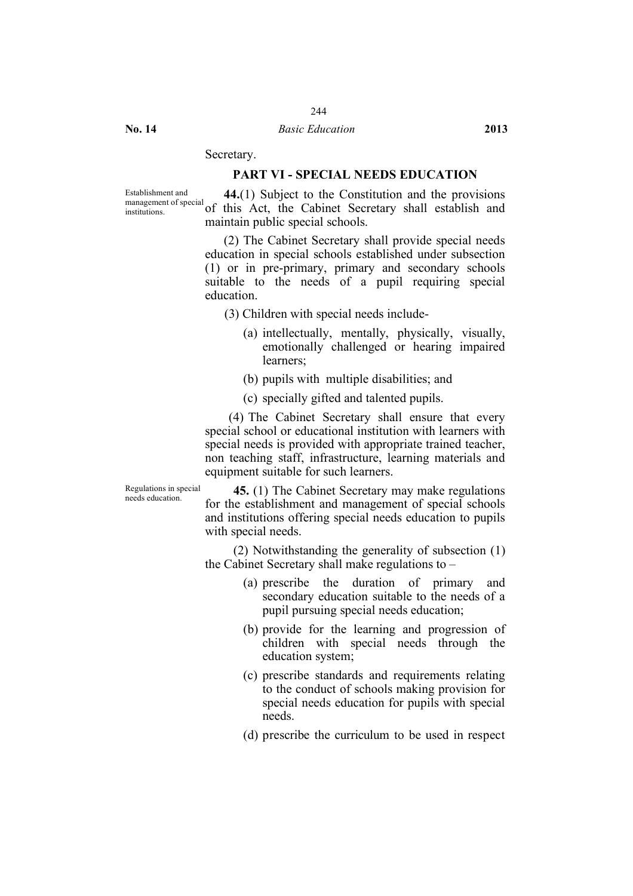Secretary.

## PART VI - SPECIAL NEEDS EDUCATION

Establishment and management of special institutions.

**44.**(1) Subject to the Constitution and the provisions of this Act, the Cabinet Secretary shall establish and maintain public special schools.

(2) The Cabinet Secretary shall provide special needs education in special schools established under subsection (1) or in pre-primary, primary and secondary schools suitable to the needs of a pupil requiring special education.

(3) Children with special needs include-

- (a) intellectually, mentally, physically, visually, emotionally challenged or hearing impaired learners;
- (b) pupils with multiple disabilities; and
- (c) specially gifted and talented pupils.

(4) The Cabinet Secretary shall ensure that every special school or educational institution with learners with special needs is provided with appropriate trained teacher, non teaching staff, infrastructure, learning materials and equipment suitable for such learners.

Regulations in special needs education.

**45.** (1) The Cabinet Secretary may make regulations for the establishment and management of special schools and institutions offering special needs education to pupils with special needs.

(2) Notwithstanding the generality of subsection (1) the Cabinet Secretary shall make regulations to –

- (a) prescribe the duration of primary and secondary education suitable to the needs of a pupil pursuing special needs education;
- (b) provide for the learning and progression of children with special needs through the education system;
- (c) prescribe standards and requirements relating to the conduct of schools making provision for special needs education for pupils with special needs.
- (d) prescribe the curriculum to be used in respect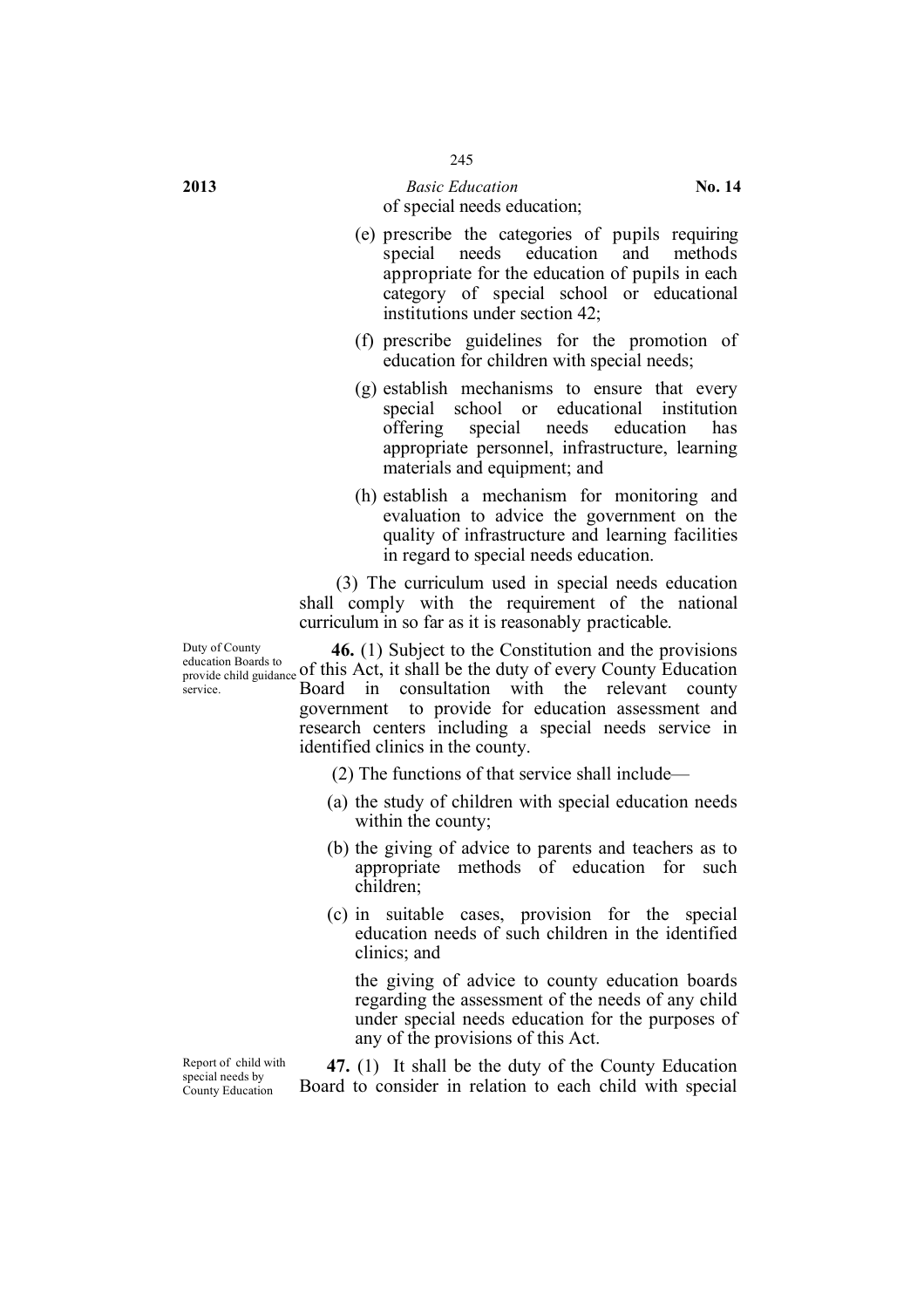of special needs education;

(e) prescribe the categories of pupils requiring special needs education and methods appropriate for the education of pupils in each category of special school or educational institutions under section 42;

(f) prescribe guidelines for the promotion of education for children with special needs;

(g) establish mechanisms to ensure that every special school or educational institution offering special needs education has appropriate personnel, infrastructure, learning materials and equipment; and

(h) establish a mechanism for monitoring and evaluation to advice the government on the quality of infrastructure and learning facilities in regard to special needs education.

(3) The curriculum used in special needs education shall comply with the requirement of the national curriculum in so far as it is reasonably practicable.

*Duty of County education Boards to provide child guidance service.*

**46.** (1) Subject to the Constitution and the provisions of this Act, it shall be the duty of every County Education Board in consultation with the relevant county government to provide for education assessment and research centers including a special needs service in identified clinics in the county.

(2) The functions of that service shall include—

(a) the study of children with special education needs within the county;

(b) the giving of advice to parents and teachers as to appropriate methods of education for such children;

(c) in suitable cases, provision for the special education needs of such children in the identified clinics; and

the giving of advice to county education boards regarding the assessment of the needs of any child under special needs education for the purposes of any of the provisions of this Act.

*Report of child with special needs by County Education*

**47.** (1) It shall be the duty of the County Education Board to consider in relation to each child with special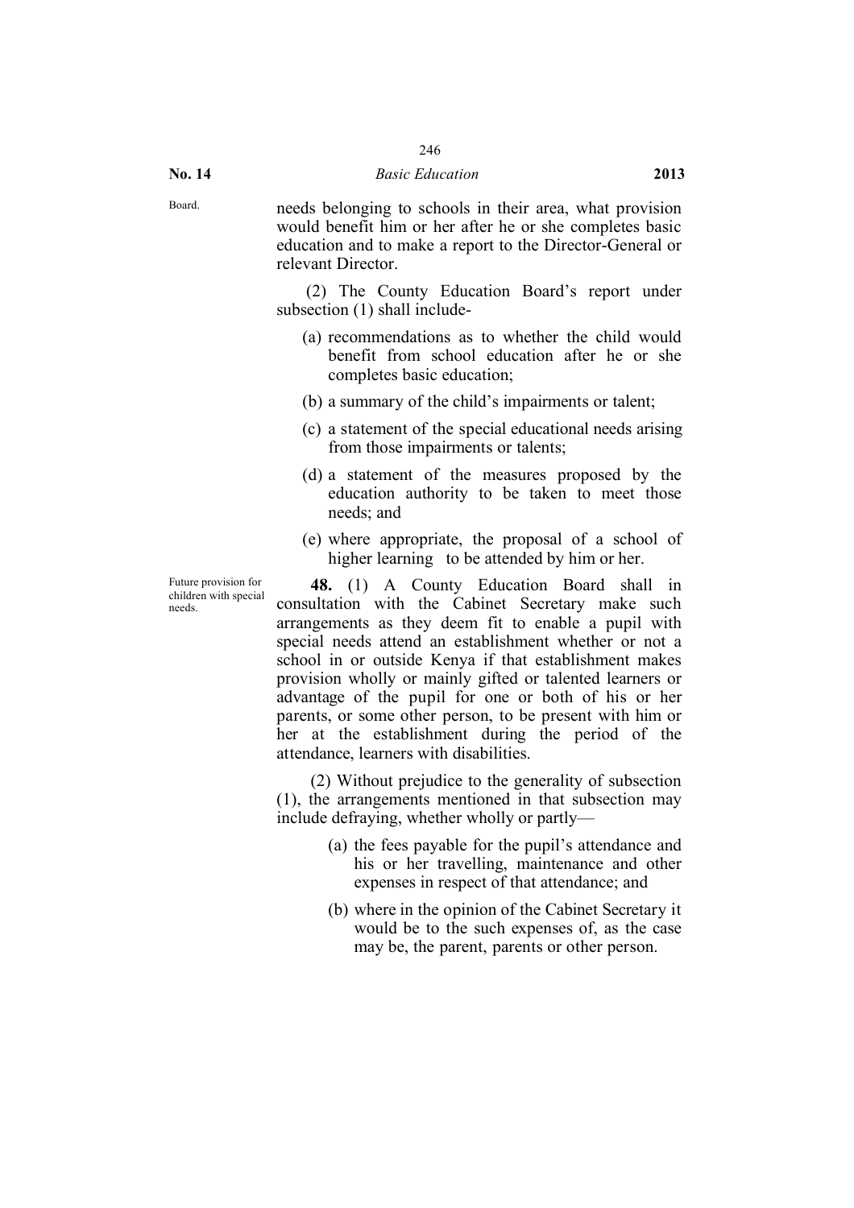Board.

needs belonging to schools in their area, what provision would benefit him or her after he or she completes basic education and to make a report to the Director-General or relevant Director.

(2) The County Education Board's report under subsection (1) shall include-

(a) recommendations as to whether the child would benefit from school education after he or she completes basic education;

(b) a summary of the child's impairments or talent;

(c) a statement of the special educational needs arising from those impairments or talents;

(d) a statement of the measures proposed by the education authority to be taken to meet those needs; and

(e) where appropriate, the proposal of a school of higher learning to be attended by him or her.

Future provision for children with special needs.

**48.** (1) A County Education Board shall in consultation with the Cabinet Secretary make such arrangements as they deem fit to enable a pupil with special needs attend an establishment whether or not a school in or outside Kenya if that establishment makes provision wholly or mainly gifted or talented learners or advantage of the pupil for one or both of his or her parents, or some other person, to be present with him or her at the establishment during the period of the attendance, learners with disabilities.

(2) Without prejudice to the generality of subsection (1), the arrangements mentioned in that subsection may include defraying, whether wholly or partly—

(a) the fees payable for the pupil's attendance and his or her travelling, maintenance and other expenses in respect of that attendance; and

(b) where in the opinion of the Cabinet Secretary it would be to the such expenses of, as the case may be, the parent, parents or other person.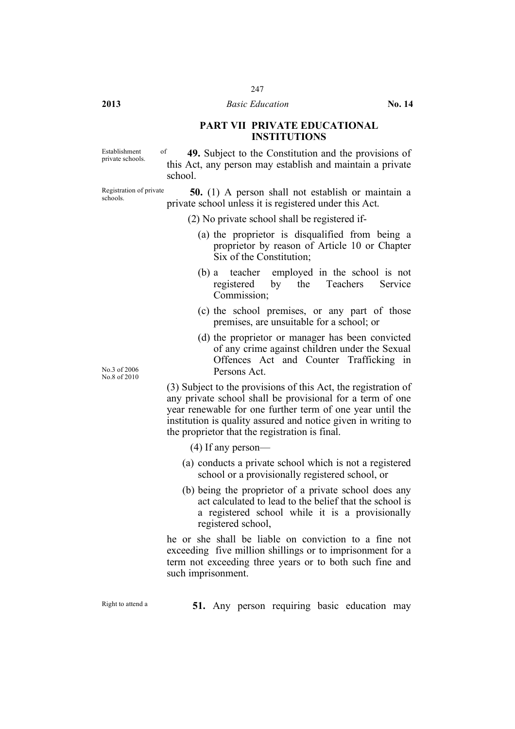## PART VII PRIVATE EDUCATIONAL INSTITUTIONS

Establishment of private schools.

**49.** Subject to the Constitution and the provisions of this Act, any person may establish and maintain a private school.

Registration of private schools.

**50.** (1) A person shall not establish or maintain a private school unless it is registered under this Act.

(2) No private school shall be registered if-

(a) the proprietor is disqualified from being a proprietor by reason of Article 10 or Chapter Six of the Constitution;

(b) a teacher employed in the school is not registered by the Teachers Service Commission;

(c) the school premises, or any part of those premises, are unsuitable for a school; or

(d) the proprietor or manager has been convicted of any crime against children under the Sexual Offences Act and Counter Trafficking in Persons Act.

No.3 of 2006
No.8 of 2010

(3) Subject to the provisions of this Act, the registration of any private school shall be provisional for a term of one year renewable for one further term of one year until the institution is quality assured and notice given in writing to the proprietor that the registration is final.

(4) If any person—

(a) conducts a private school which is not a registered school or a provisionally registered school, or

(b) being the proprietor of a private school does any act calculated to lead to the belief that the school is a registered school while it is a provisionally registered school,

he or she shall be liable on conviction to a fine not exceeding five million shillings or to imprisonment for a term not exceeding three years or to both such fine and such imprisonment.

Right to attend a

**51.** Any person requiring basic education may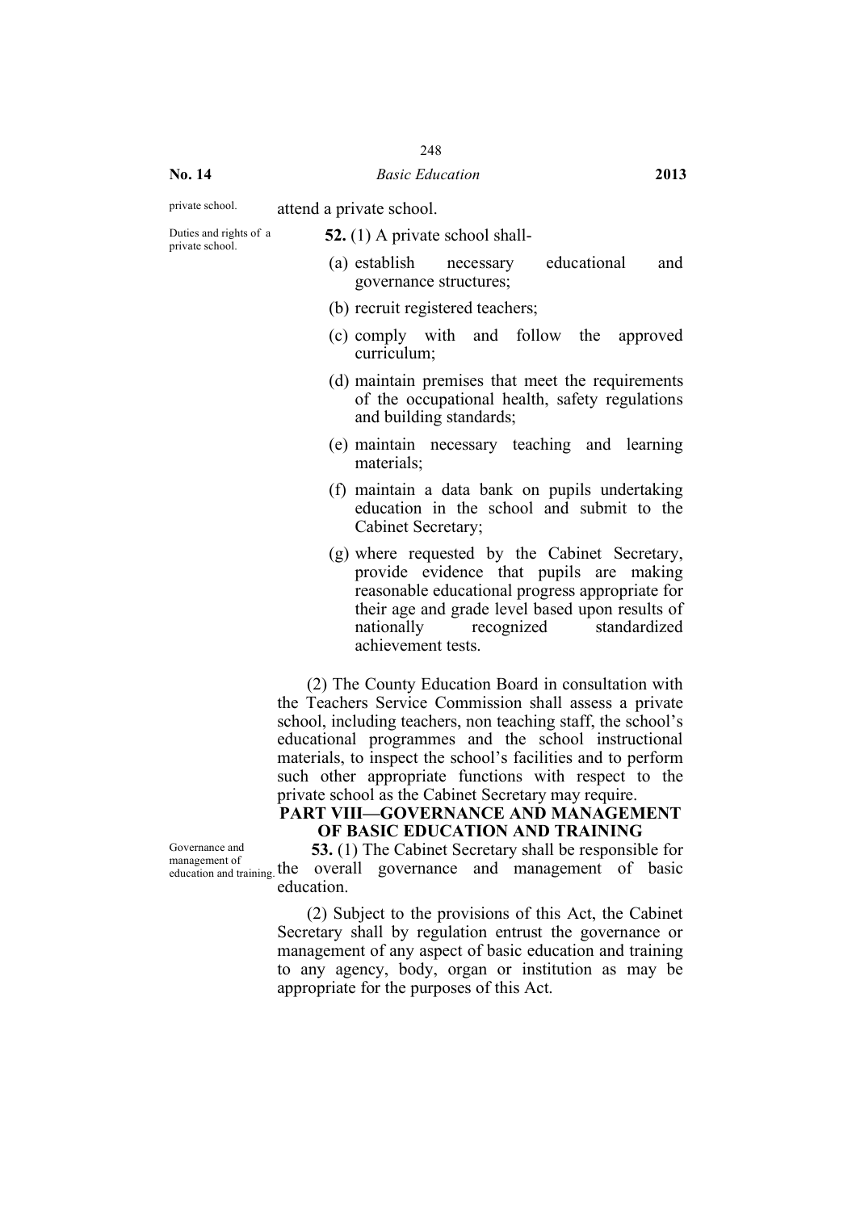private school. attend a private school.

Duties and rights of a private school.

**52.** (1) A private school shall-

(a) establish necessary educational and governance structures;

(b) recruit registered teachers;

(c) comply with and follow the approved curriculum;

(d) maintain premises that meet the requirements of the occupational health, safety regulations and building standards;

(e) maintain necessary teaching and learning materials;

(f) maintain a data bank on pupils undertaking education in the school and submit to the Cabinet Secretary;

(g) where requested by the Cabinet Secretary, provide evidence that pupils are making reasonable educational progress appropriate for their age and grade level based upon results of nationally recognized standardized achievement tests.

(2) The County Education Board in consultation with the Teachers Service Commission shall assess a private school, including teachers, non teaching staff, the school's educational programmes and the school instructional materials, to inspect the school's facilities and to perform such other appropriate functions with respect to the private school as the Cabinet Secretary may require.

## PART VIII—GOVERNANCE AND MANAGEMENT OF BASIC EDUCATION AND TRAINING

Governance and management of education and training.

**53.** (1) The Cabinet Secretary shall be responsible for the overall governance and management of basic education.

(2) Subject to the provisions of this Act, the Cabinet Secretary shall by regulation entrust the governance or management of any aspect of basic education and training to any agency, body, organ or institution as may be appropriate for the purposes of this Act.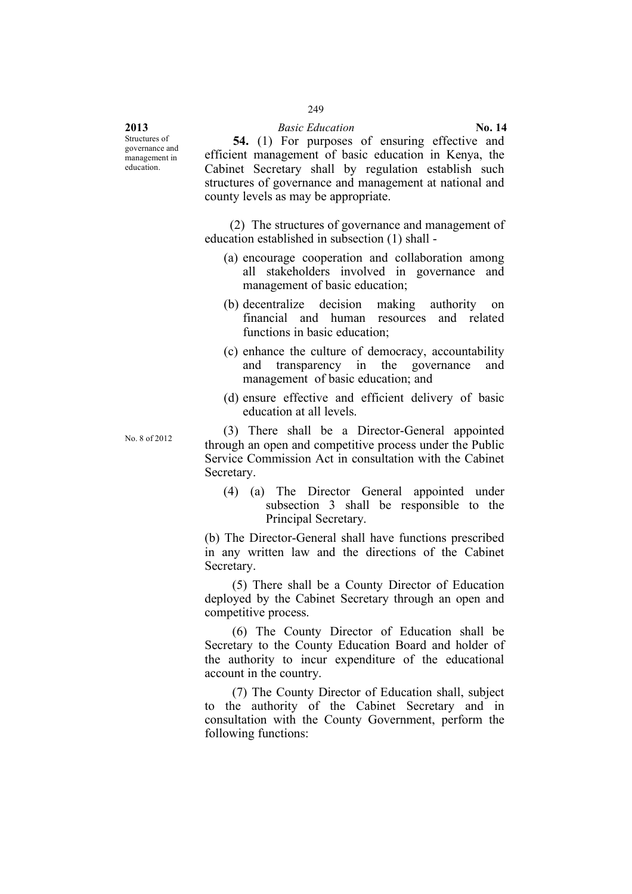Structures of governance and management in education.

**54.** (1) For purposes of ensuring effective and efficient management of basic education in Kenya, the Cabinet Secretary shall by regulation establish such structures of governance and management at national and county levels as may be appropriate.

(2) The structures of governance and management of education established in subsection (1) shall -

(a) encourage cooperation and collaboration among all stakeholders involved in governance and management of basic education;

(b) decentralize decision making authority on financial and human resources and related functions in basic education;

(c) enhance the culture of democracy, accountability and transparency in the governance and management of basic education; and

(d) ensure effective and efficient delivery of basic education at all levels.

No. 8 of 2012

(3) There shall be a Director-General appointed through an open and competitive process under the Public Service Commission Act in consultation with the Cabinet Secretary.

(4) (a) The Director General appointed under subsection 3 shall be responsible to the Principal Secretary.

(b) The Director-General shall have functions prescribed in any written law and the directions of the Cabinet Secretary.

(5) There shall be a County Director of Education deployed by the Cabinet Secretary through an open and competitive process.

(6) The County Director of Education shall be Secretary to the County Education Board and holder of the authority to incur expenditure of the educational account in the country.

(7) The County Director of Education shall, subject to the authority of the Cabinet Secretary and in consultation with the County Government, perform the following functions: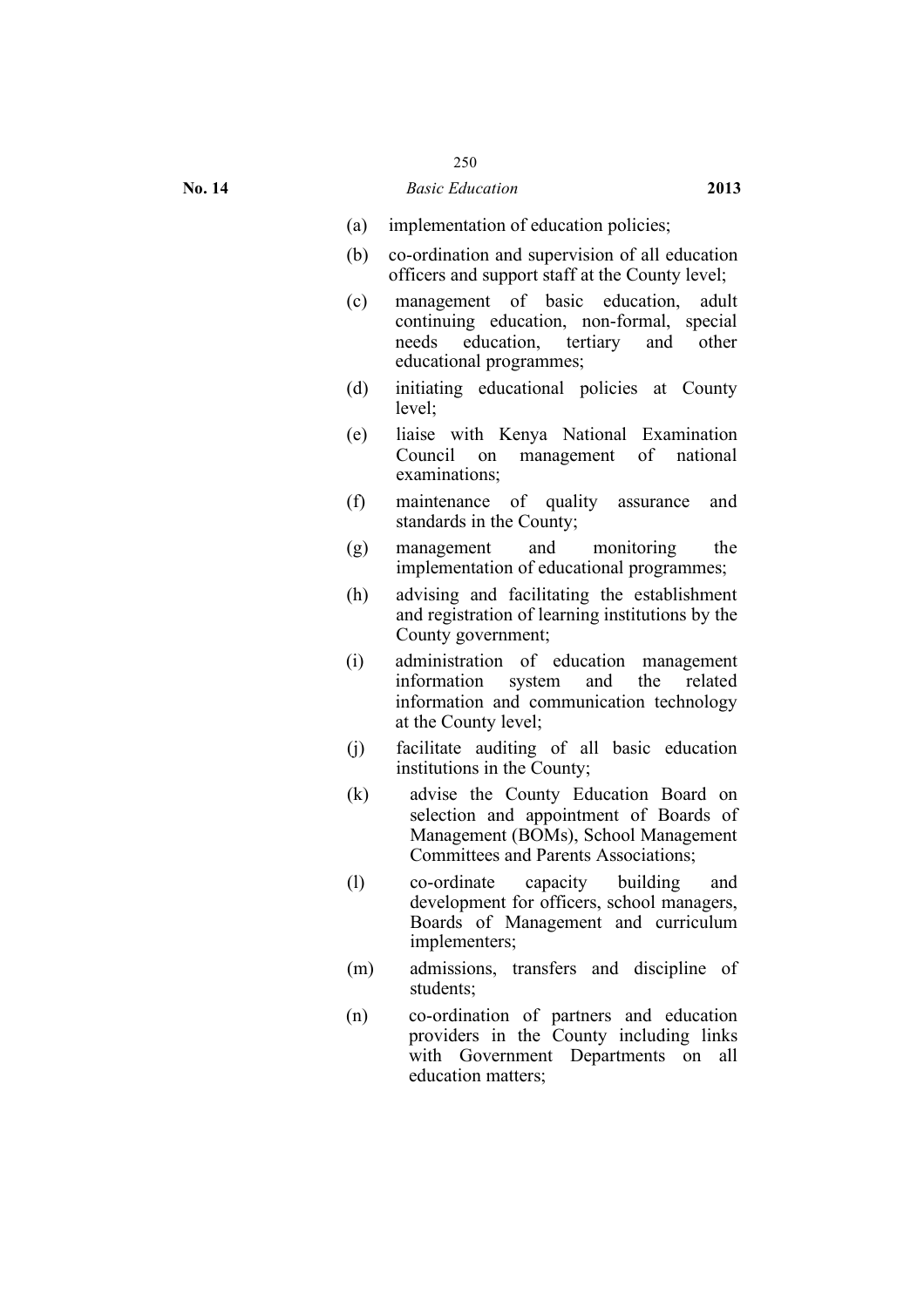(a) implementation of education policies;

(b) co-ordination and supervision of all education officers and support staff at the County level;

(c) management of basic education, adult continuing education, non-formal, special needs education, tertiary and other educational programmes;

(d) initiating educational policies at County level;

(e) liaise with Kenya National Examination Council on management of national examinations;

(f) maintenance of quality assurance and standards in the County;

(g) management and monitoring the implementation of educational programmes;

(h) advising and facilitating the establishment and registration of learning institutions by the County government;

(i) administration of education management information system and the related information and communication technology at the County level;

(j) facilitate auditing of all basic education institutions in the County;

(k) advise the County Education Board on selection and appointment of Boards of Management (BOMs), School Management Committees and Parents Associations;

(l) co-ordinate capacity building and development for officers, school managers, Boards of Management and curriculum implementers;

(m) admissions, transfers and discipline of students;

(n) co-ordination of partners and education providers in the County including links with Government Departments on all education matters;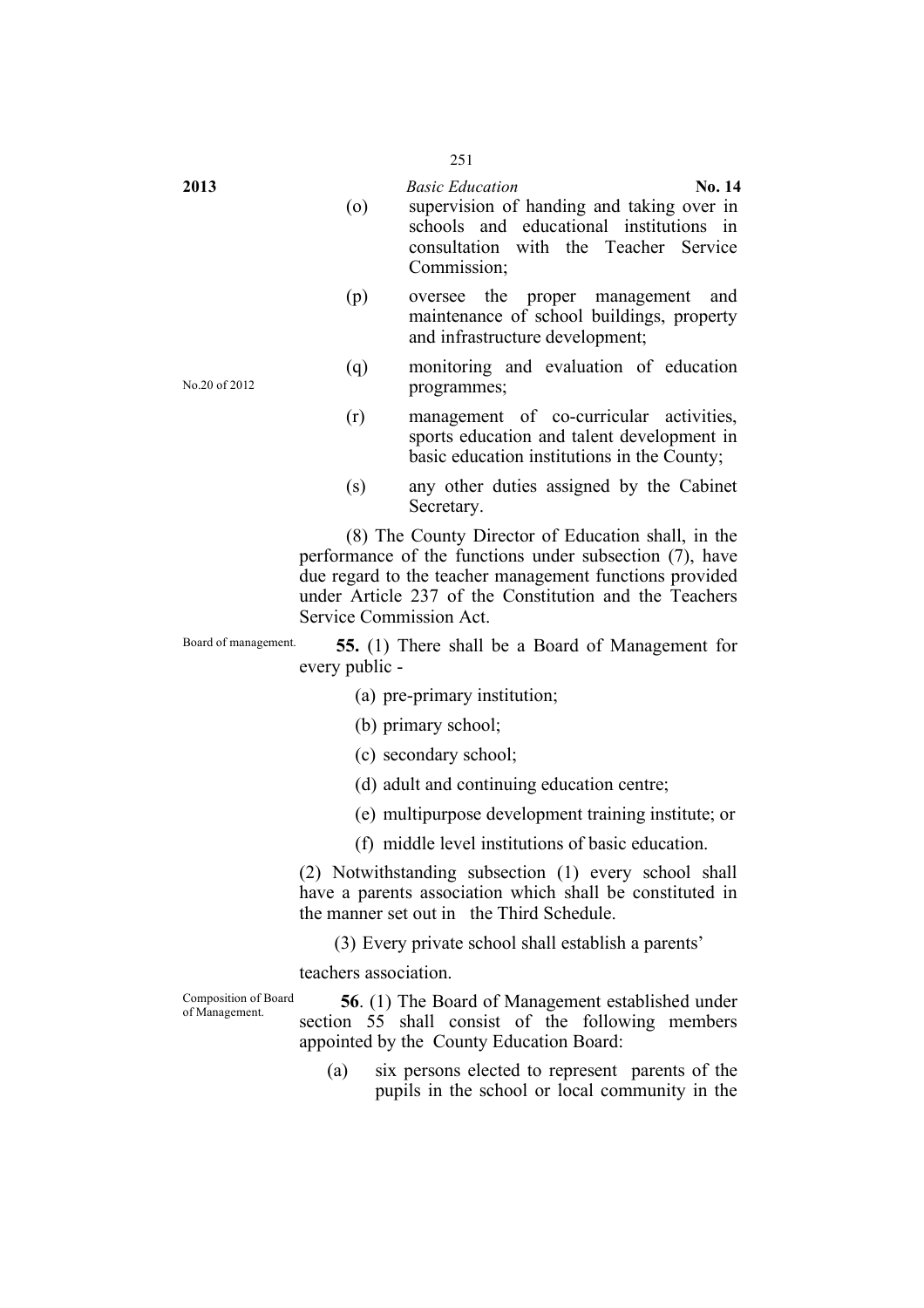(o) supervision of handing and taking over in schools and educational institutions in consultation with the Teacher Service Commission;

(p) oversee the proper management and maintenance of school buildings, property and infrastructure development;

No.20 of 2012

(q) monitoring and evaluation of education programmes;

(r) management of co-curricular activities, sports education and talent development in basic education institutions in the County;

(s) any other duties assigned by the Cabinet Secretary.

(8) The County Director of Education shall, in the performance of the functions under subsection (7), have due regard to the teacher management functions provided under Article 237 of the Constitution and the Teachers Service Commission Act.

Board of management.

**55.** (1) There shall be a Board of Management for every public -

(a) pre-primary institution;

(b) primary school;

(c) secondary school;

(d) adult and continuing education centre;

(e) multipurpose development training institute; or

(f) middle level institutions of basic education.

(2) Notwithstanding subsection (1) every school shall have a parents association which shall be constituted in the manner set out in the Third Schedule.

(3) Every private school shall establish a parents' teachers association.

Composition of Board of Management.

**56**. (1) The Board of Management established under section 55 shall consist of the following members appointed by the County Education Board:

(a) six persons elected to represent parents of the pupils in the school or local community in the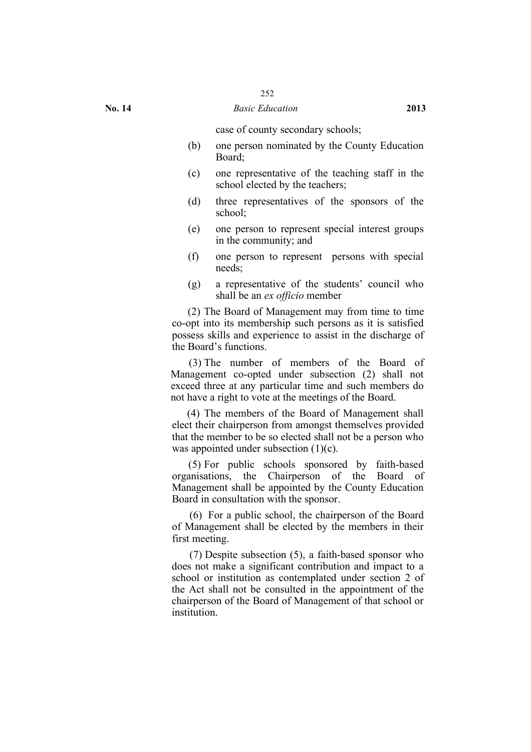case of county secondary schools;

(b) one person nominated by the County Education Board;

(c) one representative of the teaching staff in the school elected by the teachers;

(d) three representatives of the sponsors of the school;

(e) one person to represent special interest groups in the community; and

(f) one person to represent persons with special needs;

(g) a representative of the students' council who shall be an *ex officio* member

(2) The Board of Management may from time to time co-opt into its membership such persons as it is satisfied possess skills and experience to assist in the discharge of the Board's functions.

(3) The number of members of the Board of Management co-opted under subsection (2) shall not exceed three at any particular time and such members do not have a right to vote at the meetings of the Board.

(4) The members of the Board of Management shall elect their chairperson from amongst themselves provided that the member to be so elected shall not be a person who was appointed under subsection (1)(c).

(5) For public schools sponsored by faith-based organisations, the Chairperson of the Board of Management shall be appointed by the County Education Board in consultation with the sponsor.

(6) For a public school, the chairperson of the Board of Management shall be elected by the members in their first meeting.

(7) Despite subsection (5), a faith-based sponsor who does not make a significant contribution and impact to a school or institution as contemplated under section 2 of the Act shall not be consulted in the appointment of the chairperson of the Board of Management of that school or institution.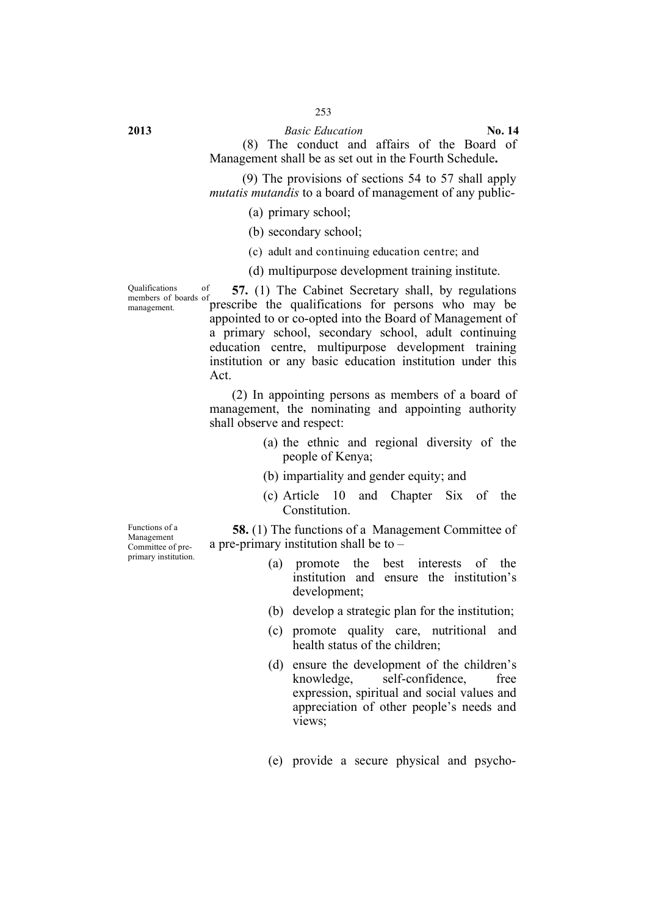(8) The conduct and affairs of the Board of Management shall be as set out in the Fourth Schedule**.**

(9) The provisions of sections 54 to 57 shall apply *mutatis mutandis* to a board of management of any public-

(a) primary school;

(b) secondary school;

(c) adult and continuing education centre; and

(d) multipurpose development training institute.

Qualifications of members of boards of management.

**57.** (1) The Cabinet Secretary shall, by regulations prescribe the qualifications for persons who may be appointed to or co-opted into the Board of Management of a primary school, secondary school, adult continuing education centre, multipurpose development training institution or any basic education institution under this Act.

(2) In appointing persons as members of a board of management, the nominating and appointing authority shall observe and respect:

(a) the ethnic and regional diversity of the people of Kenya;

(b) impartiality and gender equity; and

(c) Article 10 and Chapter Six of the Constitution.

Functions of a Management Committee of pre-primary institution.

**58.** (1) The functions of a Management Committee of a pre-primary institution shall be to –

(a) promote the best interests of the institution and ensure the institution's development;

(b) develop a strategic plan for the institution;

(c) promote quality care, nutritional and health status of the children;

(d) ensure the development of the children's knowledge, self-confidence, free expression, spiritual and social values and appreciation of other people's needs and views;

(e) provide a secure physical and psycho-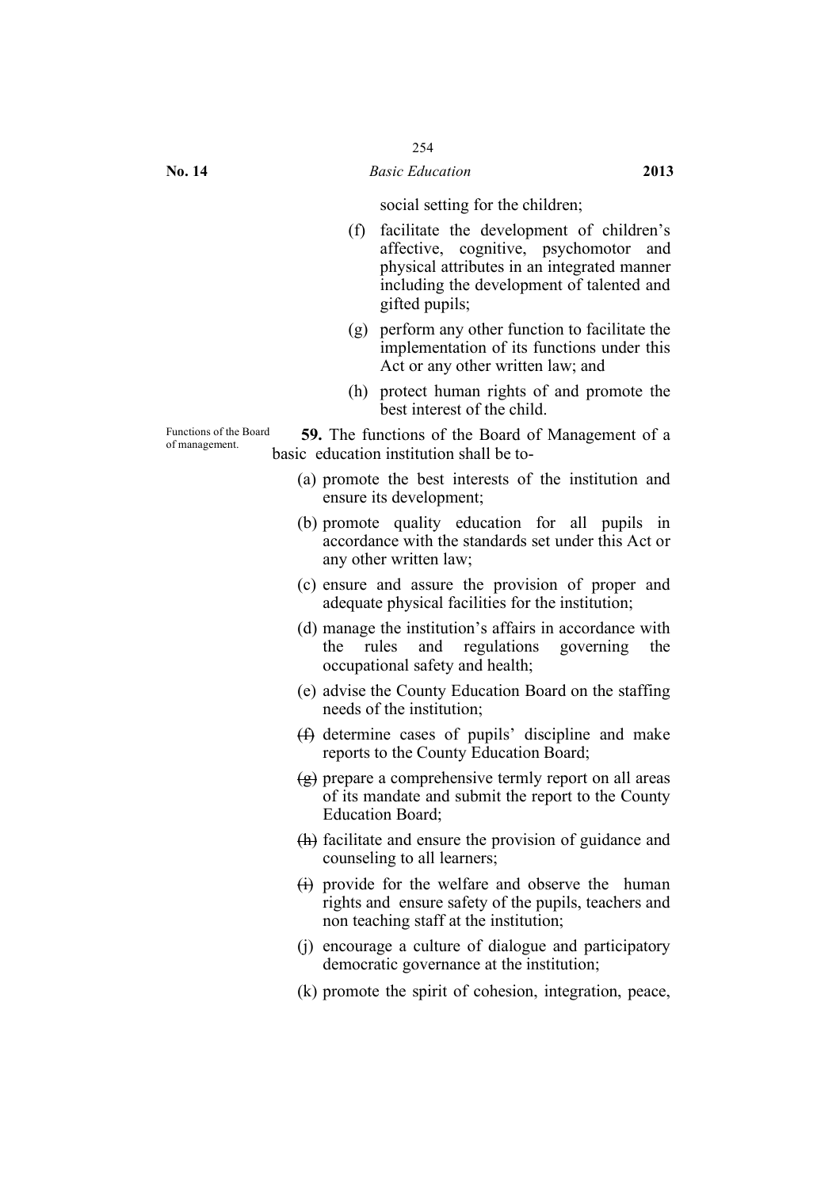social setting for the children;

(f) facilitate the development of children's affective, cognitive, psychomotor and physical attributes in an integrated manner including the development of talented and gifted pupils;

(g) perform any other function to facilitate the implementation of its functions under this Act or any other written law; and

(h) protect human rights of and promote the best interest of the child.

Functions of the Board of management.

**59.** The functions of the Board of Management of a basic education institution shall be to-

(a) promote the best interests of the institution and ensure its development;

(b) promote quality education for all pupils in accordance with the standards set under this Act or any other written law;

(c) ensure and assure the provision of proper and adequate physical facilities for the institution;

(d) manage the institution's affairs in accordance with the rules and regulations governing the occupational safety and health;

(e) advise the County Education Board on the staffing needs of the institution;

(f) determine cases of pupils' discipline and make reports to the County Education Board;

(g) prepare a comprehensive termly report on all areas of its mandate and submit the report to the County Education Board;

(h) facilitate and ensure the provision of guidance and counseling to all learners;

(i) provide for the welfare and observe the human rights and ensure safety of the pupils, teachers and non teaching staff at the institution;

(j) encourage a culture of dialogue and participatory democratic governance at the institution;

(k) promote the spirit of cohesion, integration, peace,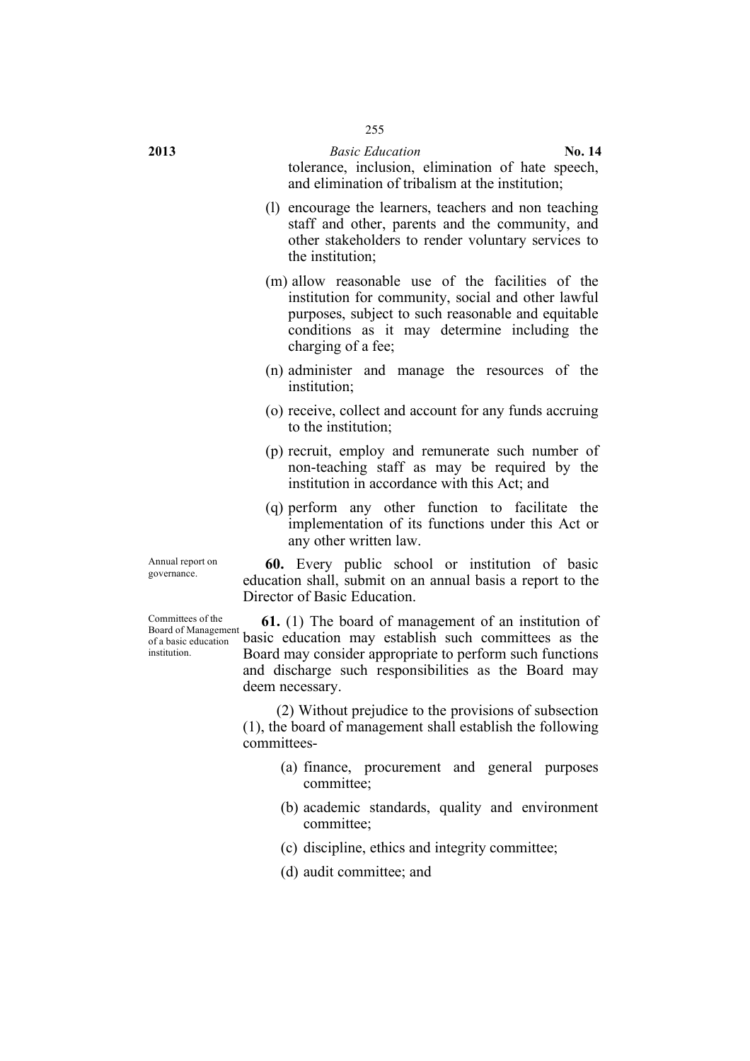tolerance, inclusion, elimination of hate speech, and elimination of tribalism at the institution;

(l) encourage the learners, teachers and non teaching staff and other, parents and the community, and other stakeholders to render voluntary services to the institution;

(m) allow reasonable use of the facilities of the institution for community, social and other lawful purposes, subject to such reasonable and equitable conditions as it may determine including the charging of a fee;

(n) administer and manage the resources of the institution;

(o) receive, collect and account for any funds accruing to the institution;

(p) recruit, employ and remunerate such number of non-teaching staff as may be required by the institution in accordance with this Act; and

(q) perform any other function to facilitate the implementation of its functions under this Act or any other written law.

Annual report on governance.

**60.** Every public school or institution of basic education shall, submit on an annual basis a report to the Director of Basic Education.

Committees of the Board of Management of a basic education institution.

**61.** (1) The board of management of an institution of basic education may establish such committees as the Board may consider appropriate to perform such functions and discharge such responsibilities as the Board may deem necessary.

(2) Without prejudice to the provisions of subsection (1), the board of management shall establish the following committees-

(a) finance, procurement and general purposes committee;

(b) academic standards, quality and environment committee;

(c) discipline, ethics and integrity committee;

(d) audit committee; and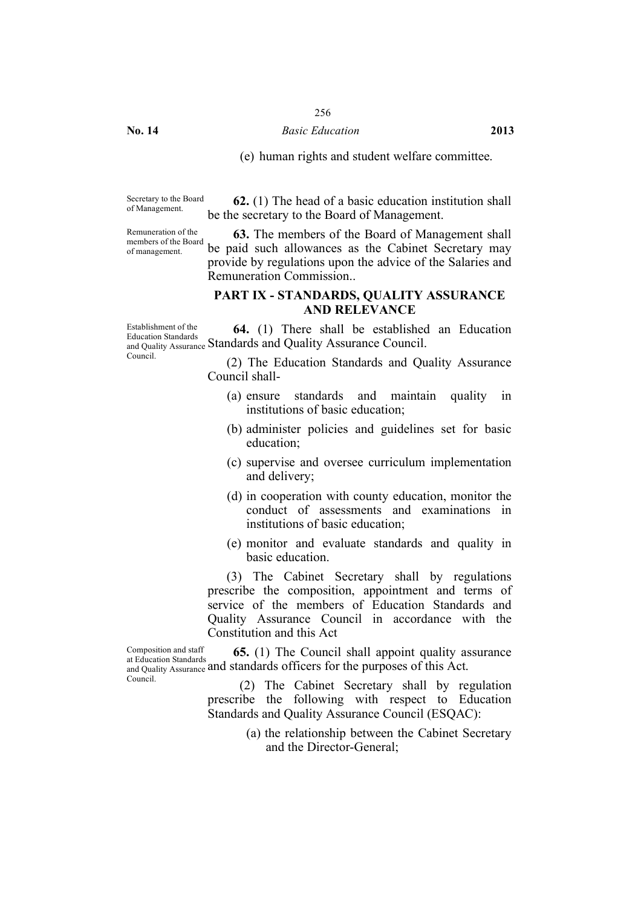(e) human rights and student welfare committee.

Secretary to the Board of Management.

**62.** (1) The head of a basic education institution shall be the secretary to the Board of Management.

Remuneration of the members of the Board of management.

**63.** The members of the Board of Management shall be paid such allowances as the Cabinet Secretary may provide by regulations upon the advice of the Salaries and Remuneration Commission..

## PART IX - STANDARDS, QUALITY ASSURANCE AND RELEVANCE

Establishment of the Education Standards and Quality Assurance Council.

**64.** (1) There shall be established an Education Standards and Quality Assurance Council.

(2) The Education Standards and Quality Assurance Council shall-

(a) ensure standards and maintain quality in institutions of basic education;

(b) administer policies and guidelines set for basic education;

(c) supervise and oversee curriculum implementation and delivery;

(d) in cooperation with county education, monitor the conduct of assessments and examinations in institutions of basic education;

(e) monitor and evaluate standards and quality in basic education.

(3) The Cabinet Secretary shall by regulations prescribe the composition, appointment and terms of service of the members of Education Standards and Quality Assurance Council in accordance with the Constitution and this Act

Composition and staff at Education Standards and Quality Assurance Council.

**65.** (1) The Council shall appoint quality assurance and standards officers for the purposes of this Act.

(2) The Cabinet Secretary shall by regulation prescribe the following with respect to Education Standards and Quality Assurance Council (ESQAC):

(a) the relationship between the Cabinet Secretary and the Director-General;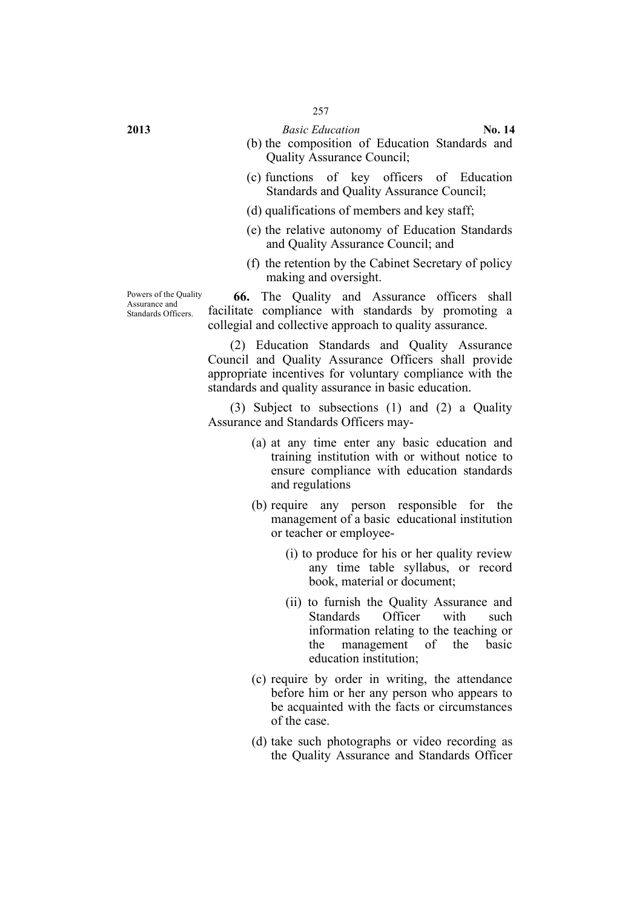(b) the composition of Education Standards and Quality Assurance Council;

(c) functions of key officers of Education Standards and Quality Assurance Council;

(d) qualifications of members and key staff;

(e) the relative autonomy of Education Standards and Quality Assurance Council; and

(f) the retention by the Cabinet Secretary of policy making and oversight.

Powers of the Quality Assurance and Standards Officers.

**66.** The Quality and Assurance officers shall facilitate compliance with standards by promoting a collegial and collective approach to quality assurance.

(2) Education Standards and Quality Assurance Council and Quality Assurance Officers shall provide appropriate incentives for voluntary compliance with the standards and quality assurance in basic education.

(3) Subject to subsections (1) and (2) a Quality Assurance and Standards Officers may-

(a) at any time enter any basic education and training institution with or without notice to ensure compliance with education standards and regulations

(b) require any person responsible for the management of a basic educational institution or teacher or employee-

(i) to produce for his or her quality review any time table syllabus, or record book, material or document;

(ii) to furnish the Quality Assurance and Standards Officer with such information relating to the teaching or the management of the basic education institution;

(c) require by order in writing, the attendance before him or her any person who appears to be acquainted with the facts or circumstances of the case.

(d) take such photographs or video recording as the Quality Assurance and Standards Officer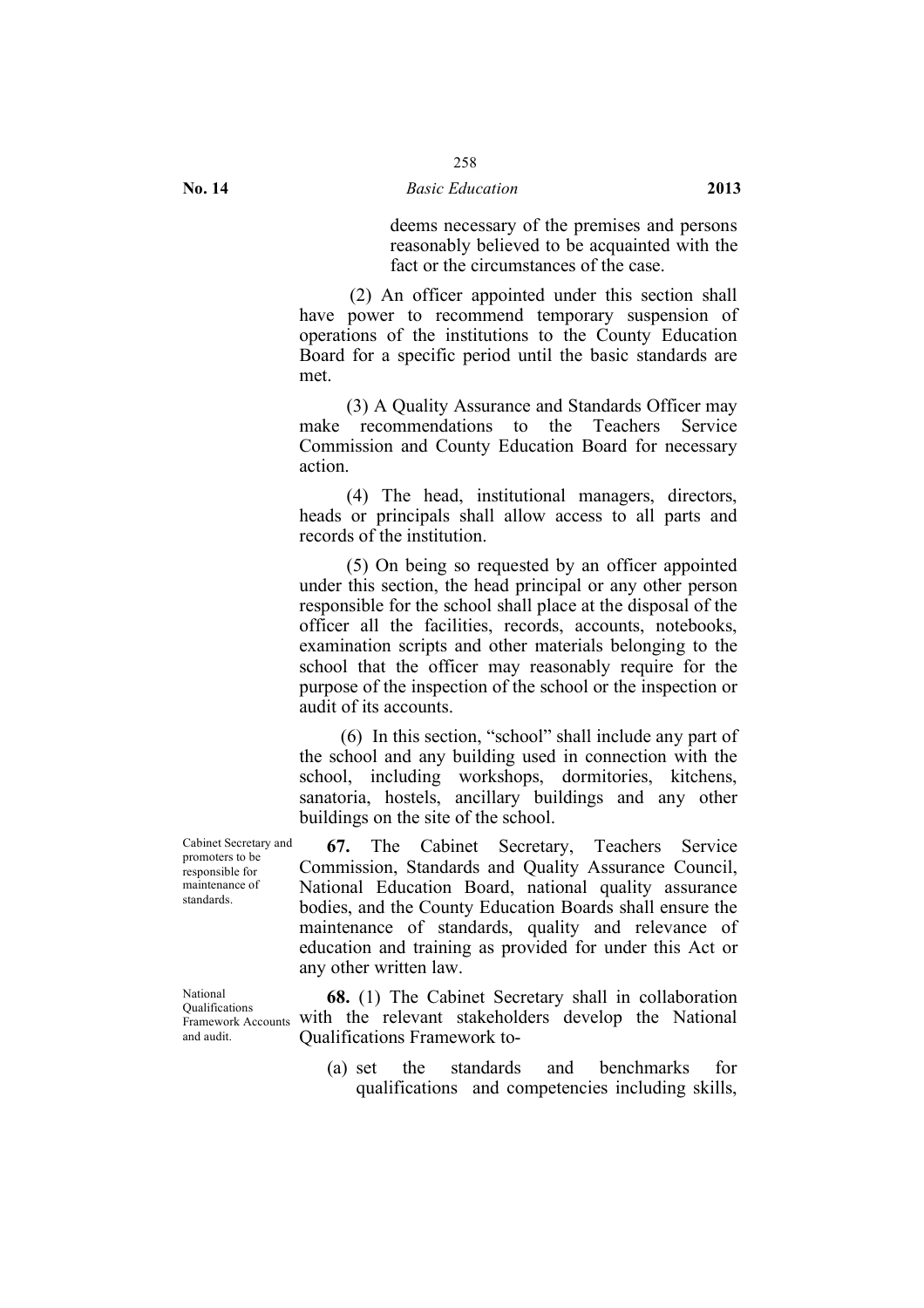deems necessary of the premises and persons reasonably believed to be acquainted with the fact or the circumstances of the case.

(2) An officer appointed under this section shall have power to recommend temporary suspension of operations of the institutions to the County Education Board for a specific period until the basic standards are met.

(3) A Quality Assurance and Standards Officer may make recommendations to the Teachers Service Commission and County Education Board for necessary action.

(4) The head, institutional managers, directors, heads or principals shall allow access to all parts and records of the institution.

(5) On being so requested by an officer appointed under this section, the head principal or any other person responsible for the school shall place at the disposal of the officer all the facilities, records, accounts, notebooks, examination scripts and other materials belonging to the school that the officer may reasonably require for the purpose of the inspection of the school or the inspection or audit of its accounts.

(6) In this section, "school" shall include any part of the school and any building used in connection with the school, including workshops, dormitories, kitchens, sanatoria, hostels, ancillary buildings and any other buildings on the site of the school.

Cabinet Secretary and promoters to be responsible for maintenance of standards.

**67.** The Cabinet Secretary, Teachers Service Commission, Standards and Quality Assurance Council, National Education Board, national quality assurance bodies, and the County Education Boards shall ensure the maintenance of standards, quality and relevance of education and training as provided for under this Act or any other written law.

National Qualifications Framework Accounts and audit.

**68.** (1) The Cabinet Secretary shall in collaboration with the relevant stakeholders develop the National Qualifications Framework to-

(a) set the standards and benchmarks for qualifications and competencies including skills,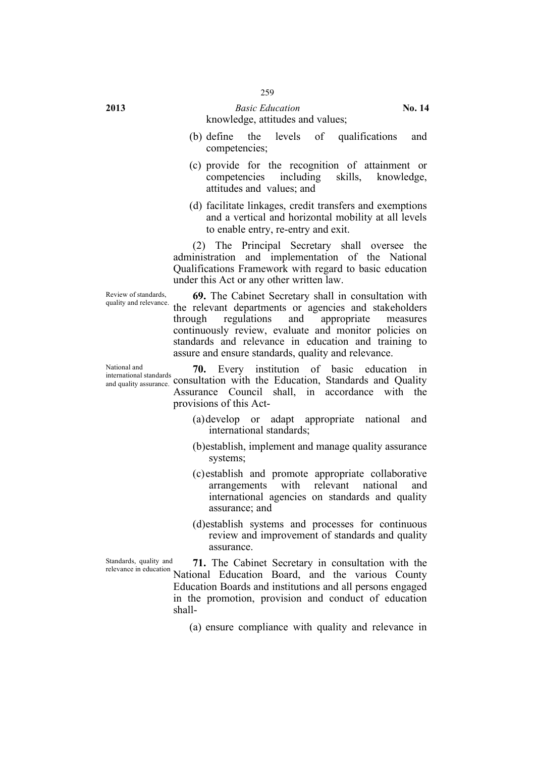knowledge, attitudes and values;

(b) define the levels of qualifications and competencies;

(c) provide for the recognition of attainment or competencies including skills, knowledge, attitudes and values; and

(d) facilitate linkages, credit transfers and exemptions and a vertical and horizontal mobility at all levels to enable entry, re-entry and exit.

(2) The Principal Secretary shall oversee the administration and implementation of the National Qualifications Framework with regard to basic education under this Act or any other written law.

Review of standards, quality and relevance.

**69.** The Cabinet Secretary shall in consultation with the relevant departments or agencies and stakeholders through regulations and appropriate measures continuously review, evaluate and monitor policies on standards and relevance in education and training to assure and ensure standards, quality and relevance.

National and international standards and quality assurance.

**70.** Every institution of basic education in consultation with the Education, Standards and Quality Assurance Council shall, in accordance with the provisions of this Act-

(a) develop or adapt appropriate national and international standards;

(b) establish, implement and manage quality assurance systems;

(c) establish and promote appropriate collaborative arrangements with relevant national and international agencies on standards and quality assurance; and

(d) establish systems and processes for continuous review and improvement of standards and quality assurance.

Standards, quality and relevance in education

**71.** The Cabinet Secretary in consultation with the National Education Board, and the various County Education Boards and institutions and all persons engaged in the promotion, provision and conduct of education shall-

(a) ensure compliance with quality and relevance in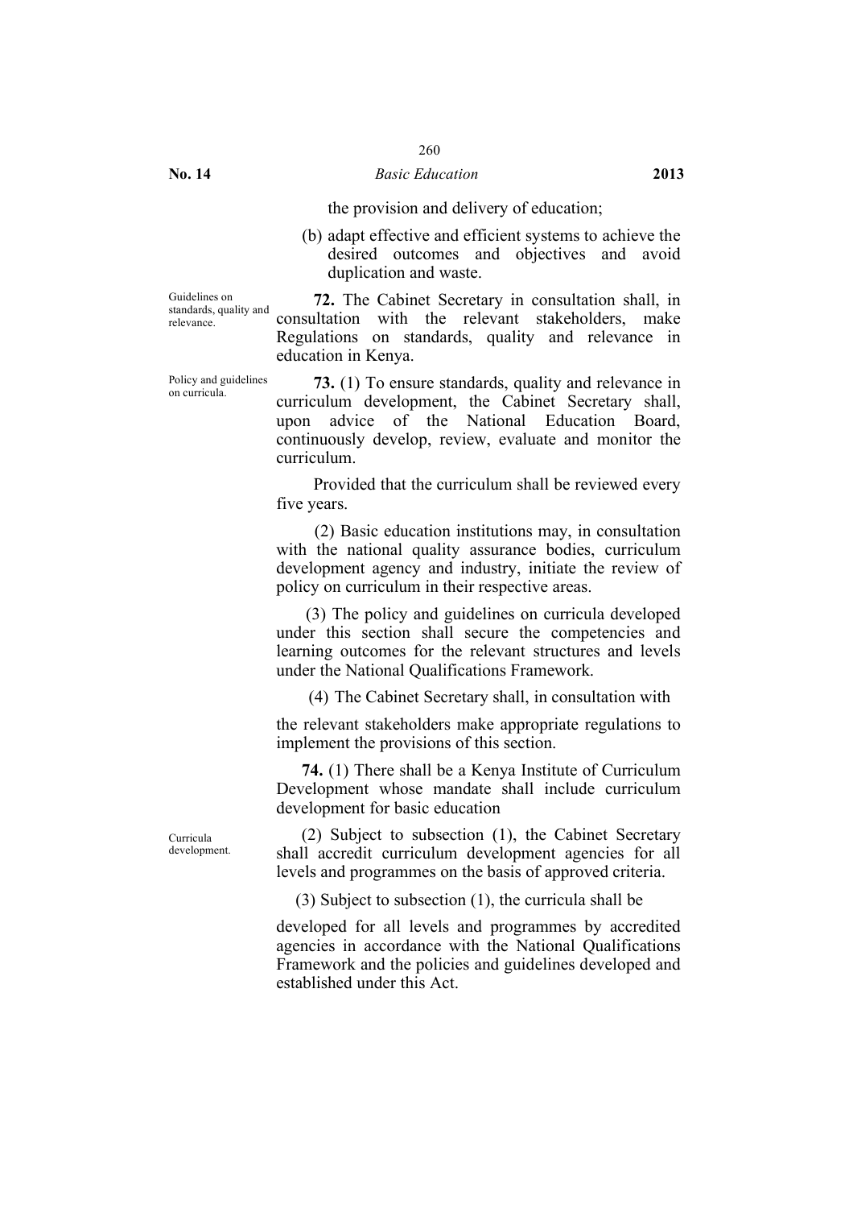the provision and delivery of education;

(b) adapt effective and efficient systems to achieve the desired outcomes and objectives and avoid duplication and waste.

Guidelines on standards, quality and relevance.

**72.** The Cabinet Secretary in consultation shall, in consultation with the relevant stakeholders, make Regulations on standards, quality and relevance in education in Kenya.

Policy and guidelines on curricula.

**73.** (1) To ensure standards, quality and relevance in curriculum development, the Cabinet Secretary shall, upon advice of the National Education Board, continuously develop, review, evaluate and monitor the curriculum.

Provided that the curriculum shall be reviewed every five years.

(2) Basic education institutions may, in consultation with the national quality assurance bodies, curriculum development agency and industry, initiate the review of policy on curriculum in their respective areas.

(3) The policy and guidelines on curricula developed under this section shall secure the competencies and learning outcomes for the relevant structures and levels under the National Qualifications Framework.

(4) The Cabinet Secretary shall, in consultation with

the relevant stakeholders make appropriate regulations to implement the provisions of this section.

**74.** (1) There shall be a Kenya Institute of Curriculum Development whose mandate shall include curriculum development for basic education

Curricula development.

(2) Subject to subsection (1), the Cabinet Secretary shall accredit curriculum development agencies for all levels and programmes on the basis of approved criteria.

(3) Subject to subsection (1), the curricula shall be

developed for all levels and programmes by accredited agencies in accordance with the National Qualifications Framework and the policies and guidelines developed and established under this Act.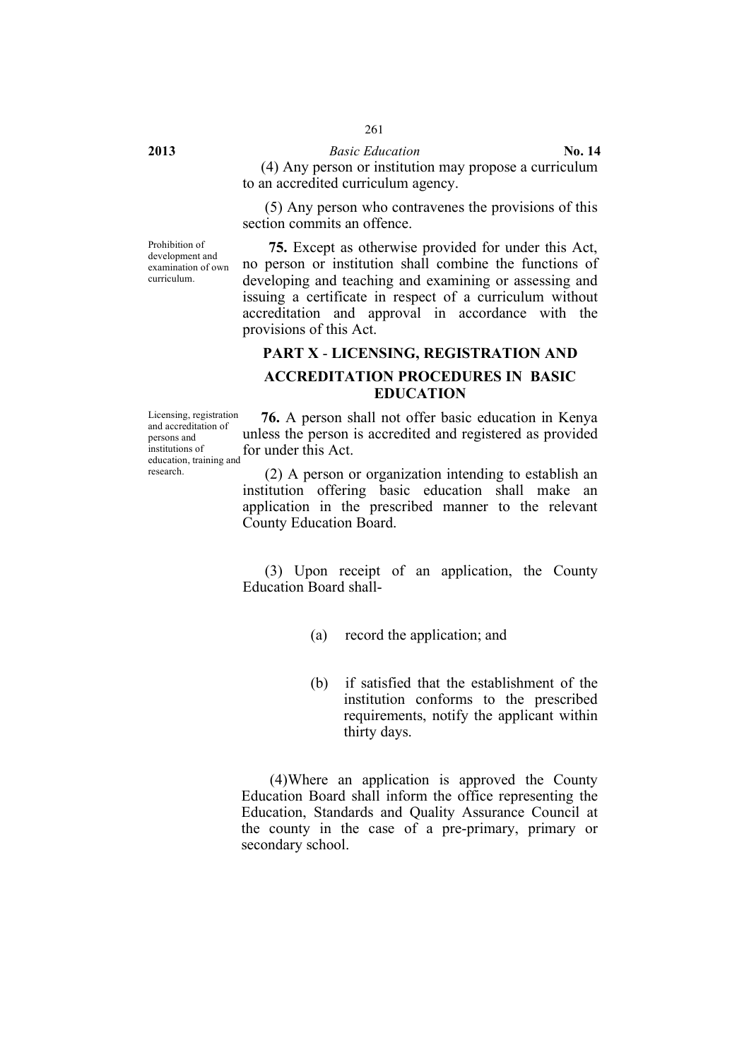(4) Any person or institution may propose a curriculum to an accredited curriculum agency.

(5) Any person who contravenes the provisions of this section commits an offence.

Prohibition of development and examination of own curriculum.

**75.** Except as otherwise provided for under this Act, no person or institution shall combine the functions of developing and teaching and examining or assessing and issuing a certificate in respect of a curriculum without accreditation and approval in accordance with the provisions of this Act.

## PART X - LICENSING, REGISTRATION AND ACCREDITATION PROCEDURES IN BASIC EDUCATION

Licensing, registration and accreditation of persons and institutions of education, training and research.

**76.** A person shall not offer basic education in Kenya unless the person is accredited and registered as provided for under this Act.

(2) A person or organization intending to establish an institution offering basic education shall make an application in the prescribed manner to the relevant County Education Board.

(3) Upon receipt of an application, the County Education Board shall-

(a) record the application; and

(b) if satisfied that the establishment of the institution conforms to the prescribed requirements, notify the applicant within thirty days.

(4)Where an application is approved the County Education Board shall inform the office representing the Education, Standards and Quality Assurance Council at the county in the case of a pre-primary, primary or secondary school.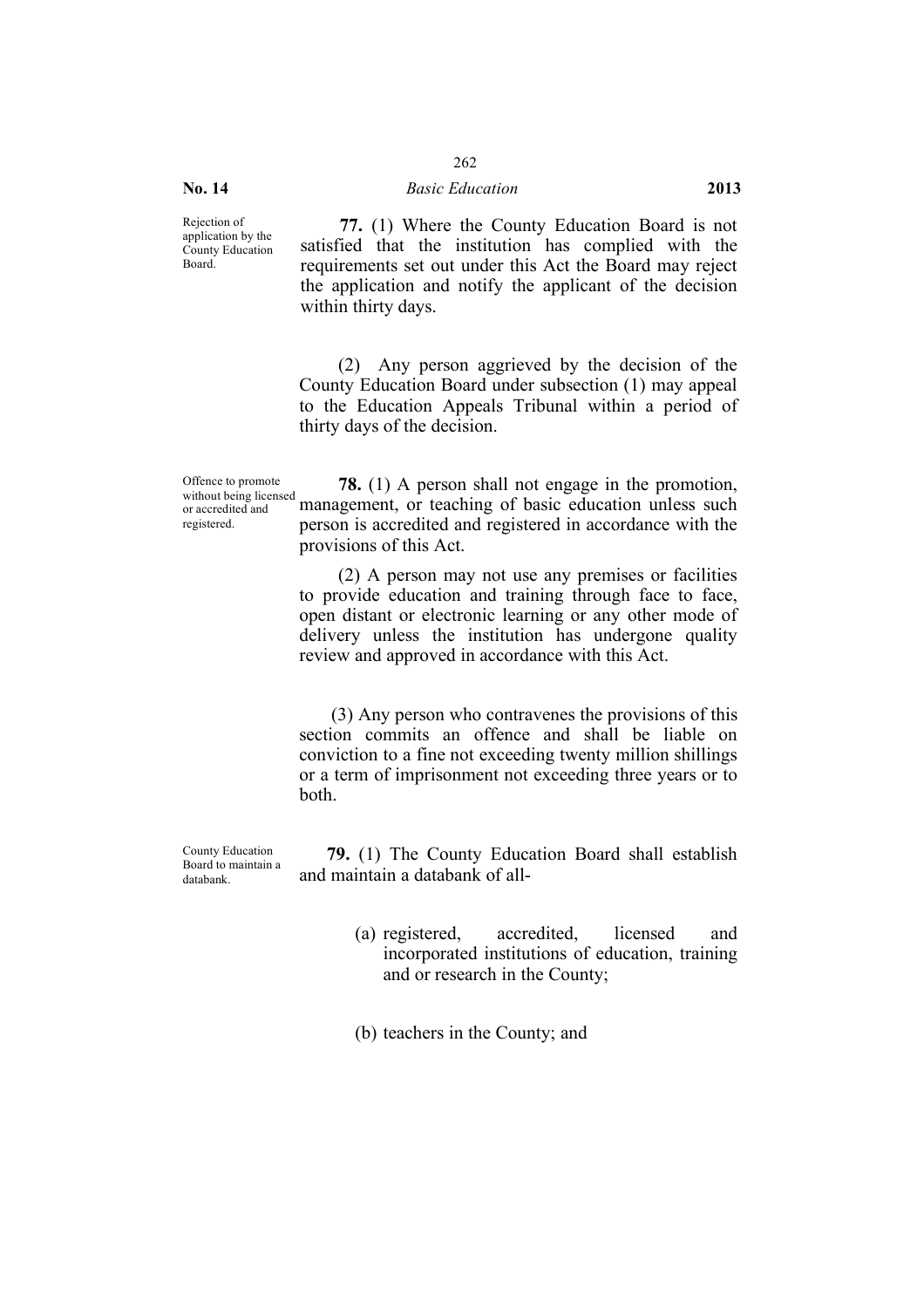**Rejection of application by the County Education Board.**

**77.** (1) Where the County Education Board is not satisfied that the institution has complied with the requirements set out under this Act the Board may reject the application and notify the applicant of the decision within thirty days.

(2) Any person aggrieved by the decision of the County Education Board under subsection (1) may appeal to the Education Appeals Tribunal within a period of thirty days of the decision.

**Offence to promote without being licensed or accredited and registered.**

**78.** (1) A person shall not engage in the promotion, management, or teaching of basic education unless such person is accredited and registered in accordance with the provisions of this Act.

(2) A person may not use any premises or facilities to provide education and training through face to face, open distant or electronic learning or any other mode of delivery unless the institution has undergone quality review and approved in accordance with this Act.

(3) Any person who contravenes the provisions of this section commits an offence and shall be liable on conviction to a fine not exceeding twenty million shillings or a term of imprisonment not exceeding three years or to both.

**County Education Board to maintain a databank.**

**79.** (1) The County Education Board shall establish and maintain a databank of all-

(a) registered, accredited, licensed and incorporated institutions of education, training and or research in the County;

(b) teachers in the County; and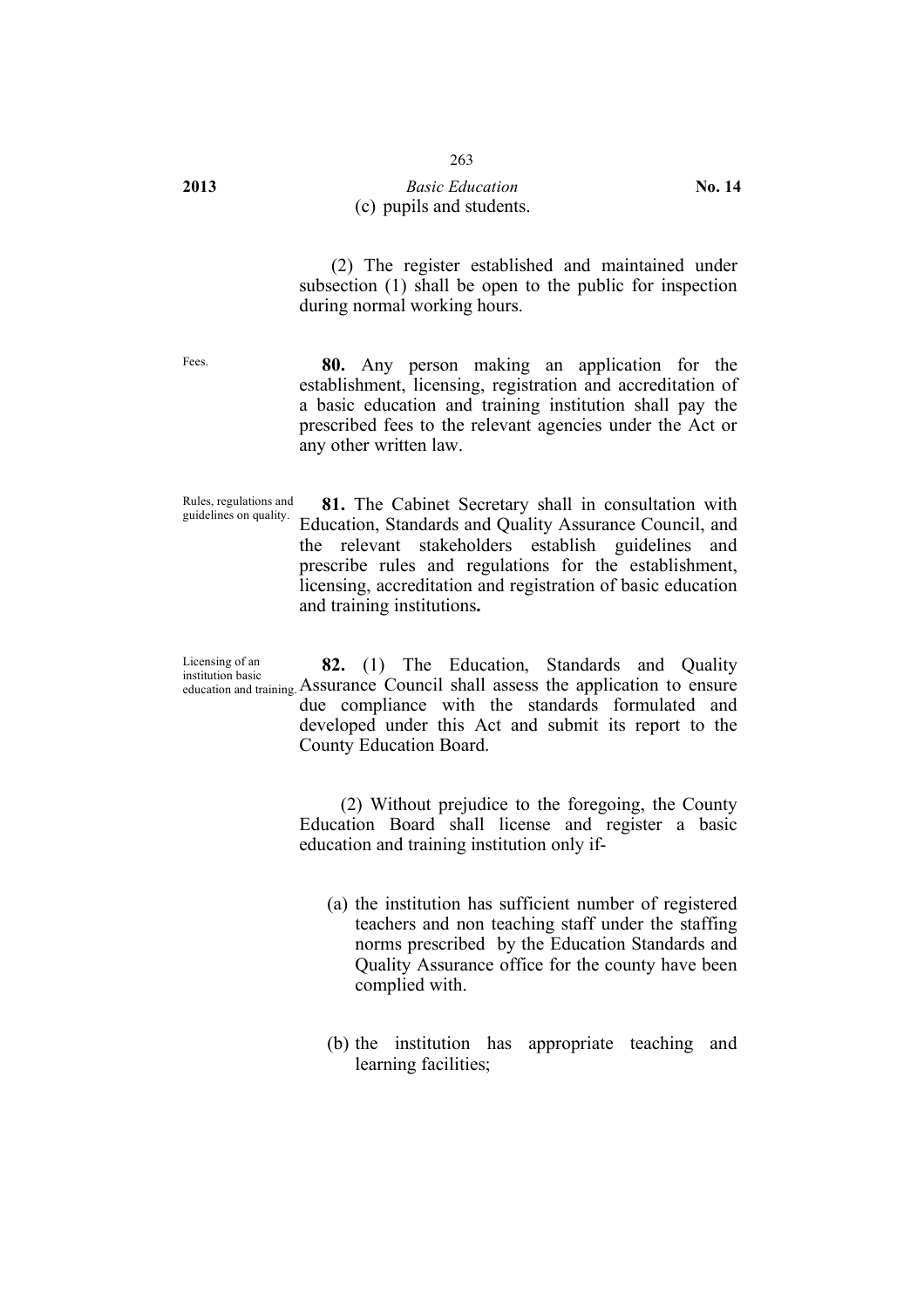(c) pupils and students.

(2) The register established and maintained under subsection (1) shall be open to the public for inspection during normal working hours.

Fees.

**80.** Any person making an application for the establishment, licensing, registration and accreditation of a basic education and training institution shall pay the prescribed fees to the relevant agencies under the Act or any other written law.

Rules, regulations and guidelines on quality.

**81.** The Cabinet Secretary shall in consultation with Education, Standards and Quality Assurance Council, and the relevant stakeholders establish guidelines and prescribe rules and regulations for the establishment, licensing, accreditation and registration of basic education and training institutions**.**

Licensing of an institution basic education and training.

**82.** (1) The Education, Standards and Quality Assurance Council shall assess the application to ensure due compliance with the standards formulated and developed under this Act and submit its report to the County Education Board.

(2) Without prejudice to the foregoing, the County Education Board shall license and register a basic education and training institution only if-

(a) the institution has sufficient number of registered teachers and non teaching staff under the staffing norms prescribed by the Education Standards and Quality Assurance office for the county have been complied with.

(b) the institution has appropriate teaching and learning facilities;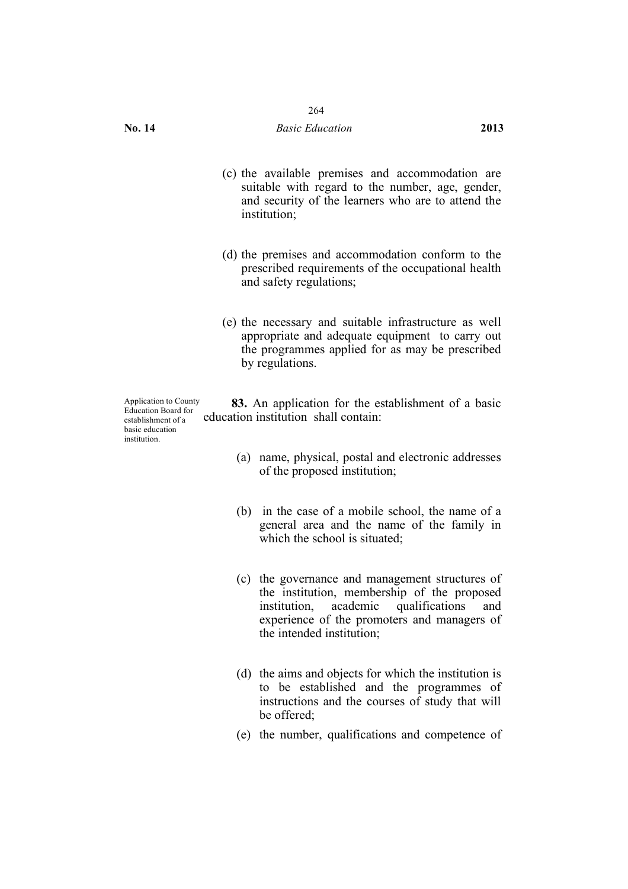(c) the available premises and accommodation are suitable with regard to the number, age, gender, and security of the learners who are to attend the institution;

(d) the premises and accommodation conform to the prescribed requirements of the occupational health and safety regulations;

(e) the necessary and suitable infrastructure as well appropriate and adequate equipment to carry out the programmes applied for as may be prescribed by regulations.

Application to County Education Board for establishment of a basic education institution.

**83.** An application for the establishment of a basic education institution shall contain:

(a) name, physical, postal and electronic addresses of the proposed institution;

(b) in the case of a mobile school, the name of a general area and the name of the family in which the school is situated;

(c) the governance and management structures of the institution, membership of the proposed institution, academic qualifications and experience of the promoters and managers of the intended institution;

(d) the aims and objects for which the institution is to be established and the programmes of instructions and the courses of study that will be offered;

(e) the number, qualifications and competence of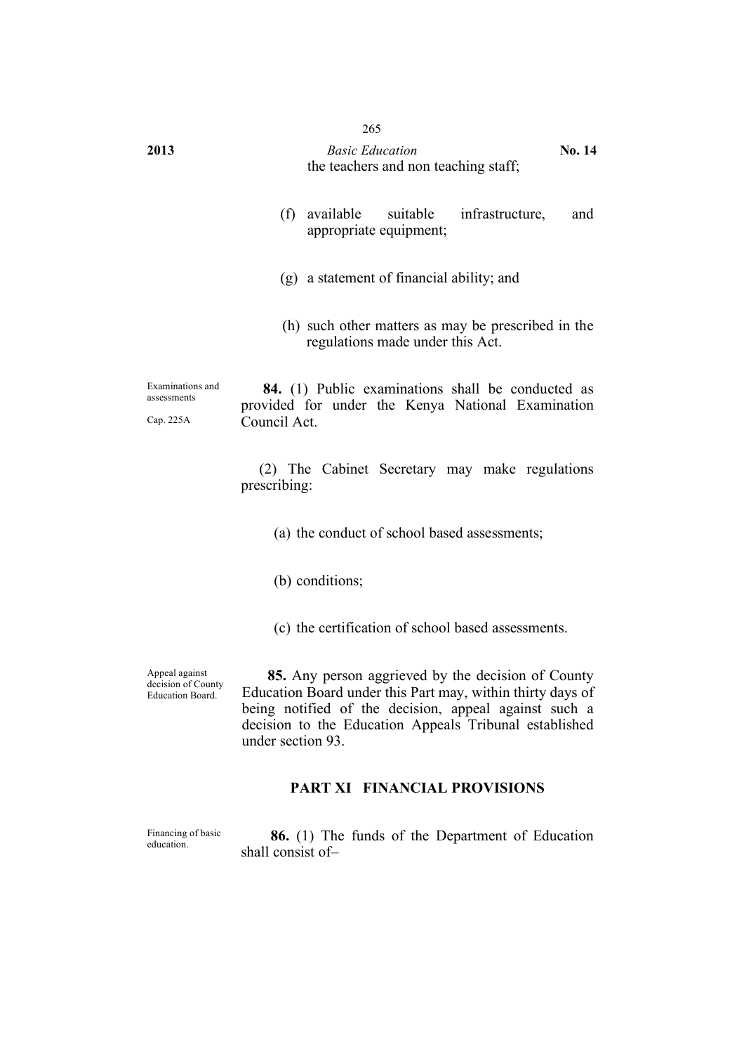the teachers and non teaching staff;

(f) available suitable infrastructure, and appropriate equipment;

(g) a statement of financial ability; and

(h) such other matters as may be prescribed in the regulations made under this Act.

Examinations and assessments

Cap. 225A

**84.** (1) Public examinations shall be conducted as provided for under the Kenya National Examination Council Act.

(2) The Cabinet Secretary may make regulations prescribing:

(a) the conduct of school based assessments;

(b) conditions;

(c) the certification of school based assessments.

Appeal against decision of County Education Board.

**85.** Any person aggrieved by the decision of County Education Board under this Part may, within thirty days of being notified of the decision, appeal against such a decision to the Education Appeals Tribunal established under section 93.

## PART XI FINANCIAL PROVISIONS

Financing of basic education.

**86.** (1) The funds of the Department of Education shall consist of–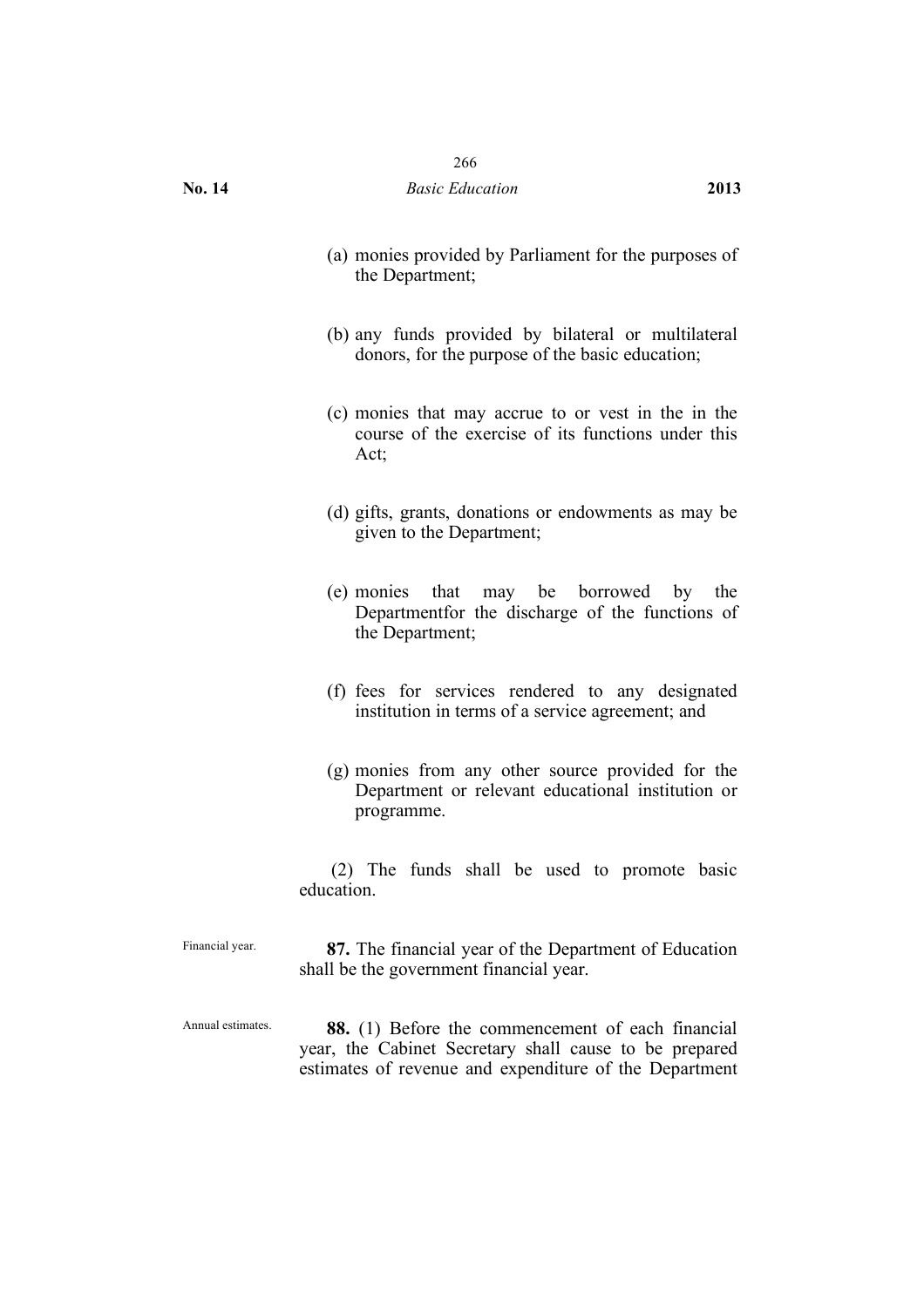(a) monies provided by Parliament for the purposes of the Department;

(b) any funds provided by bilateral or multilateral donors, for the purpose of the basic education;

(c) monies that may accrue to or vest in the in the course of the exercise of its functions under this Act;

(d) gifts, grants, donations or endowments as may be given to the Department;

(e) monies that may be borrowed by the Departmentfor the discharge of the functions of the Department;

(f) fees for services rendered to any designated institution in terms of a service agreement; and

(g) monies from any other source provided for the Department or relevant educational institution or programme.

(2) The funds shall be used to promote basic education.

Financial year.

**87.** The financial year of the Department of Education shall be the government financial year.

Annual estimates.

**88.** (1) Before the commencement of each financial year, the Cabinet Secretary shall cause to be prepared estimates of revenue and expenditure of the Department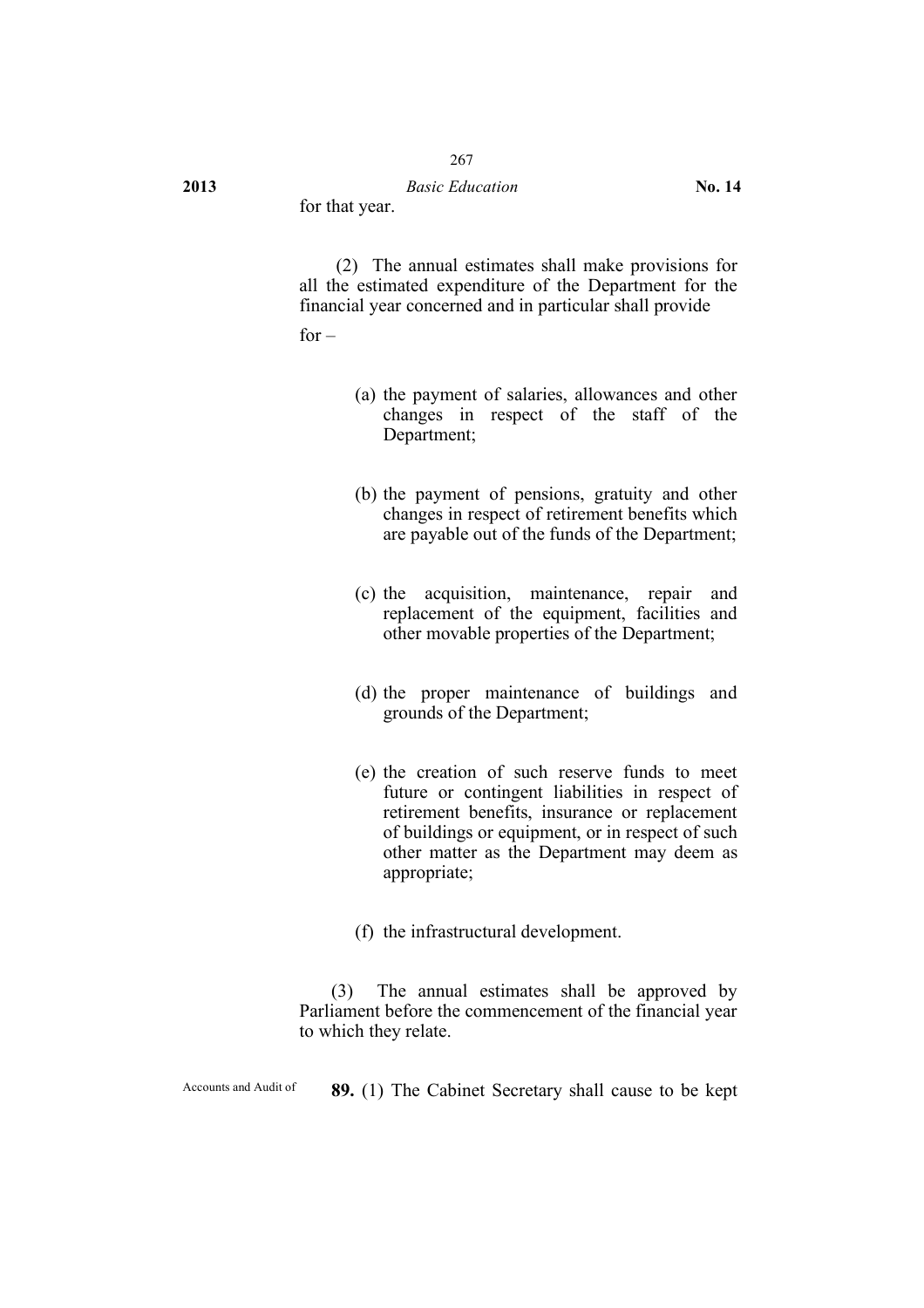for that year.

(2) The annual estimates shall make provisions for all the estimated expenditure of the Department for the financial year concerned and in particular shall provide for –

(a) the payment of salaries, allowances and other changes in respect of the staff of the Department;

(b) the payment of pensions, gratuity and other changes in respect of retirement benefits which are payable out of the funds of the Department;

(c) the acquisition, maintenance, repair and replacement of the equipment, facilities and other movable properties of the Department;

(d) the proper maintenance of buildings and grounds of the Department;

(e) the creation of such reserve funds to meet future or contingent liabilities in respect of retirement benefits, insurance or replacement of buildings or equipment, or in respect of such other matter as the Department may deem as appropriate;

(f) the infrastructural development.

(3) The annual estimates shall be approved by Parliament before the commencement of the financial year to which they relate.

Accounts and Audit of

**89.** (1) The Cabinet Secretary shall cause to be kept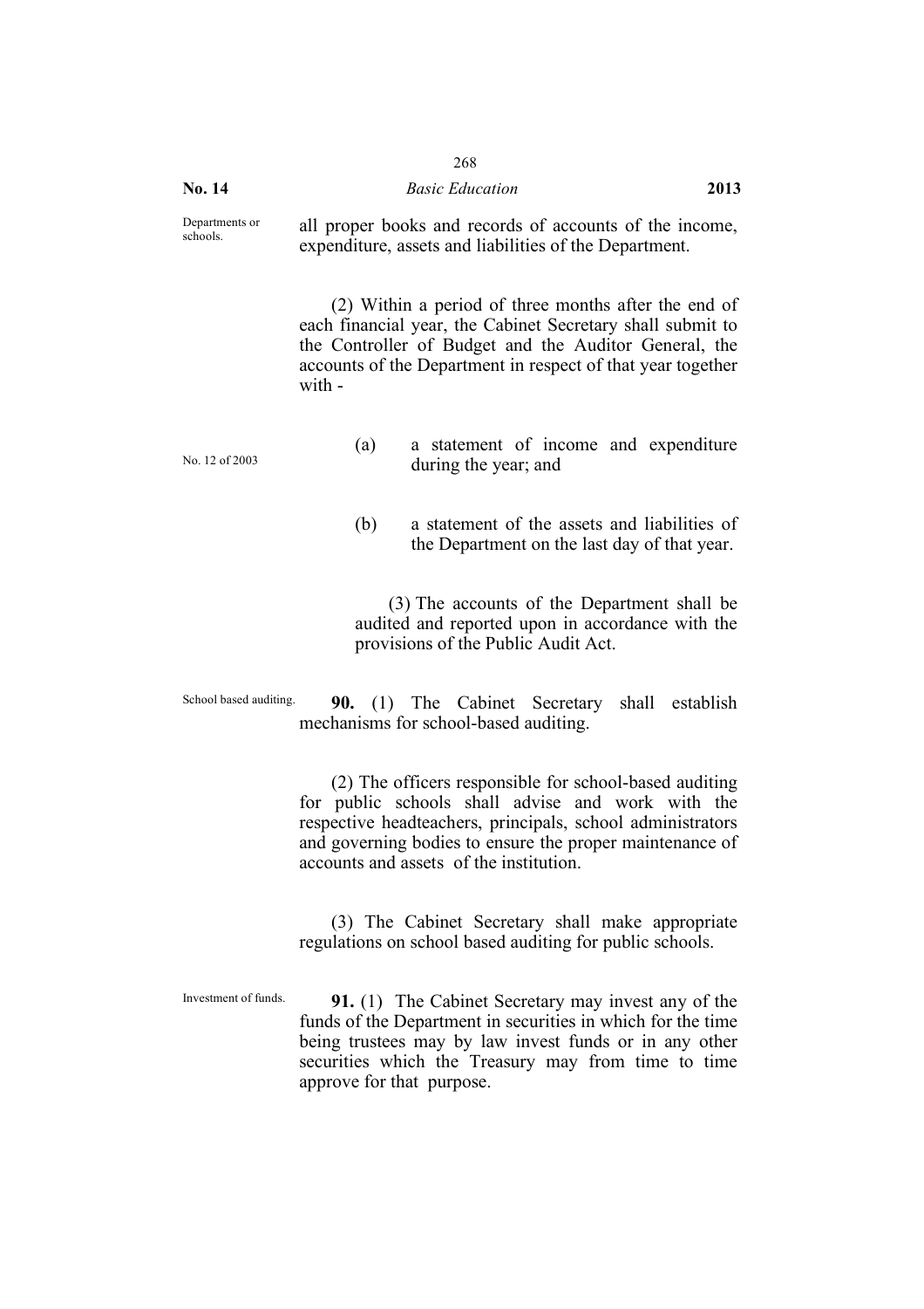Departments or schools.

all proper books and records of accounts of the income, expenditure, assets and liabilities of the Department.

(2) Within a period of three months after the end of each financial year, the Cabinet Secretary shall submit to the Controller of Budget and the Auditor General, the accounts of the Department in respect of that year together with -

No. 12 of 2003

(a) a statement of income and expenditure during the year; and

(b) a statement of the assets and liabilities of the Department on the last day of that year.

(3) The accounts of the Department shall be audited and reported upon in accordance with the provisions of the Public Audit Act.

School based auditing.

**90.** (1) The Cabinet Secretary shall establish mechanisms for school-based auditing.

(2) The officers responsible for school-based auditing for public schools shall advise and work with the respective headteachers, principals, school administrators and governing bodies to ensure the proper maintenance of accounts and assets of the institution.

(3) The Cabinet Secretary shall make appropriate regulations on school based auditing for public schools.

Investment of funds.

**91.** (1) The Cabinet Secretary may invest any of the funds of the Department in securities in which for the time being trustees may by law invest funds or in any other securities which the Treasury may from time to time approve for that purpose.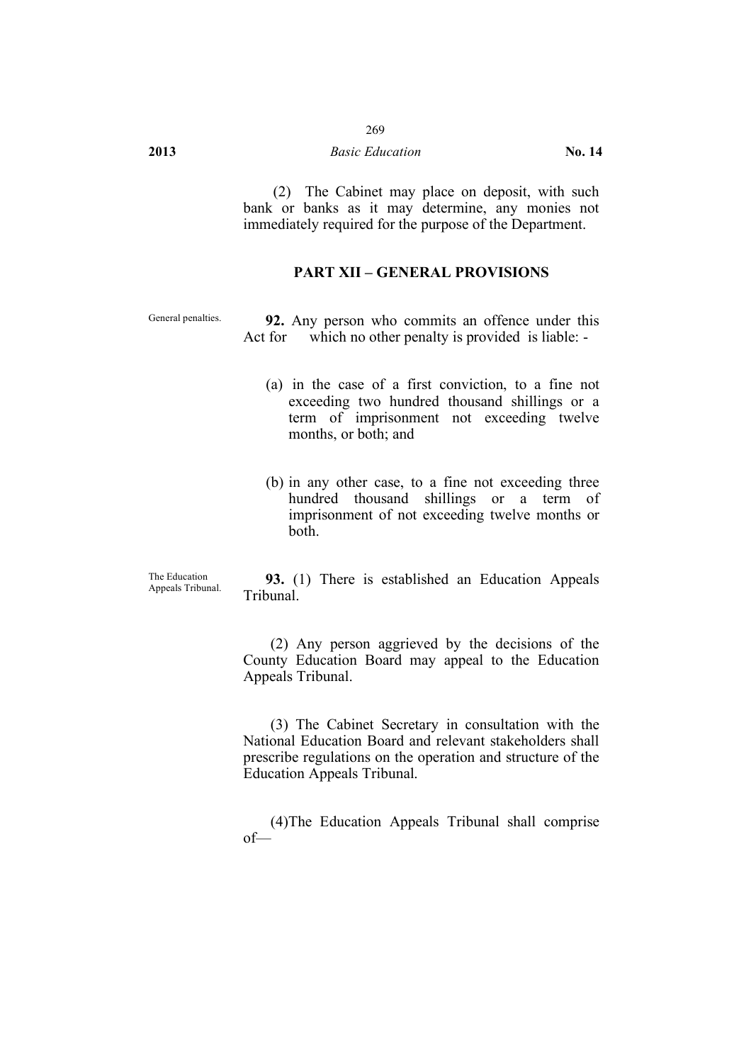(2) The Cabinet may place on deposit, with such bank or banks as it may determine, any monies not immediately required for the purpose of the Department.

## PART XII – GENERAL PROVISIONS

General penalties.

**92.** Any person who commits an offence under this Act for which no other penalty is provided is liable: -

(a) in the case of a first conviction, to a fine not exceeding two hundred thousand shillings or a term of imprisonment not exceeding twelve months, or both; and

(b) in any other case, to a fine not exceeding three hundred thousand shillings or a term of imprisonment of not exceeding twelve months or both.

The Education Appeals Tribunal.

**93.** (1) There is established an Education Appeals Tribunal.

(2) Any person aggrieved by the decisions of the County Education Board may appeal to the Education Appeals Tribunal.

(3) The Cabinet Secretary in consultation with the National Education Board and relevant stakeholders shall prescribe regulations on the operation and structure of the Education Appeals Tribunal.

(4)The Education Appeals Tribunal shall comprise of—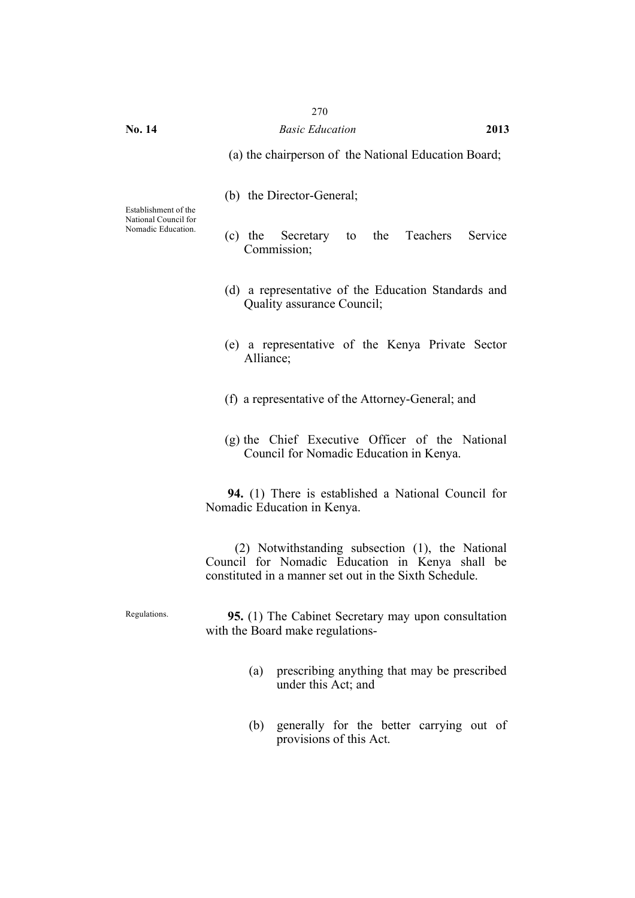(a) the chairperson of the National Education Board;

(b) the Director-General;

(c) the Secretary to the Teachers Service Commission;

(d) a representative of the Education Standards and Quality assurance Council;

(e) a representative of the Kenya Private Sector Alliance;

(f) a representative of the Attorney-General; and

(g) the Chief Executive Officer of the National Council for Nomadic Education in Kenya.

Establishment of the National Council for Nomadic Education.

**94.** (1) There is established a National Council for Nomadic Education in Kenya.

(2) Notwithstanding subsection (1), the National Council for Nomadic Education in Kenya shall be constituted in a manner set out in the Sixth Schedule.

Regulations.

**95.** (1) The Cabinet Secretary may upon consultation with the Board make regulations-

(a) prescribing anything that may be prescribed under this Act; and

(b) generally for the better carrying out of provisions of this Act.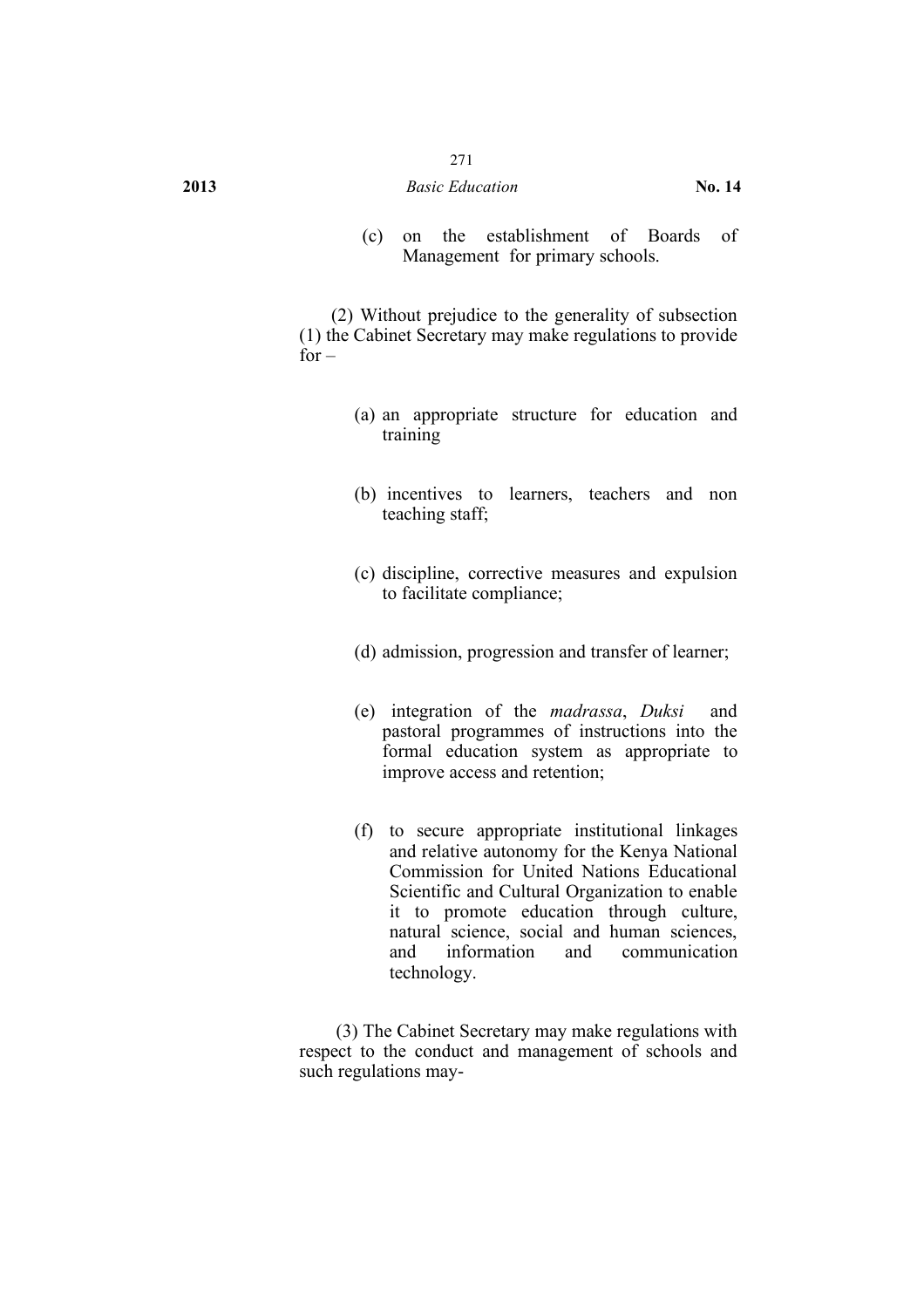(c) on the establishment of Boards of Management for primary schools.

(2) Without prejudice to the generality of subsection (1) the Cabinet Secretary may make regulations to provide for –

(a) an appropriate structure for education and training

(b) incentives to learners, teachers and non teaching staff;

(c) discipline, corrective measures and expulsion to facilitate compliance;

(d) admission, progression and transfer of learner;

(e) integration of the *madrassa*, *Duksi* and pastoral programmes of instructions into the formal education system as appropriate to improve access and retention;

(f) to secure appropriate institutional linkages and relative autonomy for the Kenya National Commission for United Nations Educational Scientific and Cultural Organization to enable it to promote education through culture, natural science, social and human sciences, and information and communication technology.

(3) The Cabinet Secretary may make regulations with respect to the conduct and management of schools and such regulations may-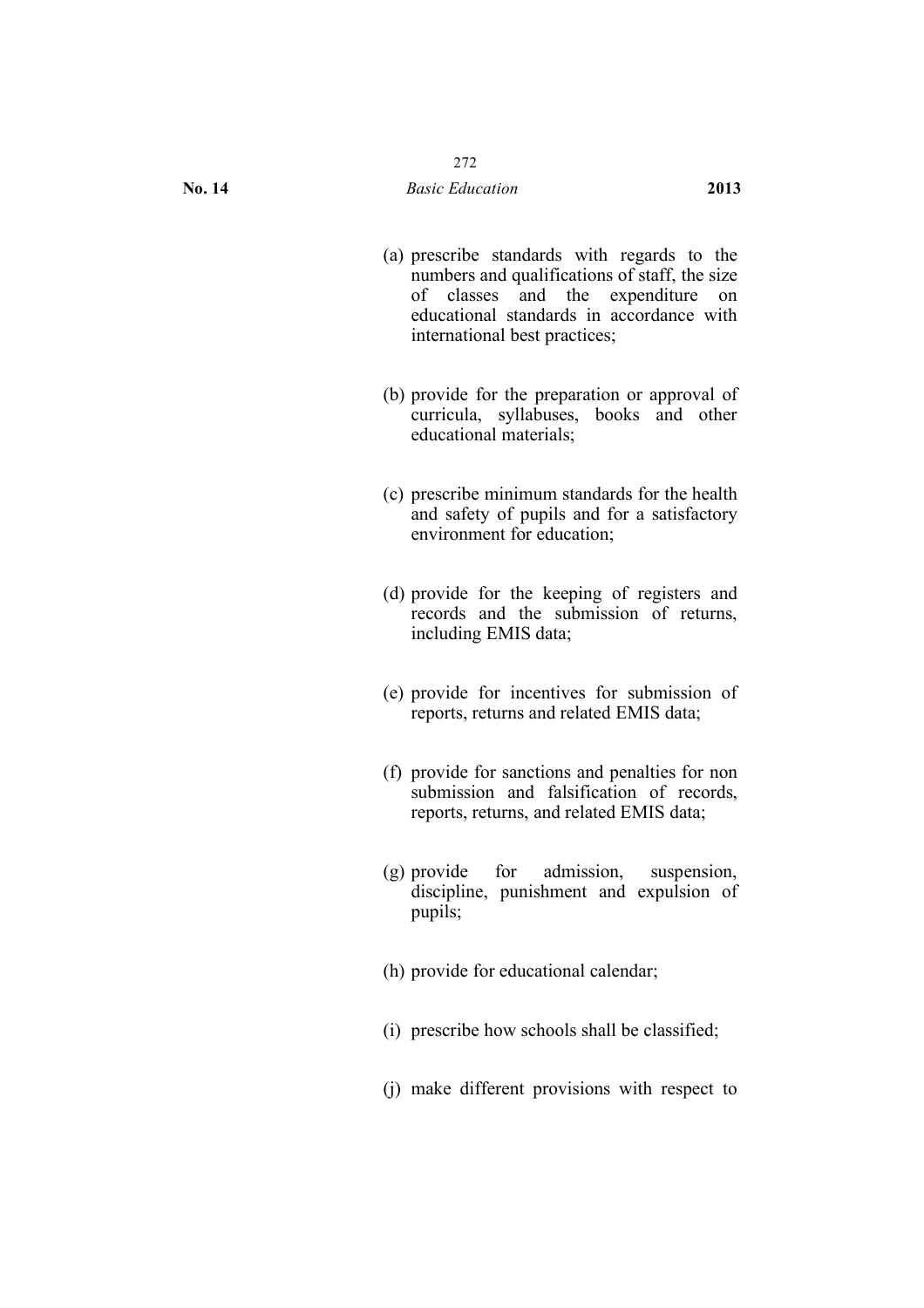(a) prescribe standards with regards to the numbers and qualifications of staff, the size of classes and the expenditure on educational standards in accordance with international best practices;

(b) provide for the preparation or approval of curricula, syllabuses, books and other educational materials;

(c) prescribe minimum standards for the health and safety of pupils and for a satisfactory environment for education;

(d) provide for the keeping of registers and records and the submission of returns, including EMIS data;

(e) provide for incentives for submission of reports, returns and related EMIS data;

(f) provide for sanctions and penalties for non submission and falsification of records, reports, returns, and related EMIS data;

(g) provide for admission, suspension, discipline, punishment and expulsion of pupils;

(h) provide for educational calendar;

(i) prescribe how schools shall be classified;

(j) make different provisions with respect to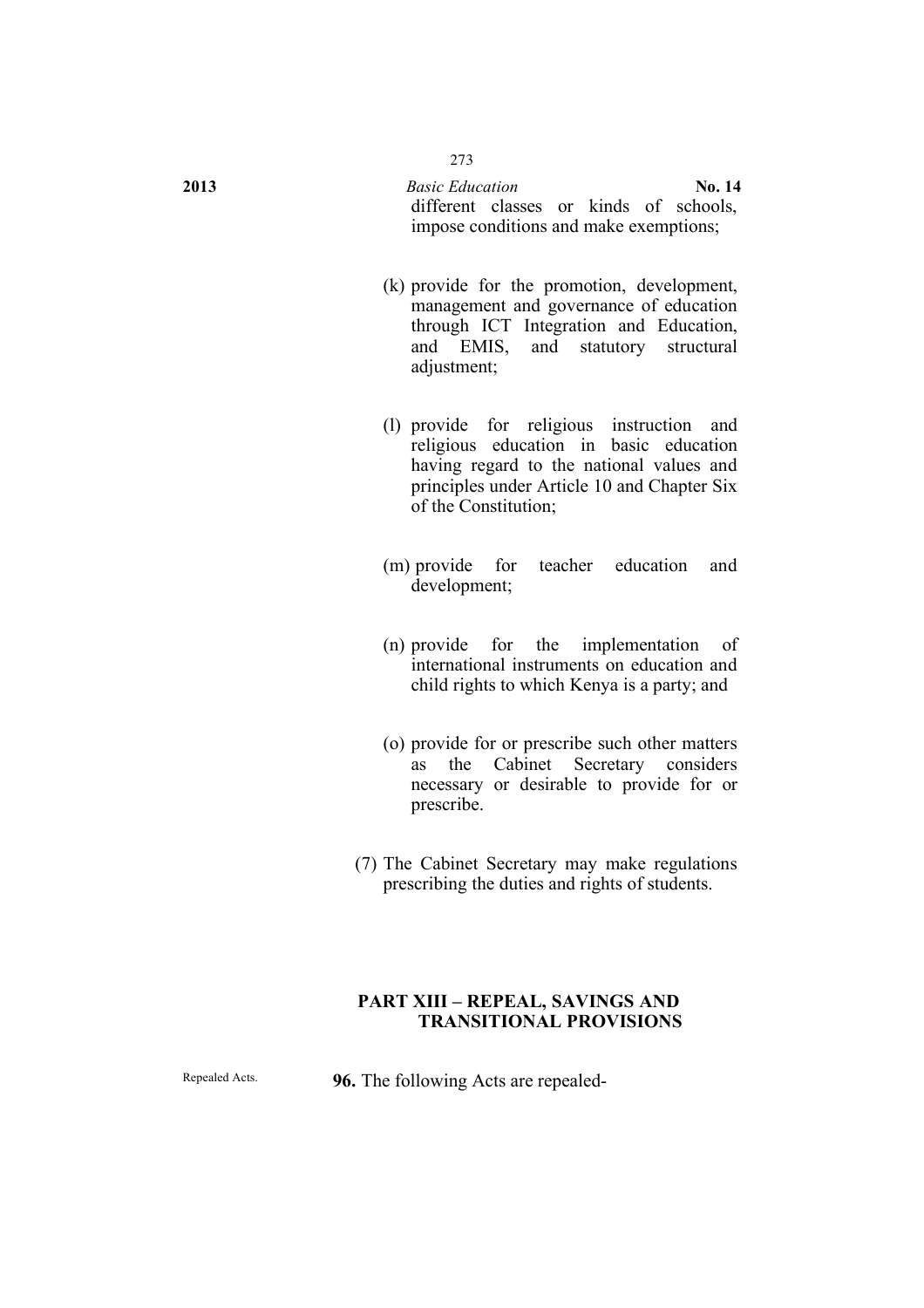different classes or kinds of schools, impose conditions and make exemptions;

(k) provide for the promotion, development, management and governance of education through ICT Integration and Education, and EMIS, and statutory structural adjustment;

(l) provide for religious instruction and religious education in basic education having regard to the national values and principles under Article 10 and Chapter Six of the Constitution;

(m) provide for teacher education and development;

(n) provide for the implementation of international instruments on education and child rights to which Kenya is a party; and

(o) provide for or prescribe such other matters as the Cabinet Secretary considers necessary or desirable to provide for or prescribe.

(7) The Cabinet Secretary may make regulations prescribing the duties and rights of students.

## PART XIII – REPEAL, SAVINGS AND TRANSITIONAL PROVISIONS

Repealed Acts.

**96.** The following Acts are repealed-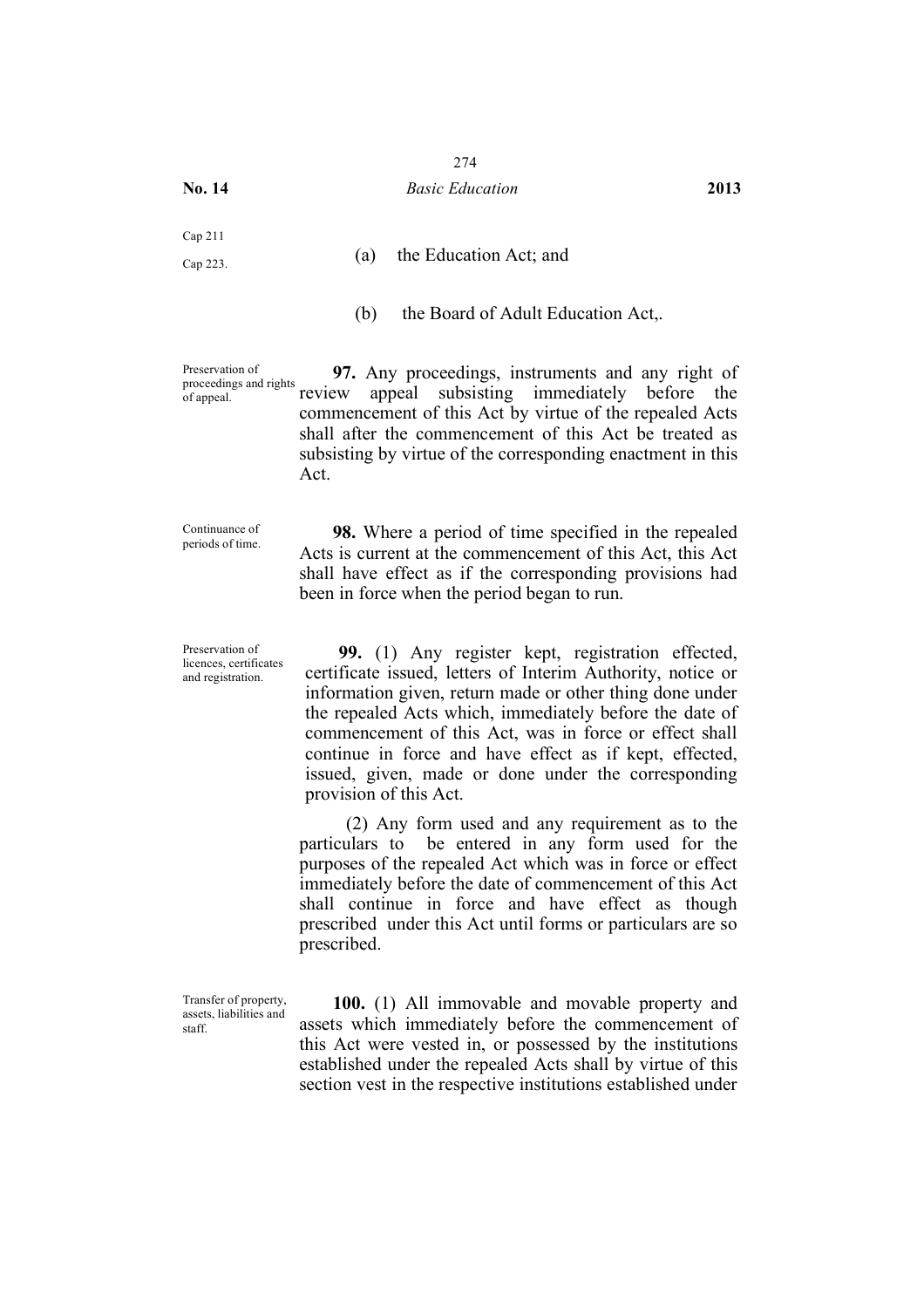Cap 211

Cap 223.

(a) the Education Act; and

(b) the Board of Adult Education Act,.

Preservation of proceedings and rights of appeal.

**97.** Any proceedings, instruments and any right of review appeal subsisting immediately before the commencement of this Act by virtue of the repealed Acts shall after the commencement of this Act be treated as subsisting by virtue of the corresponding enactment in this Act.

Continuance of periods of time.

**98.** Where a period of time specified in the repealed Acts is current at the commencement of this Act, this Act shall have effect as if the corresponding provisions had been in force when the period began to run.

Preservation of licences, certificates and registration.

**99.** (1) Any register kept, registration effected, certificate issued, letters of Interim Authority, notice or information given, return made or other thing done under the repealed Acts which, immediately before the date of commencement of this Act, was in force or effect shall continue in force and have effect as if kept, effected, issued, given, made or done under the corresponding provision of this Act.

(2) Any form used and any requirement as to the particulars to be entered in any form used for the purposes of the repealed Act which was in force or effect immediately before the date of commencement of this Act shall continue in force and have effect as though prescribed under this Act until forms or particulars are so prescribed.

Transfer of property, assets, liabilities and staff.

**100.** (1) All immovable and movable property and assets which immediately before the commencement of this Act were vested in, or possessed by the institutions established under the repealed Acts shall by virtue of this section vest in the respective institutions established under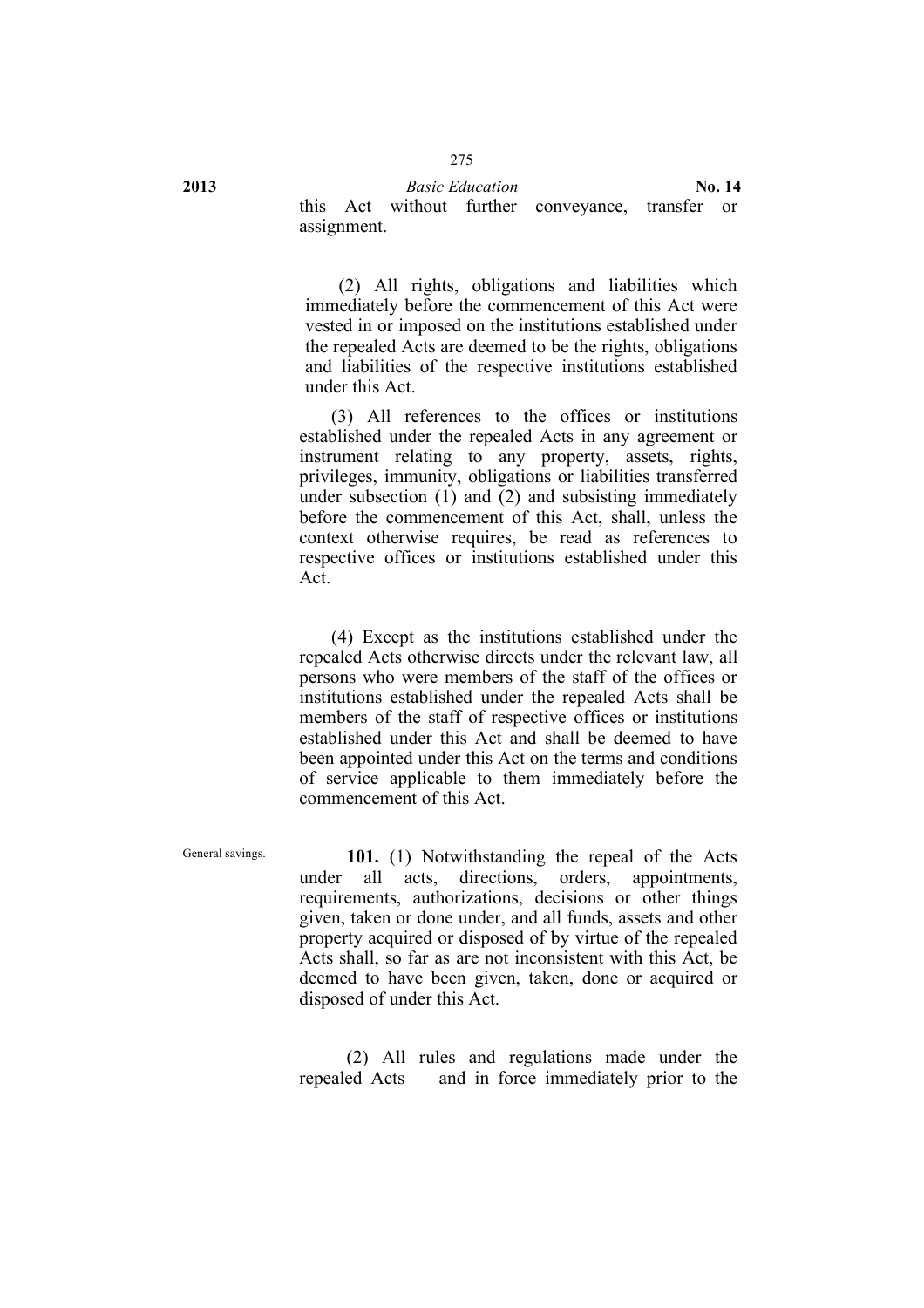this Act without further conveyance, transfer or assignment.

(2) All rights, obligations and liabilities which immediately before the commencement of this Act were vested in or imposed on the institutions established under the repealed Acts are deemed to be the rights, obligations and liabilities of the respective institutions established under this Act.

(3) All references to the offices or institutions established under the repealed Acts in any agreement or instrument relating to any property, assets, rights, privileges, immunity, obligations or liabilities transferred under subsection (1) and (2) and subsisting immediately before the commencement of this Act, shall, unless the context otherwise requires, be read as references to respective offices or institutions established under this Act.

(4) Except as the institutions established under the repealed Acts otherwise directs under the relevant law, all persons who were members of the staff of the offices or institutions established under the repealed Acts shall be members of the staff of respective offices or institutions established under this Act and shall be deemed to have been appointed under this Act on the terms and conditions of service applicable to them immediately before the commencement of this Act.

General savings.

**101.** (1) Notwithstanding the repeal of the Acts under all acts, directions, orders, appointments, requirements, authorizations, decisions or other things given, taken or done under, and all funds, assets and other property acquired or disposed of by virtue of the repealed Acts shall, so far as are not inconsistent with this Act, be deemed to have been given, taken, done or acquired or disposed of under this Act.

(2) All rules and regulations made under the repealed Acts and in force immediately prior to the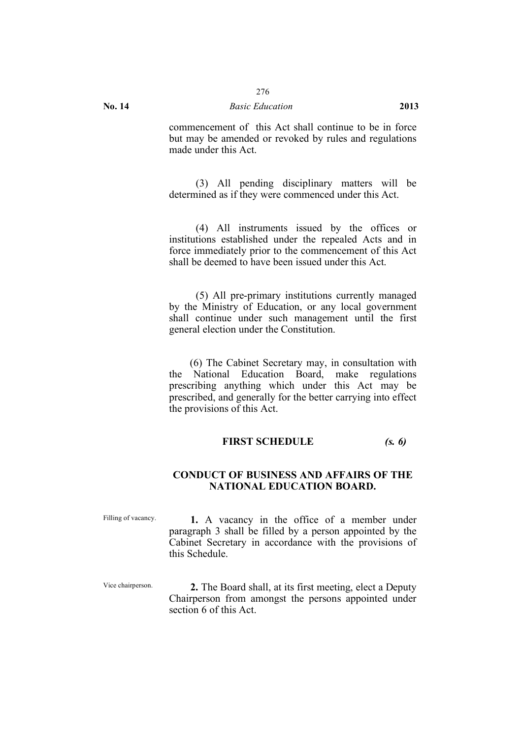commencement of this Act shall continue to be in force but may be amended or revoked by rules and regulations made under this Act.

(3) All pending disciplinary matters will be determined as if they were commenced under this Act.

(4) All instruments issued by the offices or institutions established under the repealed Acts and in force immediately prior to the commencement of this Act shall be deemed to have been issued under this Act.

(5) All pre-primary institutions currently managed by the Ministry of Education, or any local government shall continue under such management until the first general election under the Constitution.

(6) The Cabinet Secretary may, in consultation with the National Education Board, make regulations prescribing anything which under this Act may be prescribed, and generally for the better carrying into effect the provisions of this Act.

## FIRST SCHEDULE *(s. 6)*

## CONDUCT OF BUSINESS AND AFFAIRS OF THE NATIONAL EDUCATION BOARD.

Filling of vacancy.

**1.** A vacancy in the office of a member under paragraph 3 shall be filled by a person appointed by the Cabinet Secretary in accordance with the provisions of this Schedule.

Vice chairperson.

**2.** The Board shall, at its first meeting, elect a Deputy Chairperson from amongst the persons appointed under section 6 of this Act.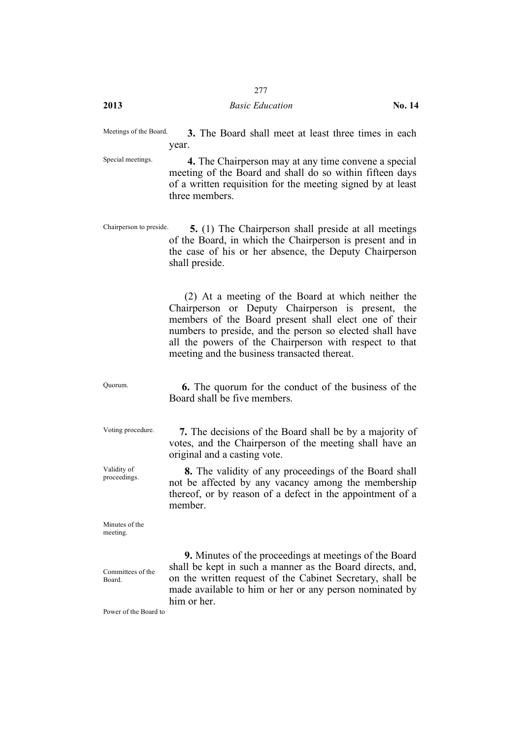Meetings of the Board.

**3.** The Board shall meet at least three times in each year.

Special meetings.

**4.** The Chairperson may at any time convene a special meeting of the Board and shall do so within fifteen days of a written requisition for the meeting signed by at least three members.

Chairperson to preside.

**5.** (1) The Chairperson shall preside at all meetings of the Board, in which the Chairperson is present and in the case of his or her absence, the Deputy Chairperson shall preside.

(2) At a meeting of the Board at which neither the Chairperson or Deputy Chairperson is present, the members of the Board present shall elect one of their numbers to preside, and the person so elected shall have all the powers of the Chairperson with respect to that meeting and the business transacted thereat.

Quorum.

**6.** The quorum for the conduct of the business of the Board shall be five members.

Voting procedure.

**7.** The decisions of the Board shall be by a majority of votes, and the Chairperson of the meeting shall have an original and a casting vote.

Validity of proceedings.

**8.** The validity of any proceedings of the Board shall not be affected by any vacancy among the membership thereof, or by reason of a defect in the appointment of a member.

Minutes of the meeting.

**9.** Minutes of the proceedings at meetings of the Board shall be kept in such a manner as the Board directs, and, on the written request of the Cabinet Secretary, shall be made available to him or her or any person nominated by him or her.

Committees of the Board.

Power of the Board to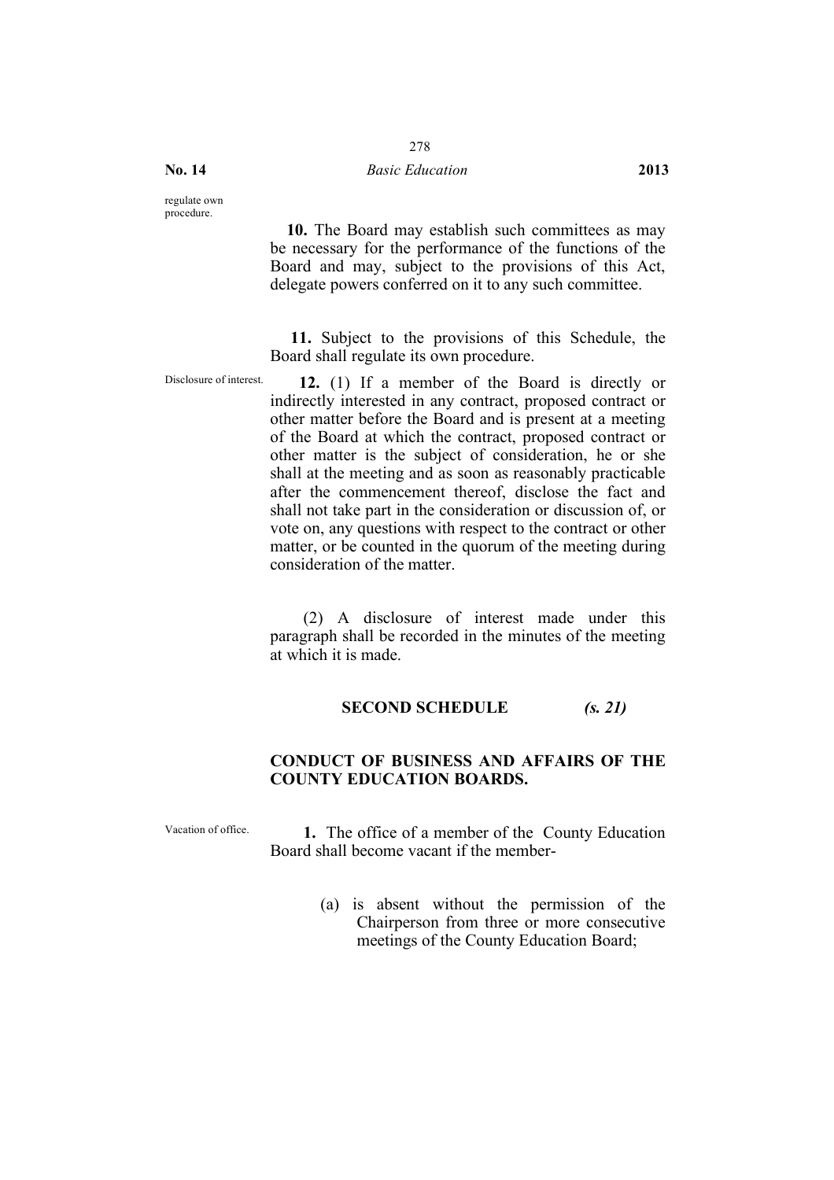regulate own procedure.

**10.** The Board may establish such committees as may be necessary for the performance of the functions of the Board and may, subject to the provisions of this Act, delegate powers conferred on it to any such committee.

**11.** Subject to the provisions of this Schedule, the Board shall regulate its own procedure.

Disclosure of interest.

**12.** (1) If a member of the Board is directly or indirectly interested in any contract, proposed contract or other matter before the Board and is present at a meeting of the Board at which the contract, proposed contract or other matter is the subject of consideration, he or she shall at the meeting and as soon as reasonably practicable after the commencement thereof, disclose the fact and shall not take part in the consideration or discussion of, or vote on, any questions with respect to the contract or other matter, or be counted in the quorum of the meeting during consideration of the matter.

(2) A disclosure of interest made under this paragraph shall be recorded in the minutes of the meeting at which it is made.

## SECOND SCHEDULE *(s. 21)*

## CONDUCT OF BUSINESS AND AFFAIRS OF THE COUNTY EDUCATION BOARDS.

Vacation of office.

**1.** The office of a member of the County Education Board shall become vacant if the member-

(a) is absent without the permission of the Chairperson from three or more consecutive meetings of the County Education Board;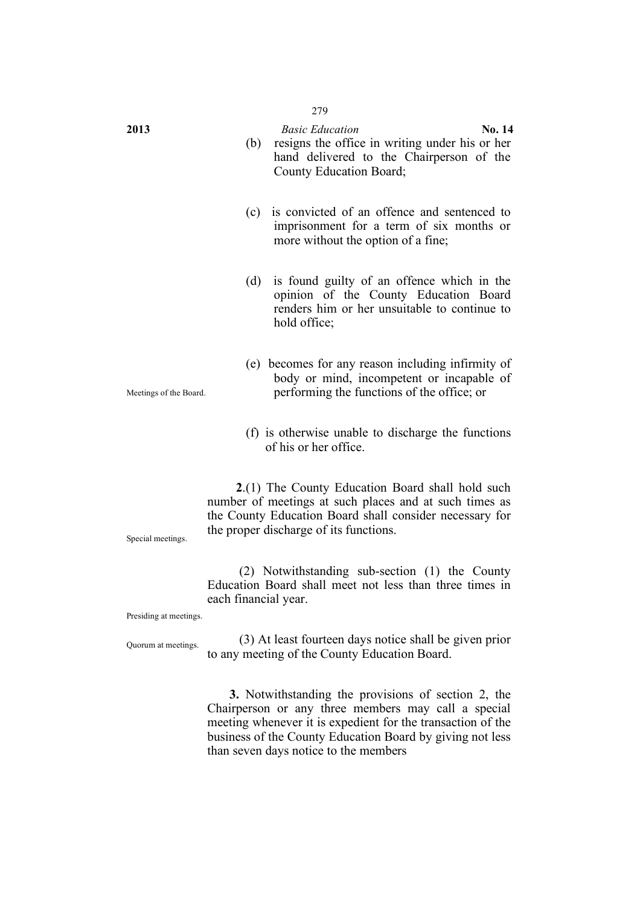(b) resigns the office in writing under his or her hand delivered to the Chairperson of the County Education Board;

(c) is convicted of an offence and sentenced to imprisonment for a term of six months or more without the option of a fine;

(d) is found guilty of an offence which in the opinion of the County Education Board renders him or her unsuitable to continue to hold office;

(e) becomes for any reason including infirmity of body or mind, incompetent or incapable of performing the functions of the office; or

(f) is otherwise unable to discharge the functions of his or her office.

Meetings of the Board.

**2**.(1) The County Education Board shall hold such number of meetings at such places and at such times as the County Education Board shall consider necessary for the proper discharge of its functions.

(2) Notwithstanding sub-section (1) the County Education Board shall meet not less than three times in each financial year.

(3) At least fourteen days notice shall be given prior to any meeting of the County Education Board.

Special meetings.

**3.** Notwithstanding the provisions of section 2, the Chairperson or any three members may call a special meeting whenever it is expedient for the transaction of the business of the County Education Board by giving not less than seven days notice to the members

Presiding at meetings.

Quorum at meetings.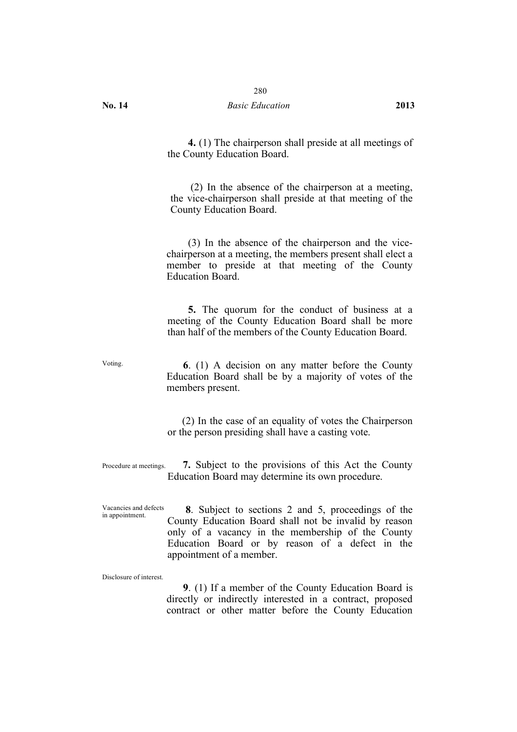**4.** (1) The chairperson shall preside at all meetings of the County Education Board.

(2) In the absence of the chairperson at a meeting, the vice-chairperson shall preside at that meeting of the County Education Board.

(3) In the absence of the chairperson and the vice-chairperson at a meeting, the members present shall elect a member to preside at that meeting of the County Education Board.

**5.** The quorum for the conduct of business at a meeting of the County Education Board shall be more than half of the members of the County Education Board.

Voting.

**6**. (1) A decision on any matter before the County Education Board shall be by a majority of votes of the members present.

(2) In the case of an equality of votes the Chairperson or the person presiding shall have a casting vote.

Procedure at meetings.

**7.** Subject to the provisions of this Act the County Education Board may determine its own procedure.

Vacancies and defects in appointment.

**8**. Subject to sections 2 and 5, proceedings of the County Education Board shall not be invalid by reason only of a vacancy in the membership of the County Education Board or by reason of a defect in the appointment of a member.

Disclosure of interest.

**9**. (1) If a member of the County Education Board is directly or indirectly interested in a contract, proposed contract or other matter before the County Education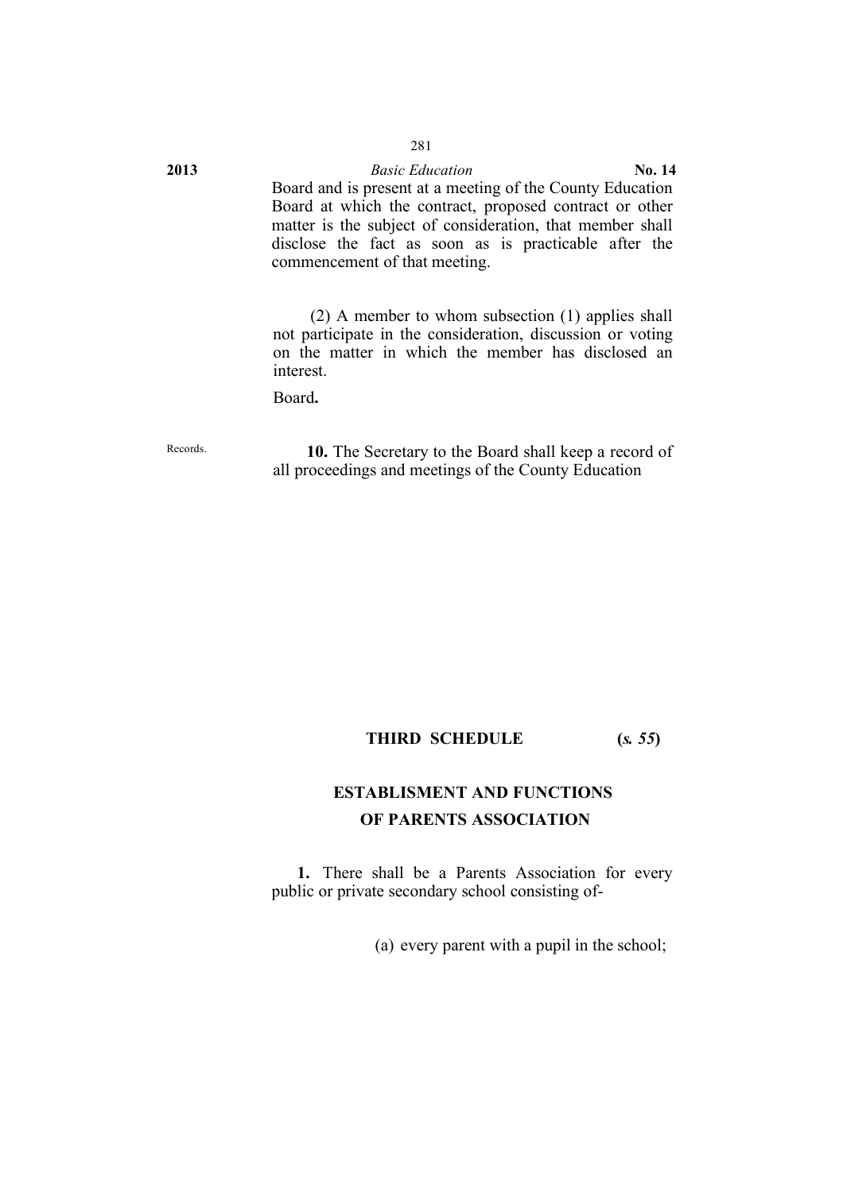Board and is present at a meeting of the County Education Board at which the contract, proposed contract or other matter is the subject of consideration, that member shall disclose the fact as soon as is practicable after the commencement of that meeting.

(2) A member to whom subsection (1) applies shall not participate in the consideration, discussion or voting on the matter in which the member has disclosed an interest.

Board**.**

Records.

**10.** The Secretary to the Board shall keep a record of all proceedings and meetings of the County Education

## THIRD SCHEDULE (*s. 55*)

## ESTABLISMENT AND FUNCTIONS OF PARENTS ASSOCIATION

**1.** There shall be a Parents Association for every public or private secondary school consisting of-

(a) every parent with a pupil in the school;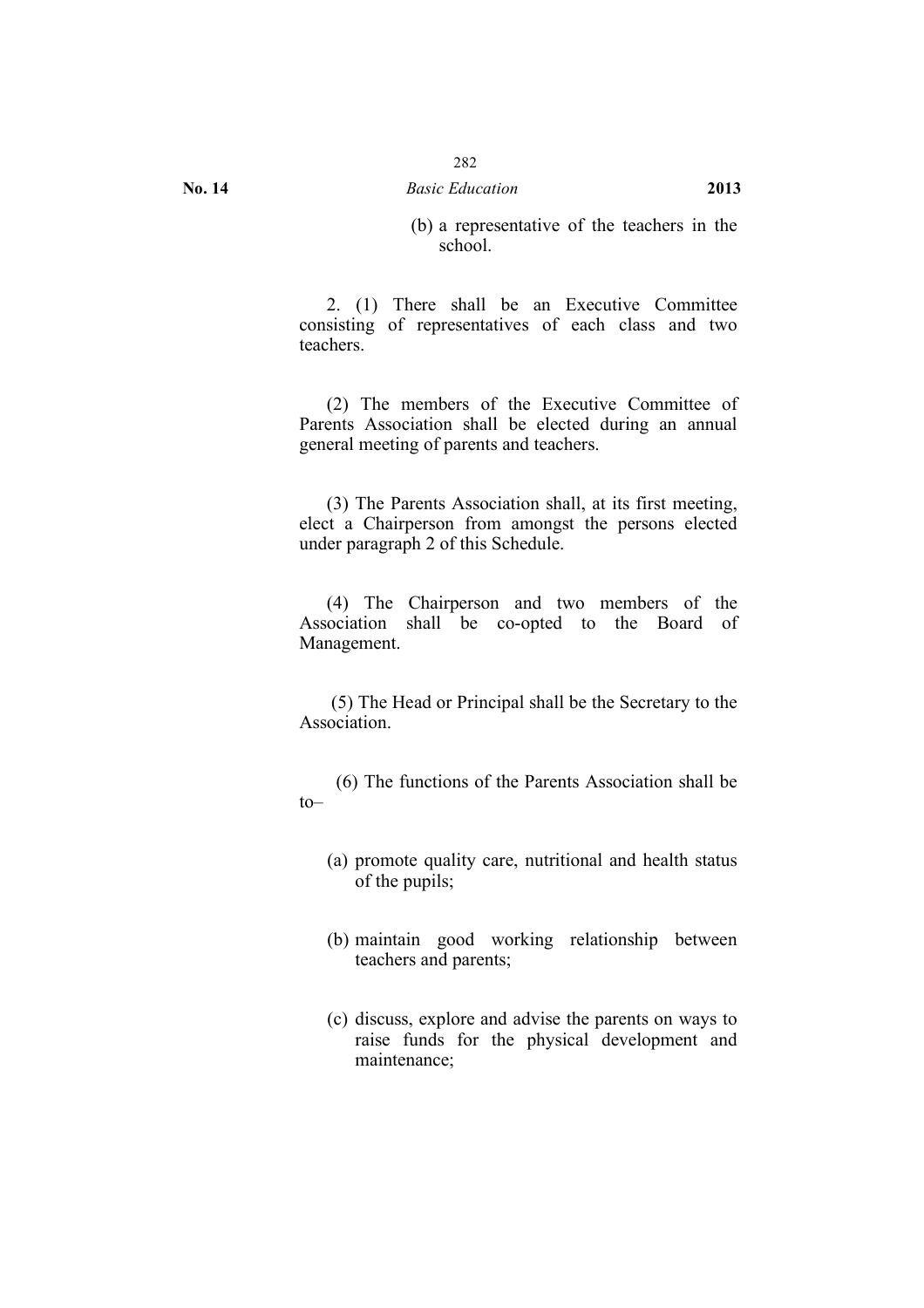(b) a representative of the teachers in the school.

2. (1) There shall be an Executive Committee consisting of representatives of each class and two teachers.

(2) The members of the Executive Committee of Parents Association shall be elected during an annual general meeting of parents and teachers.

(3) The Parents Association shall, at its first meeting, elect a Chairperson from amongst the persons elected under paragraph 2 of this Schedule.

(4) The Chairperson and two members of the Association shall be co-opted to the Board of Management.

(5) The Head or Principal shall be the Secretary to the Association.

(6) The functions of the Parents Association shall be to–

(a) promote quality care, nutritional and health status of the pupils;

(b) maintain good working relationship between teachers and parents;

(c) discuss, explore and advise the parents on ways to raise funds for the physical development and maintenance;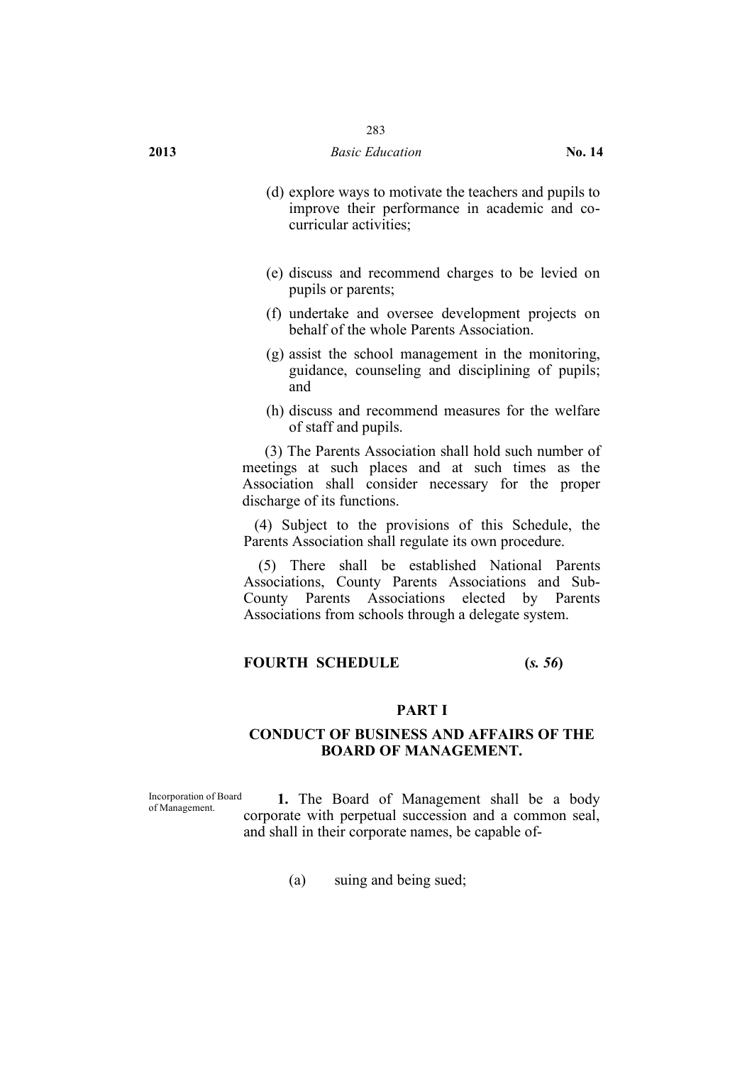(d) explore ways to motivate the teachers and pupils to improve their performance in academic and co-curricular activities;

(e) discuss and recommend charges to be levied on pupils or parents;

(f) undertake and oversee development projects on behalf of the whole Parents Association.

(g) assist the school management in the monitoring, guidance, counseling and disciplining of pupils; and

(h) discuss and recommend measures for the welfare of staff and pupils.

(3) The Parents Association shall hold such number of meetings at such places and at such times as the Association shall consider necessary for the proper discharge of its functions.

(4) Subject to the provisions of this Schedule, the Parents Association shall regulate its own procedure.

(5) There shall be established National Parents Associations, County Parents Associations and Sub-County Parents Associations elected by Parents Associations from schools through a delegate system.

## FOURTH SCHEDULE (*s. 56*)

### PART I

### CONDUCT OF BUSINESS AND AFFAIRS OF THE BOARD OF MANAGEMENT.

Incorporation of Board of Management.

**1.** The Board of Management shall be a body corporate with perpetual succession and a common seal, and shall in their corporate names, be capable of-

(a) suing and being sued;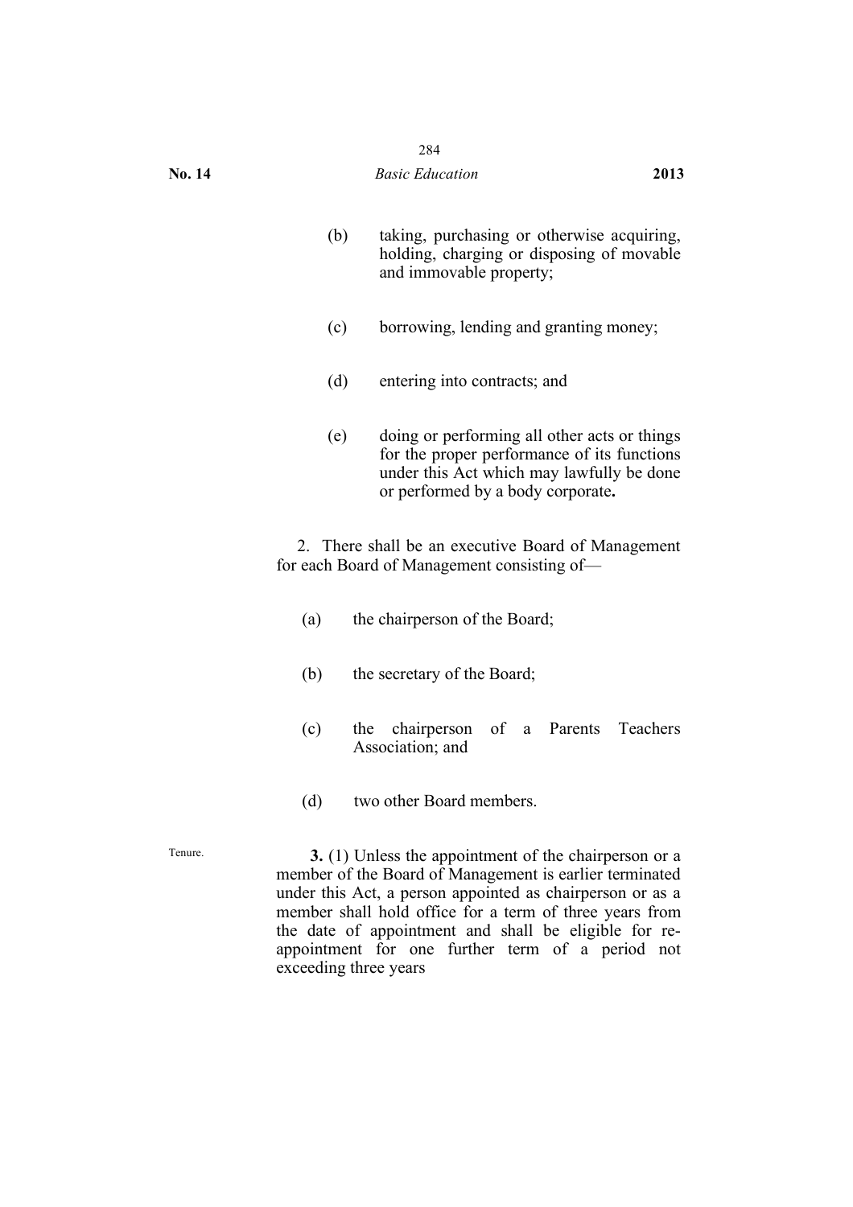(b) taking, purchasing or otherwise acquiring, holding, charging or disposing of movable and immovable property;

(c) borrowing, lending and granting money;

(d) entering into contracts; and

(e) doing or performing all other acts or things for the proper performance of its functions under this Act which may lawfully be done or performed by a body corporate**.**

2. There shall be an executive Board of Management for each Board of Management consisting of—

(a) the chairperson of the Board;

(b) the secretary of the Board;

(c) the chairperson of a Parents Teachers Association; and

(d) two other Board members.

Tenure.

**3.** (1) Unless the appointment of the chairperson or a member of the Board of Management is earlier terminated under this Act, a person appointed as chairperson or as a member shall hold office for a term of three years from the date of appointment and shall be eligible for re-appointment for one further term of a period not exceeding three years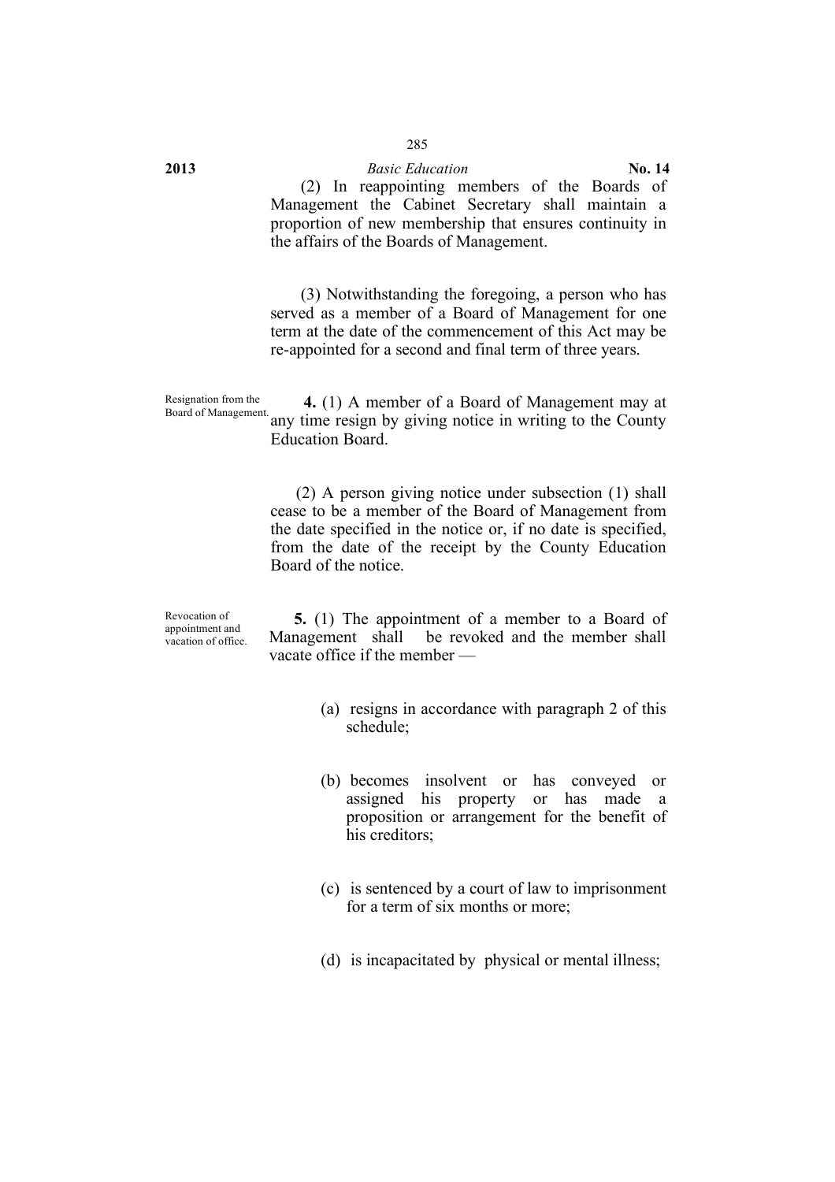(2) In reappointing members of the Boards of Management the Cabinet Secretary shall maintain a proportion of new membership that ensures continuity in the affairs of the Boards of Management.

(3) Notwithstanding the foregoing, a person who has served as a member of a Board of Management for one term at the date of the commencement of this Act may be re-appointed for a second and final term of three years.

Resignation from the Board of Management.

**4.** (1) A member of a Board of Management may at any time resign by giving notice in writing to the County Education Board.

(2) A person giving notice under subsection (1) shall cease to be a member of the Board of Management from the date specified in the notice or, if no date is specified, from the date of the receipt by the County Education Board of the notice.

Revocation of appointment and vacation of office.

**5.** (1) The appointment of a member to a Board of Management shall be revoked and the member shall vacate office if the member —

(a) resigns in accordance with paragraph 2 of this schedule;

(b) becomes insolvent or has conveyed or assigned his property or has made a proposition or arrangement for the benefit of his creditors;

(c) is sentenced by a court of law to imprisonment for a term of six months or more;

(d) is incapacitated by physical or mental illness;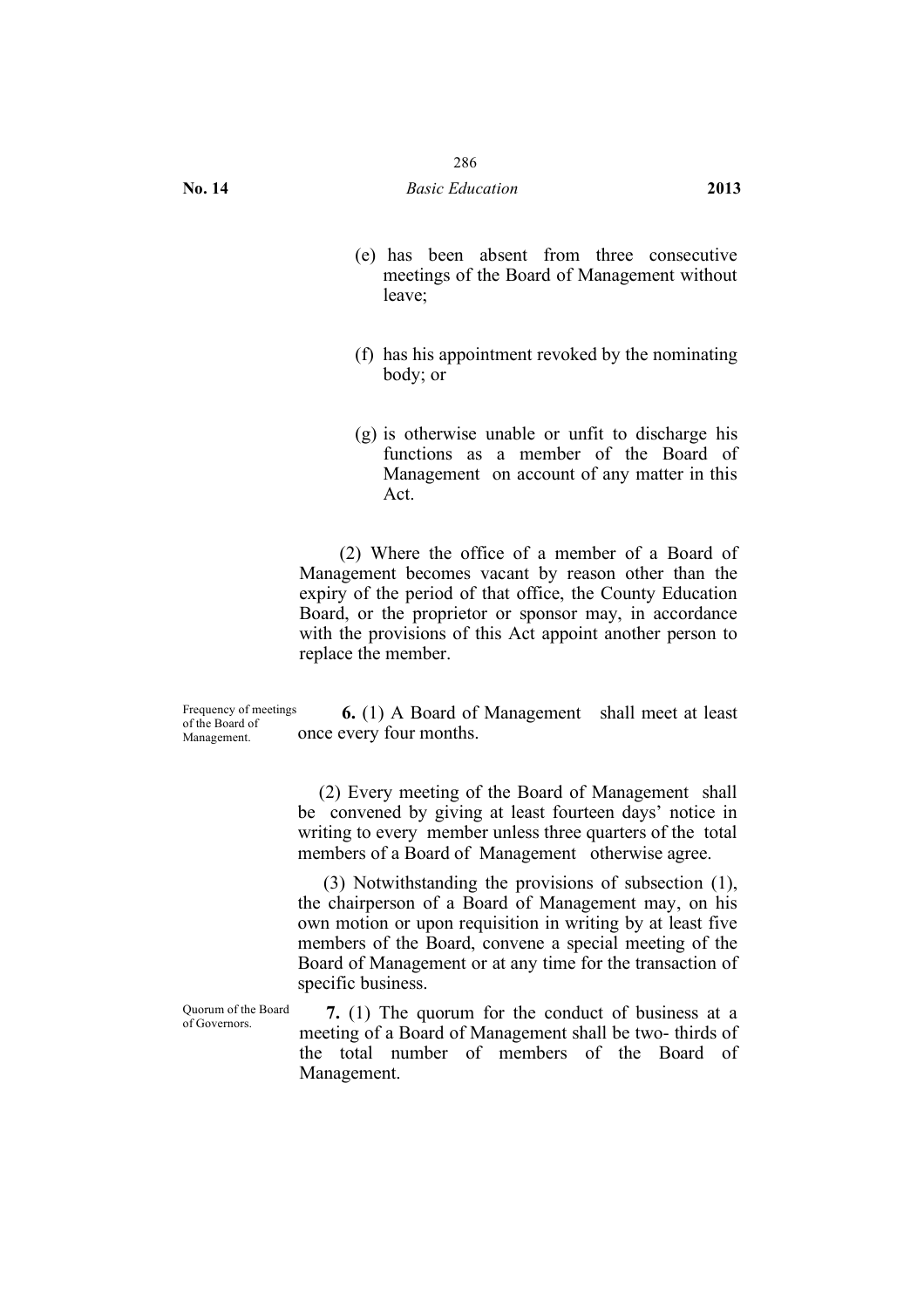(e) has been absent from three consecutive meetings of the Board of Management without leave;

(f) has his appointment revoked by the nominating body; or

(g) is otherwise unable or unfit to discharge his functions as a member of the Board of Management on account of any matter in this Act.

(2) Where the office of a member of a Board of Management becomes vacant by reason other than the expiry of the period of that office, the County Education Board, or the proprietor or sponsor may, in accordance with the provisions of this Act appoint another person to replace the member.

Frequency of meetings of the Board of Management.

**6.** (1) A Board of Management shall meet at least once every four months.

(2) Every meeting of the Board of Management shall be convened by giving at least fourteen days' notice in writing to every member unless three quarters of the total members of a Board of Management otherwise agree.

(3) Notwithstanding the provisions of subsection (1), the chairperson of a Board of Management may, on his own motion or upon requisition in writing by at least five members of the Board, convene a special meeting of the Board of Management or at any time for the transaction of specific business.

Quorum of the Board of Governors.

**7.** (1) The quorum for the conduct of business at a meeting of a Board of Management shall be two- thirds of the total number of members of the Board of Management.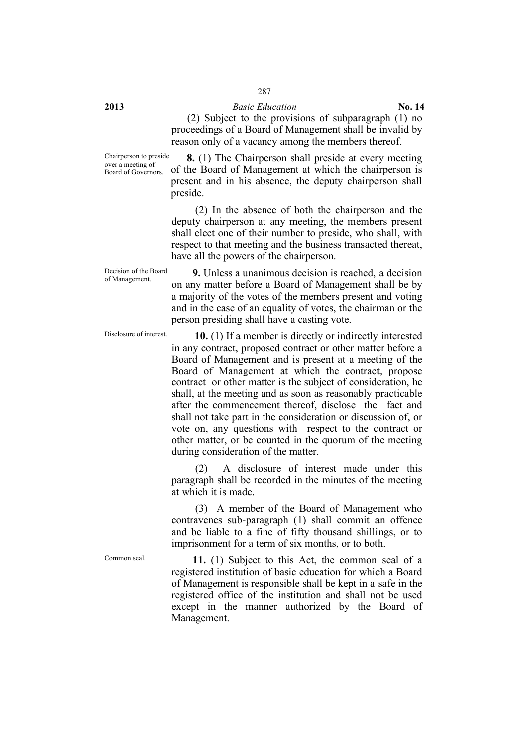(2) Subject to the provisions of subparagraph (1) no proceedings of a Board of Management shall be invalid by reason only of a vacancy among the members thereof.

*Chairperson to preside over a meeting of Board of Governors.*

**8.** (1) The Chairperson shall preside at every meeting of the Board of Management at which the chairperson is present and in his absence, the deputy chairperson shall preside.

(2) In the absence of both the chairperson and the deputy chairperson at any meeting, the members present shall elect one of their number to preside, who shall, with respect to that meeting and the business transacted thereat, have all the powers of the chairperson.

*Decision of the Board of Management.*

**9.** Unless a unanimous decision is reached, a decision on any matter before a Board of Management shall be by a majority of the votes of the members present and voting and in the case of an equality of votes, the chairman or the person presiding shall have a casting vote.

*Disclosure of interest.*

**10.** (1) If a member is directly or indirectly interested in any contract, proposed contract or other matter before a Board of Management and is present at a meeting of the Board of Management at which the contract, propose contract or other matter is the subject of consideration, he shall, at the meeting and as soon as reasonably practicable after the commencement thereof, disclose the fact and shall not take part in the consideration or discussion of, or vote on, any questions with respect to the contract or other matter, or be counted in the quorum of the meeting during consideration of the matter.

(2) A disclosure of interest made under this paragraph shall be recorded in the minutes of the meeting at which it is made.

(3) A member of the Board of Management who contravenes sub-paragraph (1) shall commit an offence and be liable to a fine of fifty thousand shillings, or to imprisonment for a term of six months, or to both.

*Common seal.*

**11.** (1) Subject to this Act, the common seal of a registered institution of basic education for which a Board of Management is responsible shall be kept in a safe in the registered office of the institution and shall not be used except in the manner authorized by the Board of Management.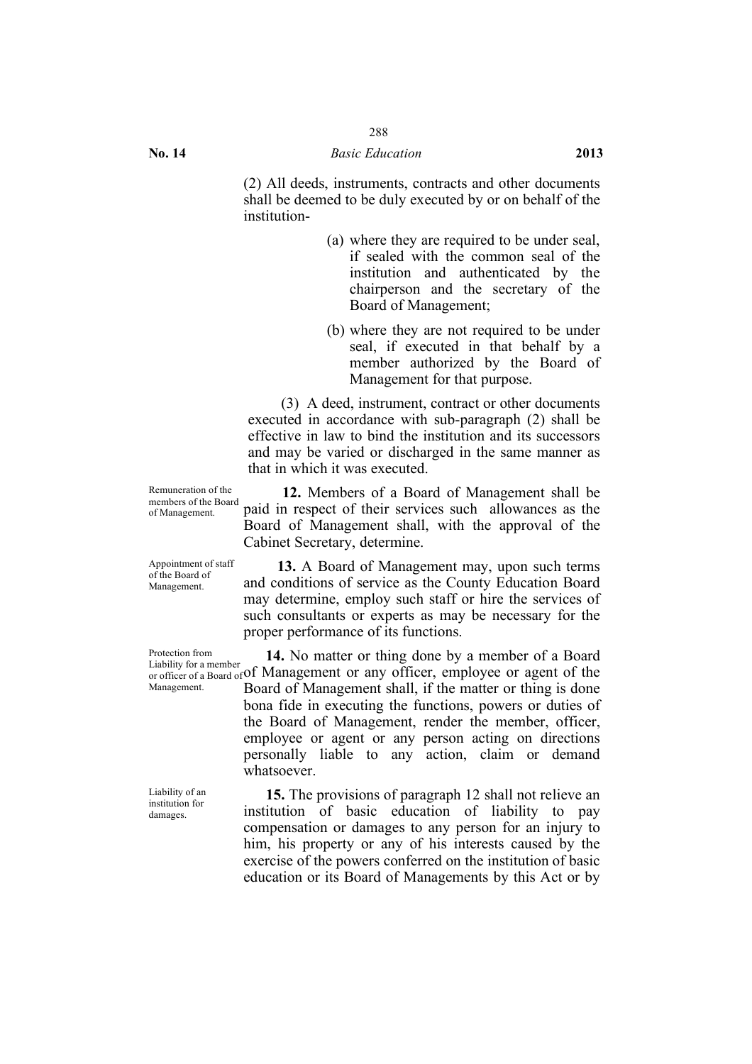(2) All deeds, instruments, contracts and other documents shall be deemed to be duly executed by or on behalf of the institution-

(a) where they are required to be under seal, if sealed with the common seal of the institution and authenticated by the chairperson and the secretary of the Board of Management;

(b) where they are not required to be under seal, if executed in that behalf by a member authorized by the Board of Management for that purpose.

(3) A deed, instrument, contract or other documents executed in accordance with sub-paragraph (2) shall be effective in law to bind the institution and its successors and may be varied or discharged in the same manner as that in which it was executed.

Remuneration of the members of the Board of Management.

**12.** Members of a Board of Management shall be paid in respect of their services such allowances as the Board of Management shall, with the approval of the Cabinet Secretary, determine.

Appointment of staff of the Board of Management.

**13.** A Board of Management may, upon such terms and conditions of service as the County Education Board may determine, employ such staff or hire the services of such consultants or experts as may be necessary for the proper performance of its functions.

Protection from Liability for a member or officer of a Board of Management.

**14.** No matter or thing done by a member of a Board of Management or any officer, employee or agent of the Board of Management shall, if the matter or thing is done bona fide in executing the functions, powers or duties of the Board of Management, render the member, officer, employee or agent or any person acting on directions personally liable to any action, claim or demand whatsoever.

Liability of an institution for damages.

**15.** The provisions of paragraph 12 shall not relieve an institution of basic education of liability to pay compensation or damages to any person for an injury to him, his property or any of his interests caused by the exercise of the powers conferred on the institution of basic education or its Board of Managements by this Act or by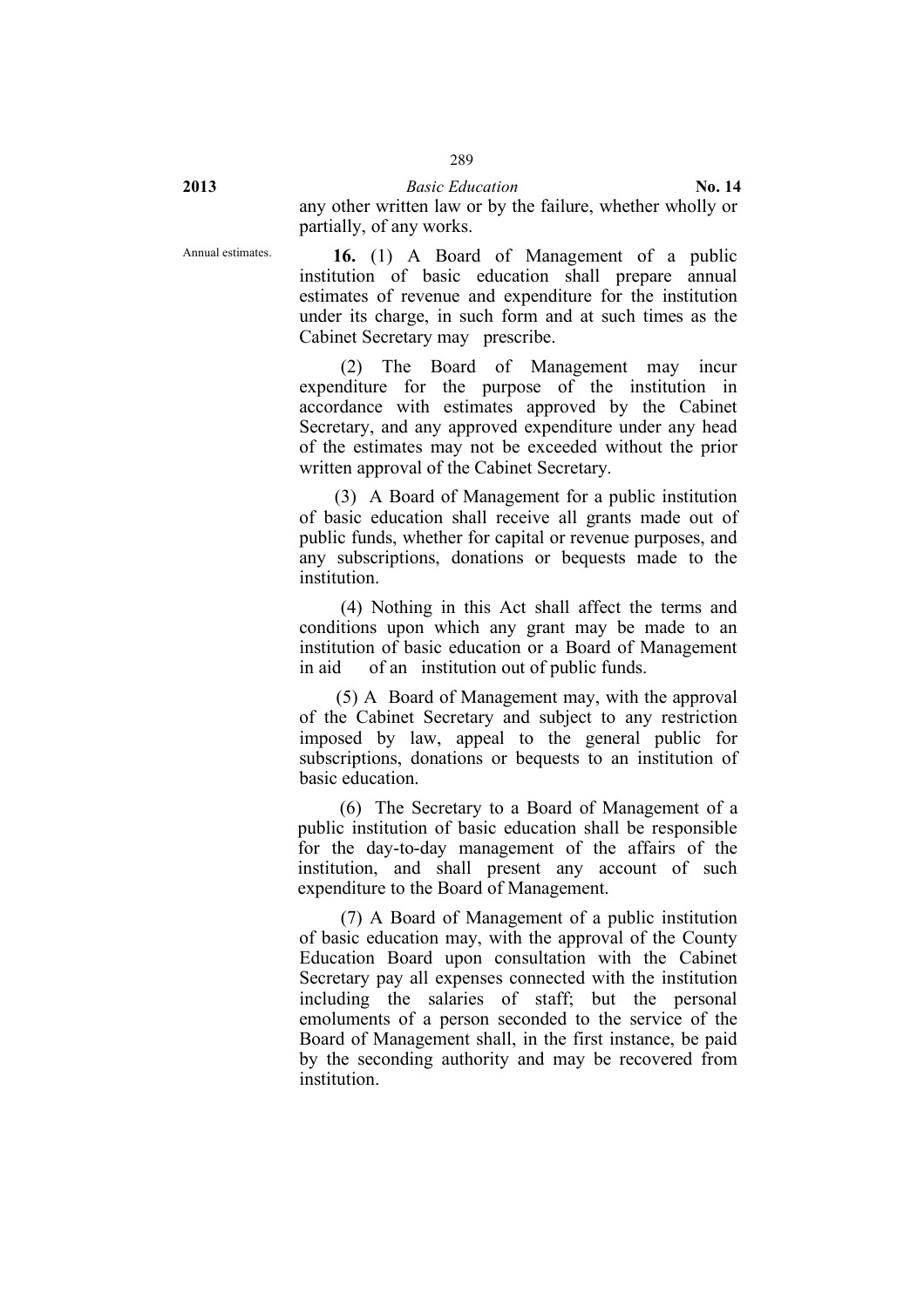any other written law or by the failure, whether wholly or partially, of any works.

Annual estimates.

**16.** (1) A Board of Management of a public institution of basic education shall prepare annual estimates of revenue and expenditure for the institution under its charge, in such form and at such times as the Cabinet Secretary may prescribe.

(2) The Board of Management may incur expenditure for the purpose of the institution in accordance with estimates approved by the Cabinet Secretary, and any approved expenditure under any head of the estimates may not be exceeded without the prior written approval of the Cabinet Secretary.

(3) A Board of Management for a public institution of basic education shall receive all grants made out of public funds, whether for capital or revenue purposes, and any subscriptions, donations or bequests made to the institution.

(4) Nothing in this Act shall affect the terms and conditions upon which any grant may be made to an institution of basic education or a Board of Management in aid of an institution out of public funds.

(5) A Board of Management may, with the approval of the Cabinet Secretary and subject to any restriction imposed by law, appeal to the general public for subscriptions, donations or bequests to an institution of basic education.

(6) The Secretary to a Board of Management of a public institution of basic education shall be responsible for the day-to-day management of the affairs of the institution, and shall present any account of such expenditure to the Board of Management.

(7) A Board of Management of a public institution of basic education may, with the approval of the County Education Board upon consultation with the Cabinet Secretary pay all expenses connected with the institution including the salaries of staff; but the personal emoluments of a person seconded to the service of the Board of Management shall, in the first instance, be paid by the seconding authority and may be recovered from institution.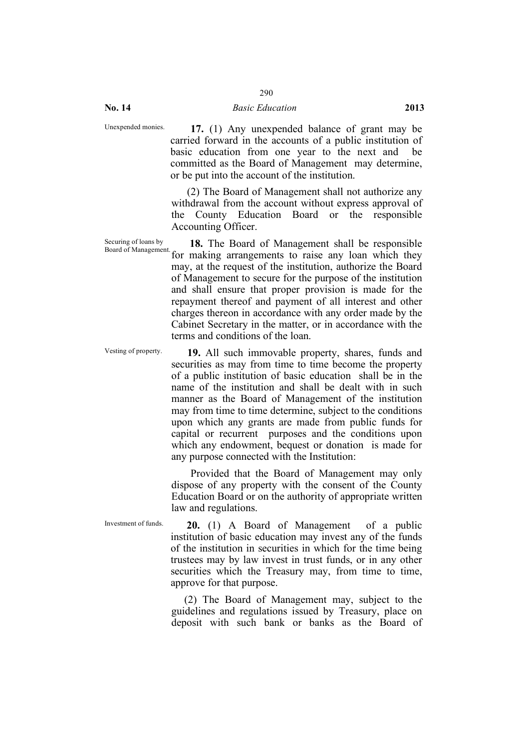Unexpended monies.

**17.** (1) Any unexpended balance of grant may be carried forward in the accounts of a public institution of basic education from one year to the next and be committed as the Board of Management may determine, or be put into the account of the institution.

(2) The Board of Management shall not authorize any withdrawal from the account without express approval of the County Education Board or the responsible Accounting Officer.

Securing of loans by Board of Management.

**18.** The Board of Management shall be responsible for making arrangements to raise any loan which they may, at the request of the institution, authorize the Board of Management to secure for the purpose of the institution and shall ensure that proper provision is made for the repayment thereof and payment of all interest and other charges thereon in accordance with any order made by the Cabinet Secretary in the matter, or in accordance with the terms and conditions of the loan.

Vesting of property.

**19.** All such immovable property, shares, funds and securities as may from time to time become the property of a public institution of basic education shall be in the name of the institution and shall be dealt with in such manner as the Board of Management of the institution may from time to time determine, subject to the conditions upon which any grants are made from public funds for capital or recurrent purposes and the conditions upon which any endowment, bequest or donation is made for any purpose connected with the Institution:

Provided that the Board of Management may only dispose of any property with the consent of the County Education Board or on the authority of appropriate written law and regulations.

Investment of funds.

**20.** (1) A Board of Management of a public institution of basic education may invest any of the funds of the institution in securities in which for the time being trustees may by law invest in trust funds, or in any other securities which the Treasury may, from time to time, approve for that purpose.

(2) The Board of Management may, subject to the guidelines and regulations issued by Treasury, place on deposit with such bank or banks as the Board of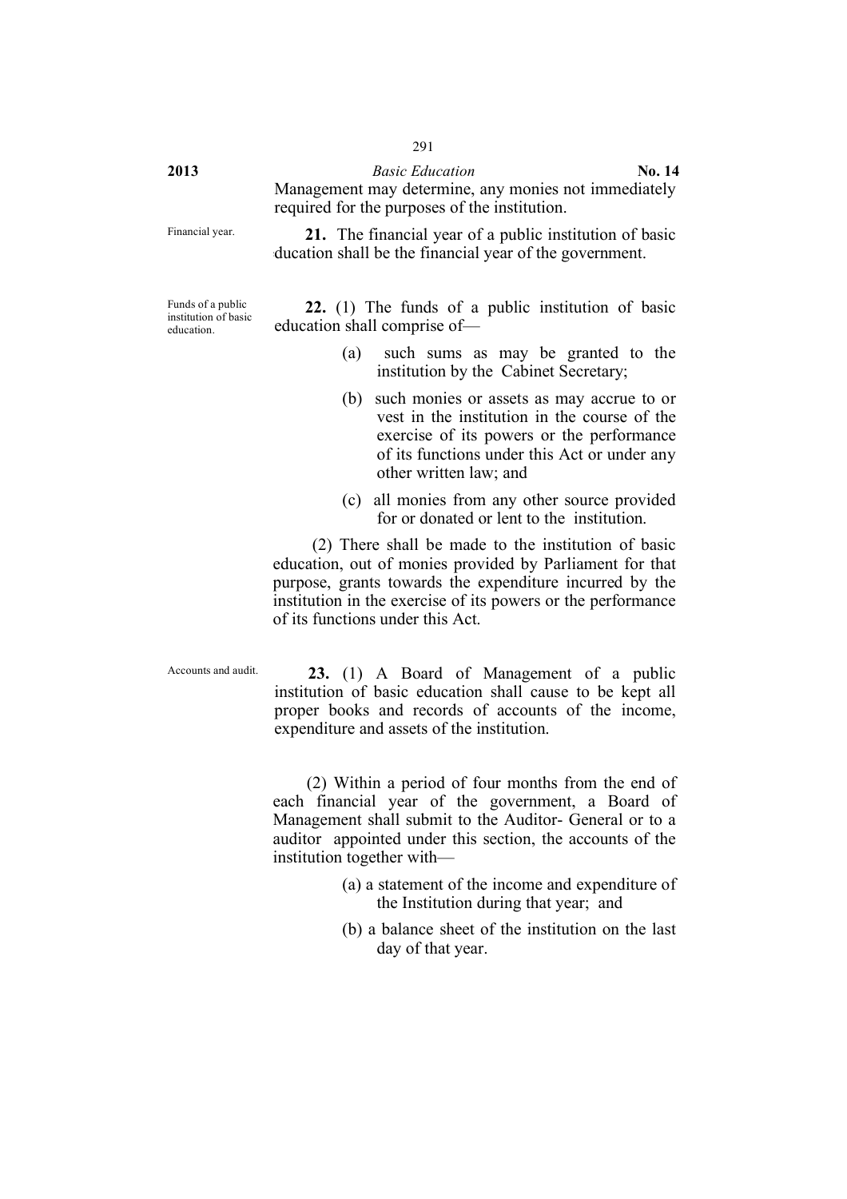Management may determine, any monies not immediately required for the purposes of the institution.

Financial year.

**21.** The financial year of a public institution of basic education shall be the financial year of the government.

Funds of a public institution of basic education.

**22.** (1) The funds of a public institution of basic education shall comprise of—

(a) such sums as may be granted to the institution by the Cabinet Secretary;

(b) such monies or assets as may accrue to or vest in the institution in the course of the exercise of its powers or the performance of its functions under this Act or under any other written law; and

(c) all monies from any other source provided for or donated or lent to the institution.

(2) There shall be made to the institution of basic education, out of monies provided by Parliament for that purpose, grants towards the expenditure incurred by the institution in the exercise of its powers or the performance of its functions under this Act.

Accounts and audit.

**23.** (1) A Board of Management of a public institution of basic education shall cause to be kept all proper books and records of accounts of the income, expenditure and assets of the institution.

(2) Within a period of four months from the end of each financial year of the government, a Board of Management shall submit to the Auditor- General or to a auditor appointed under this section, the accounts of the institution together with—

(a) a statement of the income and expenditure of the Institution during that year; and

(b) a balance sheet of the institution on the last day of that year.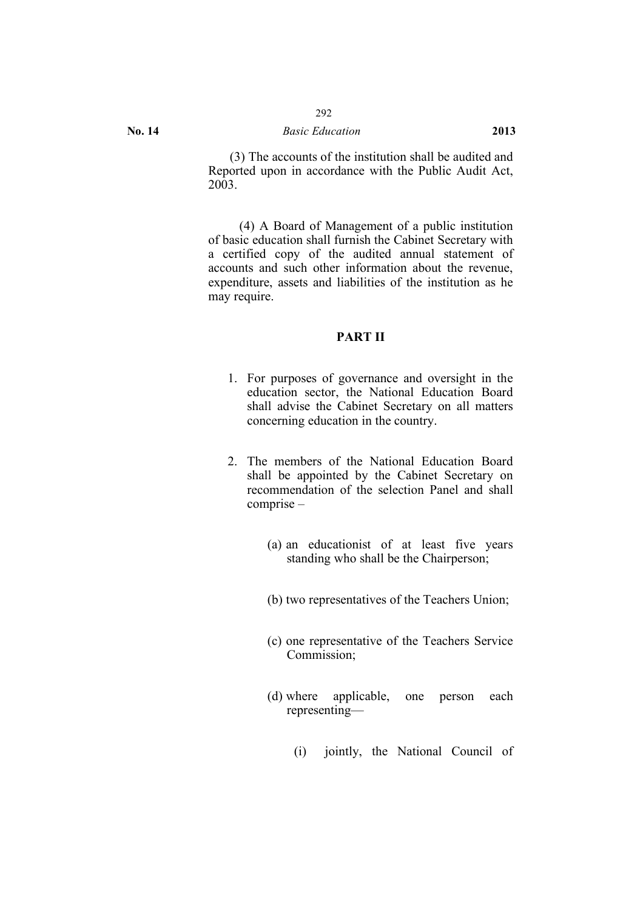(3) The accounts of the institution shall be audited and Reported upon in accordance with the Public Audit Act, 2003.

(4) A Board of Management of a public institution of basic education shall furnish the Cabinet Secretary with a certified copy of the audited annual statement of accounts and such other information about the revenue, expenditure, assets and liabilities of the institution as he may require.

## PART II

1. For purposes of governance and oversight in the education sector, the National Education Board shall advise the Cabinet Secretary on all matters concerning education in the country.

2. The members of the National Education Board shall be appointed by the Cabinet Secretary on recommendation of the selection Panel and shall comprise –

   (a) an educationist of at least five years standing who shall be the Chairperson;

   (b) two representatives of the Teachers Union;

   (c) one representative of the Teachers Service Commission;

   (d) where applicable, one person each representing—

      (i) jointly, the National Council of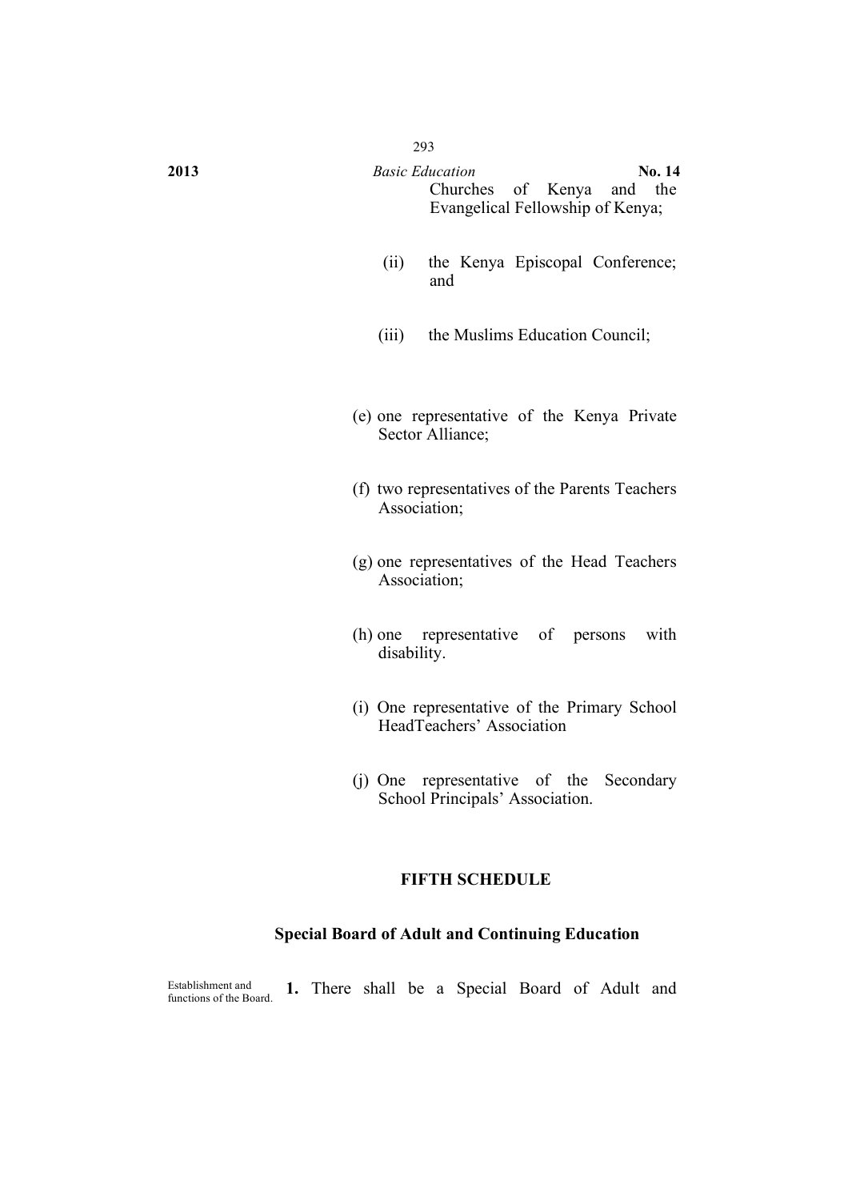Churches of Kenya and the Evangelical Fellowship of Kenya;

(ii) the Kenya Episcopal Conference; and

(iii) the Muslims Education Council;

(e) one representative of the Kenya Private Sector Alliance;

(f) two representatives of the Parents Teachers Association;

(g) one representatives of the Head Teachers Association;

(h) one representative of persons with disability.

(i) One representative of the Primary School HeadTeachers' Association

(j) One representative of the Secondary School Principals' Association.

## FIFTH SCHEDULE

### Special Board of Adult and Continuing Education

Establishment and functions of the Board.

**1.** There shall be a Special Board of Adult and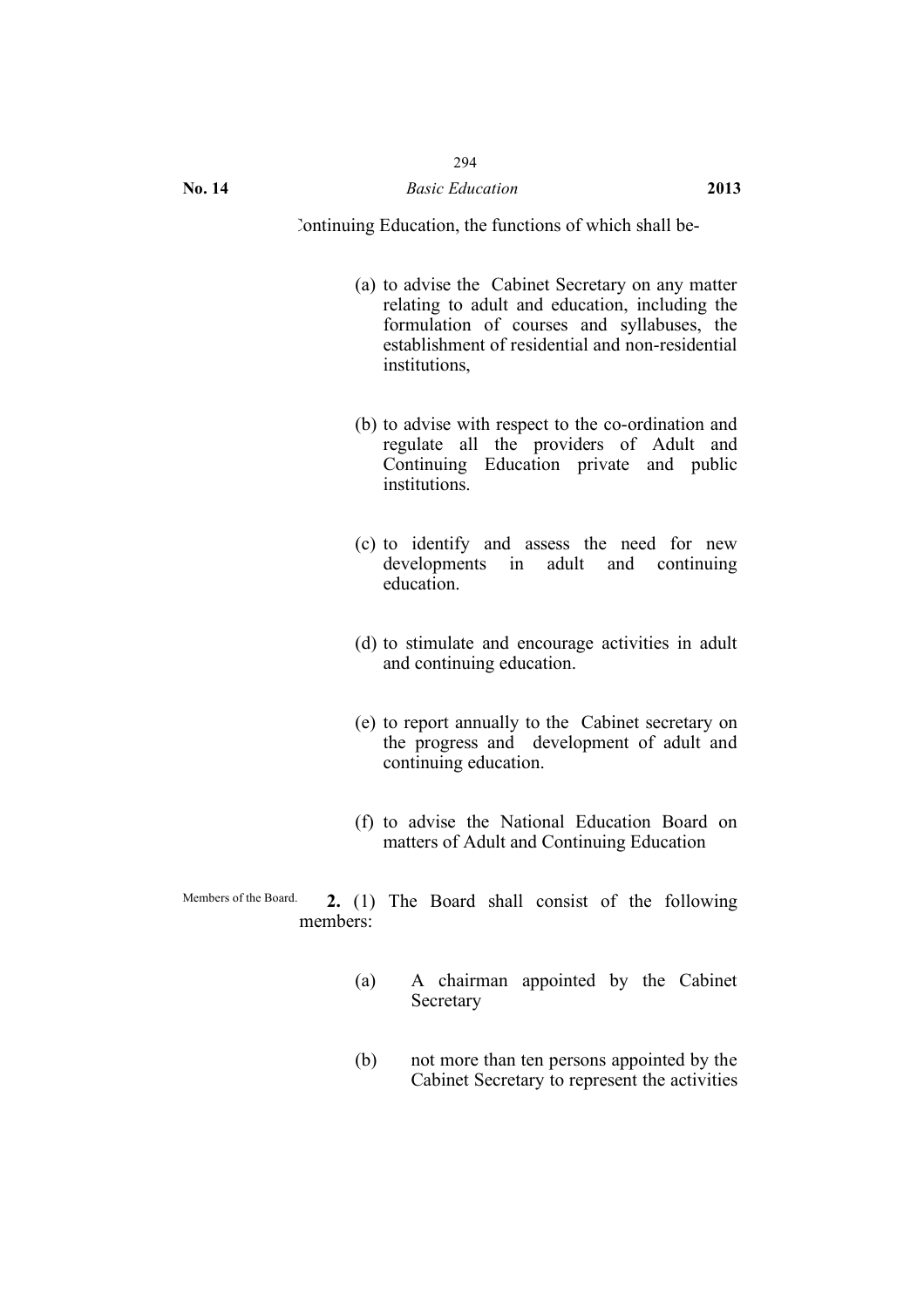Continuing Education, the functions of which shall be-

(a) to advise the Cabinet Secretary on any matter relating to adult and education, including the formulation of courses and syllabuses, the establishment of residential and non-residential institutions,

(b) to advise with respect to the co-ordination and regulate all the providers of Adult and Continuing Education private and public institutions.

(c) to identify and assess the need for new developments in adult and continuing education.

(d) to stimulate and encourage activities in adult and continuing education.

(e) to report annually to the Cabinet secretary on the progress and development of adult and continuing education.

(f) to advise the National Education Board on matters of Adult and Continuing Education

Members of the Board.

**2.** (1) The Board shall consist of the following members:

(a) A chairman appointed by the Cabinet Secretary

(b) not more than ten persons appointed by the Cabinet Secretary to represent the activities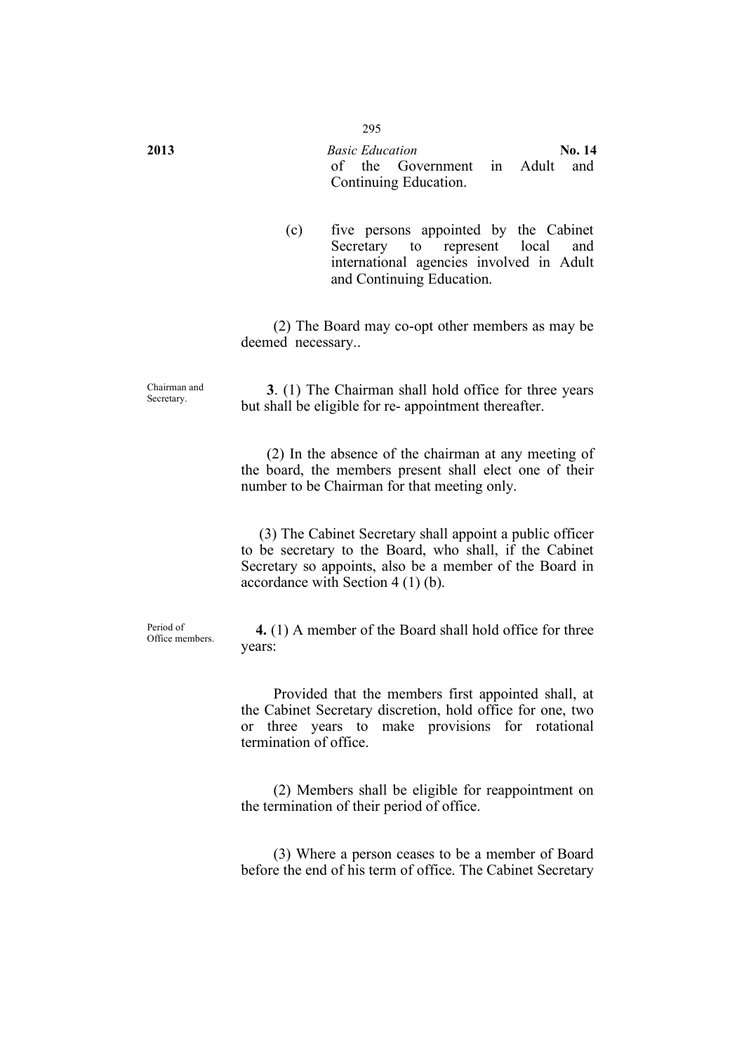of the Government in Adult and Continuing Education.

(c) five persons appointed by the Cabinet Secretary to represent local and international agencies involved in Adult and Continuing Education.

(2) The Board may co-opt other members as may be deemed necessary..

Chairman and Secretary.

**3**. (1) The Chairman shall hold office for three years but shall be eligible for re- appointment thereafter.

(2) In the absence of the chairman at any meeting of the board, the members present shall elect one of their number to be Chairman for that meeting only.

(3) The Cabinet Secretary shall appoint a public officer to be secretary to the Board, who shall, if the Cabinet Secretary so appoints, also be a member of the Board in accordance with Section 4 (1) (b).

Period of Office members.

**4.** (1) A member of the Board shall hold office for three years:

Provided that the members first appointed shall, at the Cabinet Secretary discretion, hold office for one, two or three years to make provisions for rotational termination of office.

(2) Members shall be eligible for reappointment on the termination of their period of office.

(3) Where a person ceases to be a member of Board before the end of his term of office. The Cabinet Secretary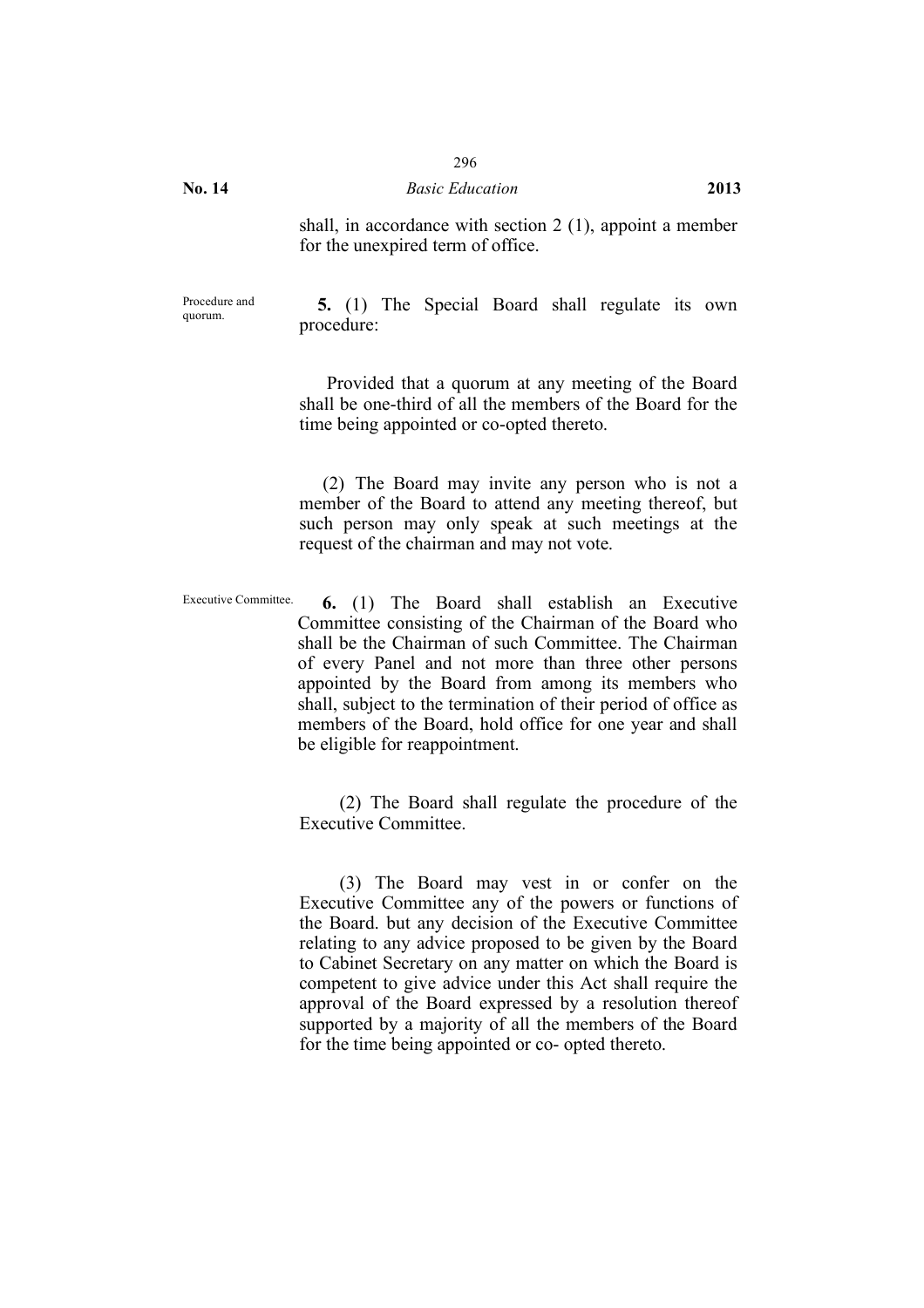shall, in accordance with section 2 (1), appoint a member for the unexpired term of office.

Procedure and quorum.

**5.** (1) The Special Board shall regulate its own procedure:

Provided that a quorum at any meeting of the Board shall be one-third of all the members of the Board for the time being appointed or co-opted thereto.

(2) The Board may invite any person who is not a member of the Board to attend any meeting thereof, but such person may only speak at such meetings at the request of the chairman and may not vote.

Executive Committee.

**6.** (1) The Board shall establish an Executive Committee consisting of the Chairman of the Board who shall be the Chairman of such Committee. The Chairman of every Panel and not more than three other persons appointed by the Board from among its members who shall, subject to the termination of their period of office as members of the Board, hold office for one year and shall be eligible for reappointment.

(2) The Board shall regulate the procedure of the Executive Committee.

(3) The Board may vest in or confer on the Executive Committee any of the powers or functions of the Board. but any decision of the Executive Committee relating to any advice proposed to be given by the Board to Cabinet Secretary on any matter on which the Board is competent to give advice under this Act shall require the approval of the Board expressed by a resolution thereof supported by a majority of all the members of the Board for the time being appointed or co- opted thereto.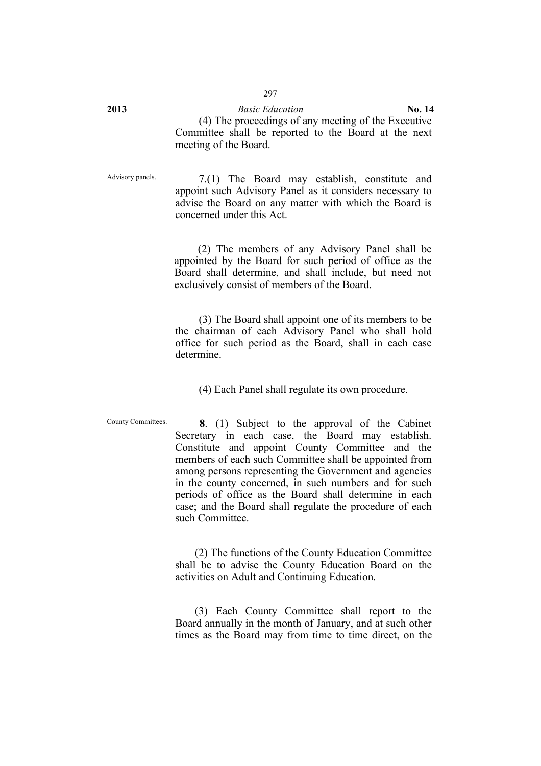(4) The proceedings of any meeting of the Executive Committee shall be reported to the Board at the next meeting of the Board.

Advisory panels.

7.(1) The Board may establish, constitute and appoint such Advisory Panel as it considers necessary to advise the Board on any matter with which the Board is concerned under this Act.

(2) The members of any Advisory Panel shall be appointed by the Board for such period of office as the Board shall determine, and shall include, but need not exclusively consist of members of the Board.

(3) The Board shall appoint one of its members to be the chairman of each Advisory Panel who shall hold office for such period as the Board, shall in each case determine.

(4) Each Panel shall regulate its own procedure.

County Committees.

**8**. (1) Subject to the approval of the Cabinet Secretary in each case, the Board may establish. Constitute and appoint County Committee and the members of each such Committee shall be appointed from among persons representing the Government and agencies in the county concerned, in such numbers and for such periods of office as the Board shall determine in each case; and the Board shall regulate the procedure of each such Committee.

(2) The functions of the County Education Committee shall be to advise the County Education Board on the activities on Adult and Continuing Education.

(3) Each County Committee shall report to the Board annually in the month of January, and at such other times as the Board may from time to time direct, on the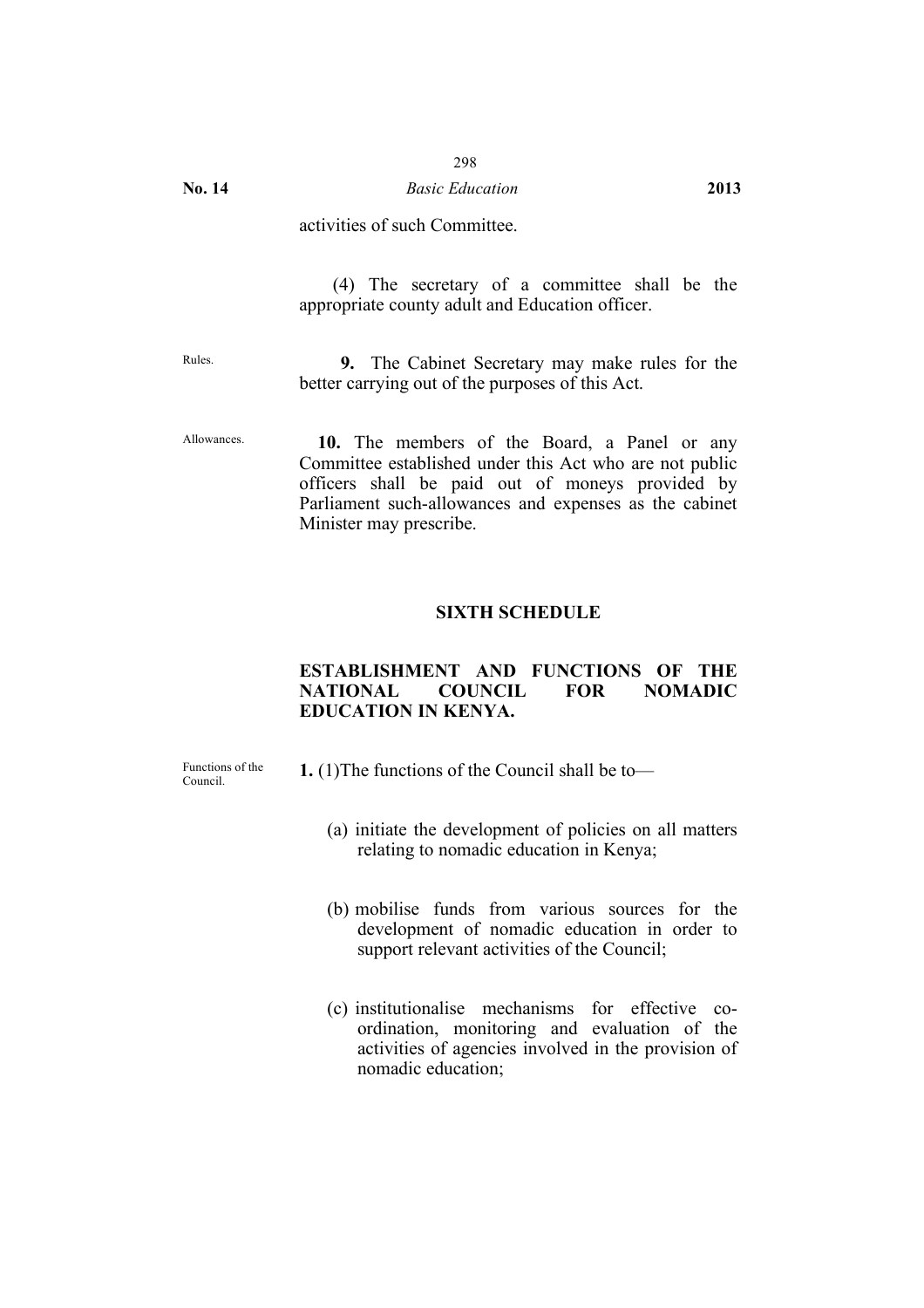activities of such Committee.

(4) The secretary of a committee shall be the appropriate county adult and Education officer.

Rules.

**9.** The Cabinet Secretary may make rules for the better carrying out of the purposes of this Act.

Allowances.

**10.** The members of the Board, a Panel or any Committee established under this Act who are not public officers shall be paid out of moneys provided by Parliament such-allowances and expenses as the cabinet Minister may prescribe.

## SIXTH SCHEDULE

### ESTABLISHMENT AND FUNCTIONS OF THE NATIONAL COUNCIL FOR NOMADIC EDUCATION IN KENYA.

Functions of the Council.

**1.** (1)The functions of the Council shall be to—

(a) initiate the development of policies on all matters relating to nomadic education in Kenya;

(b) mobilise funds from various sources for the development of nomadic education in order to support relevant activities of the Council;

(c) institutionalise mechanisms for effective co-ordination, monitoring and evaluation of the activities of agencies involved in the provision of nomadic education;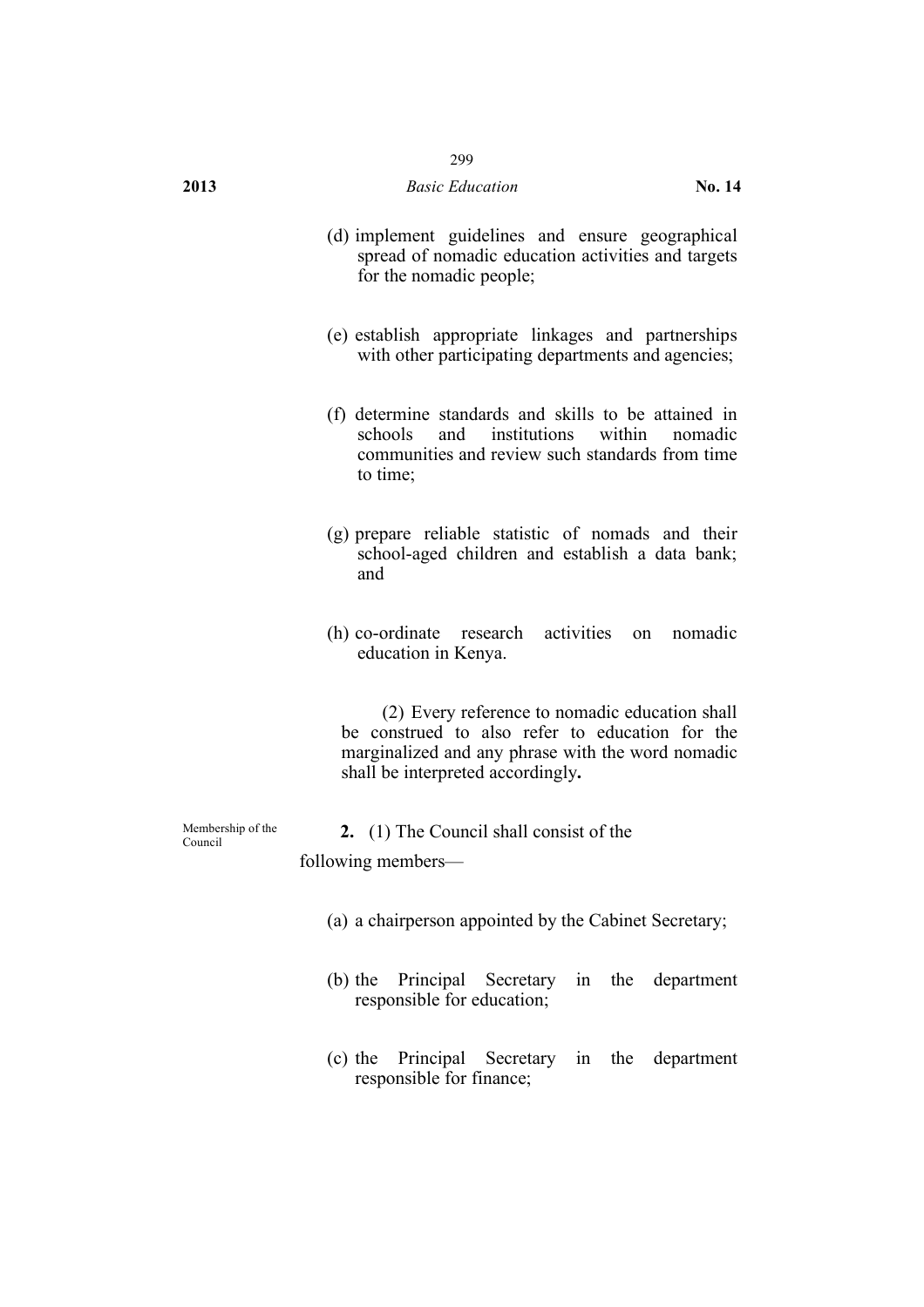(d) implement guidelines and ensure geographical spread of nomadic education activities and targets for the nomadic people;

(e) establish appropriate linkages and partnerships with other participating departments and agencies;

(f) determine standards and skills to be attained in schools and institutions within nomadic communities and review such standards from time to time;

(g) prepare reliable statistic of nomads and their school-aged children and establish a data bank; and

(h) co-ordinate research activities on nomadic education in Kenya.

(2) Every reference to nomadic education shall be construed to also refer to education for the marginalized and any phrase with the word nomadic shall be interpreted accordingly**.**

Membership of the Council

**2.** (1) The Council shall consist of the following members—

(a) a chairperson appointed by the Cabinet Secretary;

(b) the Principal Secretary in the department responsible for education;

(c) the Principal Secretary in the department responsible for finance;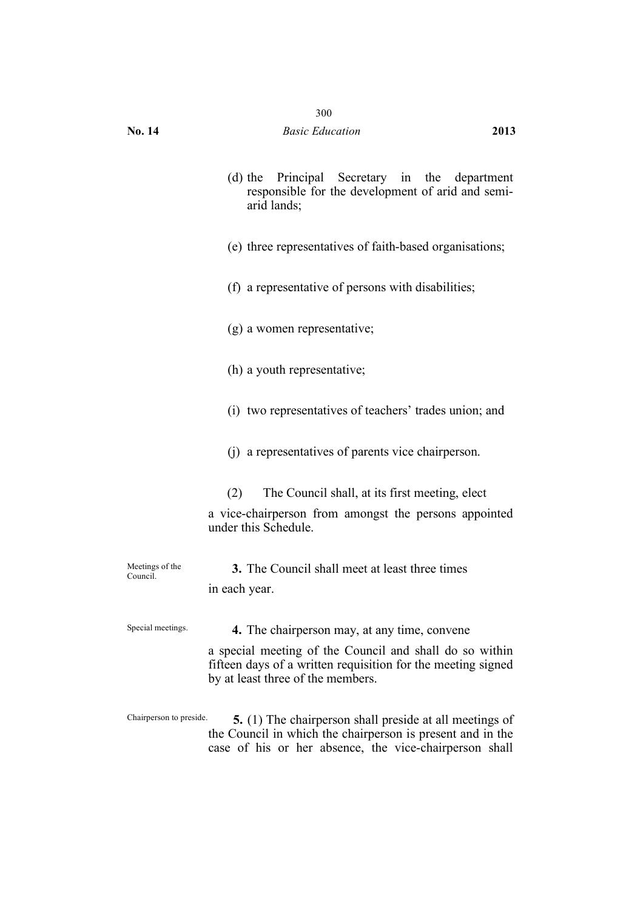(d) the Principal Secretary in the department responsible for the development of arid and semi-arid lands;

(e) three representatives of faith-based organisations;

(f) a representative of persons with disabilities;

(g) a women representative;

(h) a youth representative;

(i) two representatives of teachers' trades union; and

(j) a representatives of parents vice chairperson.

(2) The Council shall, at its first meeting, elect a vice-chairperson from amongst the persons appointed under this Schedule.

Meetings of the Council.

**3.** The Council shall meet at least three times in each year.

Special meetings.

**4.** The chairperson may, at any time, convene a special meeting of the Council and shall do so within fifteen days of a written requisition for the meeting signed by at least three of the members.

Chairperson to preside.

**5.** (1) The chairperson shall preside at all meetings of the Council in which the chairperson is present and in the case of his or her absence, the vice-chairperson shall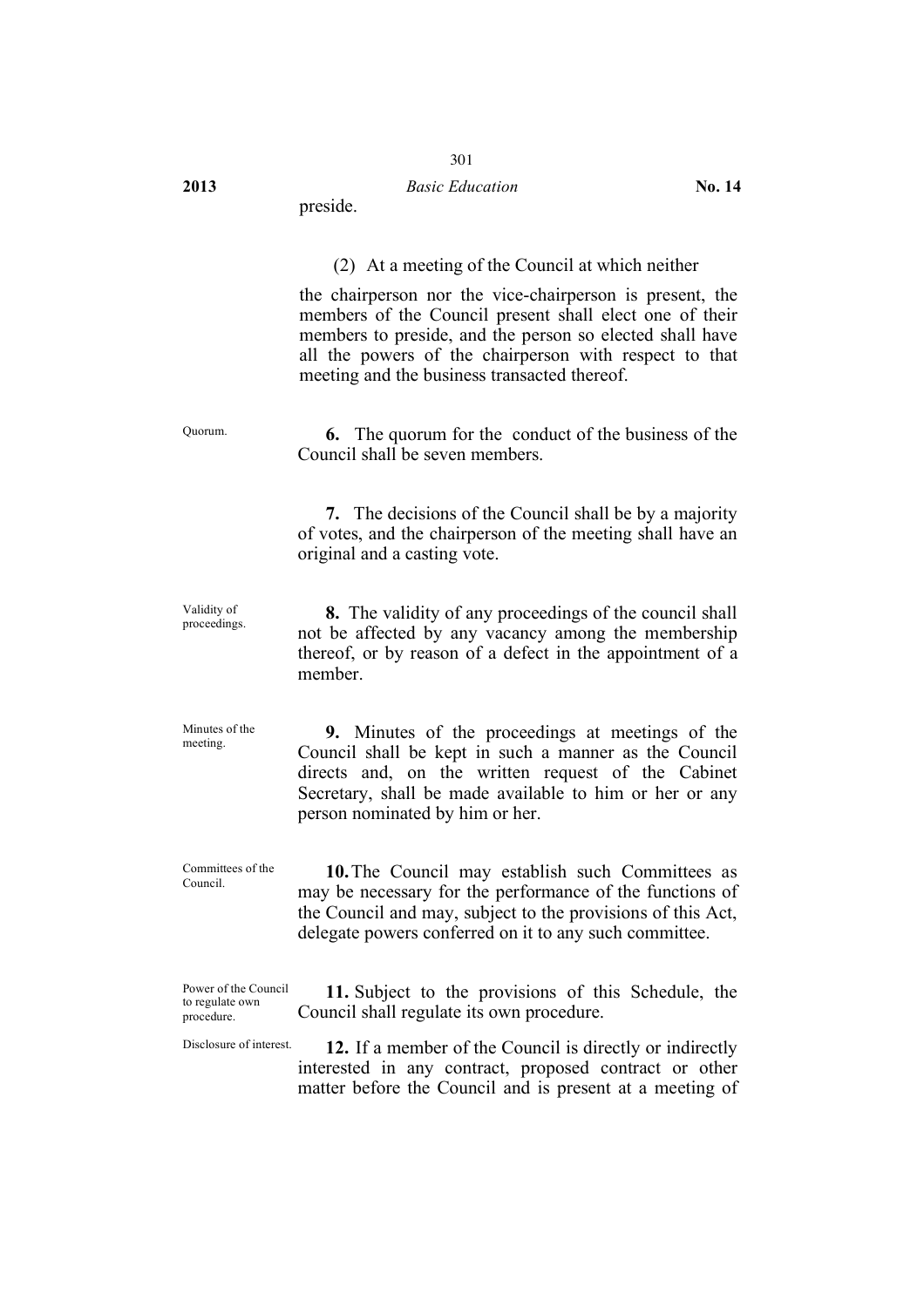preside.

(2) At a meeting of the Council at which neither the chairperson nor the vice-chairperson is present, the members of the Council present shall elect one of their members to preside, and the person so elected shall have all the powers of the chairperson with respect to that meeting and the business transacted thereof.

Quorum.

**6.** The quorum for the conduct of the business of the Council shall be seven members.

**7.** The decisions of the Council shall be by a majority of votes, and the chairperson of the meeting shall have an original and a casting vote.

Validity of proceedings.

**8.** The validity of any proceedings of the council shall not be affected by any vacancy among the membership thereof, or by reason of a defect in the appointment of a member.

Minutes of the meeting.

**9.** Minutes of the proceedings at meetings of the Council shall be kept in such a manner as the Council directs and, on the written request of the Cabinet Secretary, shall be made available to him or her or any person nominated by him or her.

Committees of the Council.

**10.** The Council may establish such Committees as may be necessary for the performance of the functions of the Council and may, subject to the provisions of this Act, delegate powers conferred on it to any such committee.

Power of the Council to regulate own procedure.

**11.** Subject to the provisions of this Schedule, the Council shall regulate its own procedure.

Disclosure of interest.

**12.** If a member of the Council is directly or indirectly interested in any contract, proposed contract or other matter before the Council and is present at a meeting of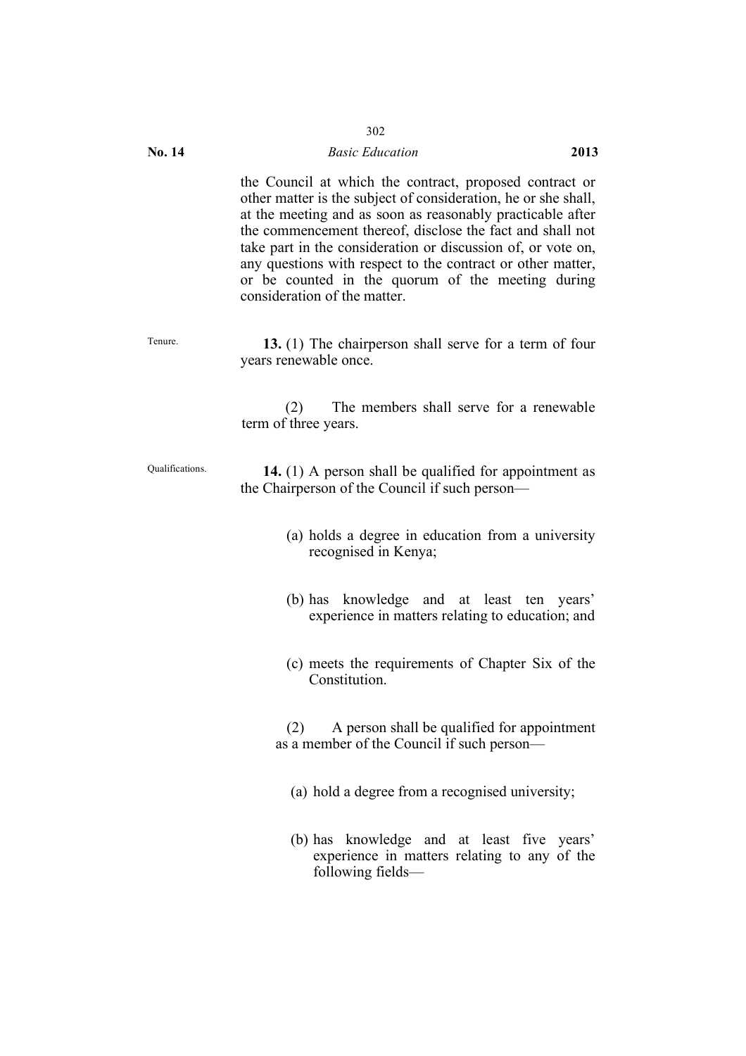the Council at which the contract, proposed contract or other matter is the subject of consideration, he or she shall, at the meeting and as soon as reasonably practicable after the commencement thereof, disclose the fact and shall not take part in the consideration or discussion of, or vote on, any questions with respect to the contract or other matter, or be counted in the quorum of the meeting during consideration of the matter.

Tenure.

**13.** (1) The chairperson shall serve for a term of four years renewable once.

(2) The members shall serve for a renewable term of three years.

Qualifications.

**14.** (1) A person shall be qualified for appointment as the Chairperson of the Council if such person—

(a) holds a degree in education from a university recognised in Kenya;

(b) has knowledge and at least ten years' experience in matters relating to education; and

(c) meets the requirements of Chapter Six of the Constitution.

(2) A person shall be qualified for appointment as a member of the Council if such person—

(a) hold a degree from a recognised university;

(b) has knowledge and at least five years' experience in matters relating to any of the following fields—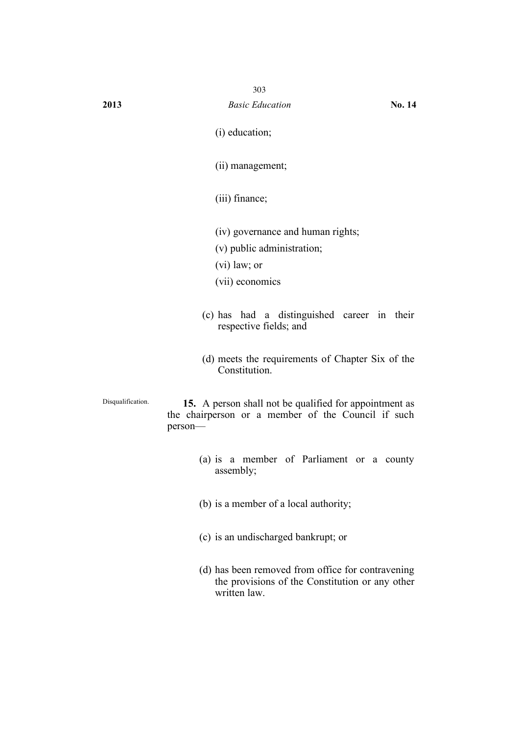(i) education;

(ii) management;

(iii) finance;

(iv) governance and human rights;

(v) public administration;

(vi) law; or

(vii) economics

(c) has had a distinguished career in their respective fields; and

(d) meets the requirements of Chapter Six of the Constitution.

Disqualification.

**15.** A person shall not be qualified for appointment as the chairperson or a member of the Council if such person—

(a) is a member of Parliament or a county assembly;

(b) is a member of a local authority;

(c) is an undischarged bankrupt; or

(d) has been removed from office for contravening the provisions of the Constitution or any other written law.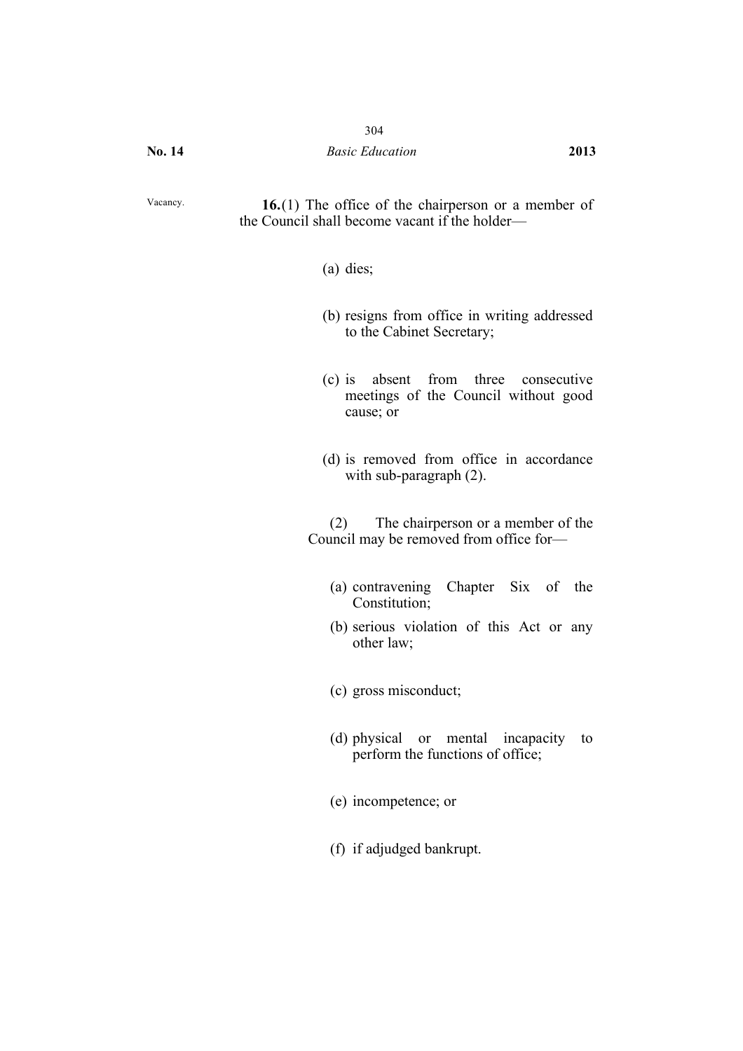Vacancy.

**16.**(1) The office of the chairperson or a member of the Council shall become vacant if the holder—

(a) dies;

(b) resigns from office in writing addressed to the Cabinet Secretary;

(c) is absent from three consecutive meetings of the Council without good cause; or

(d) is removed from office in accordance with sub-paragraph (2).

(2) The chairperson or a member of the Council may be removed from office for—

(a) contravening Chapter Six of the Constitution;

(b) serious violation of this Act or any other law;

(c) gross misconduct;

(d) physical or mental incapacity to perform the functions of office;

(e) incompetence; or

(f) if adjudged bankrupt.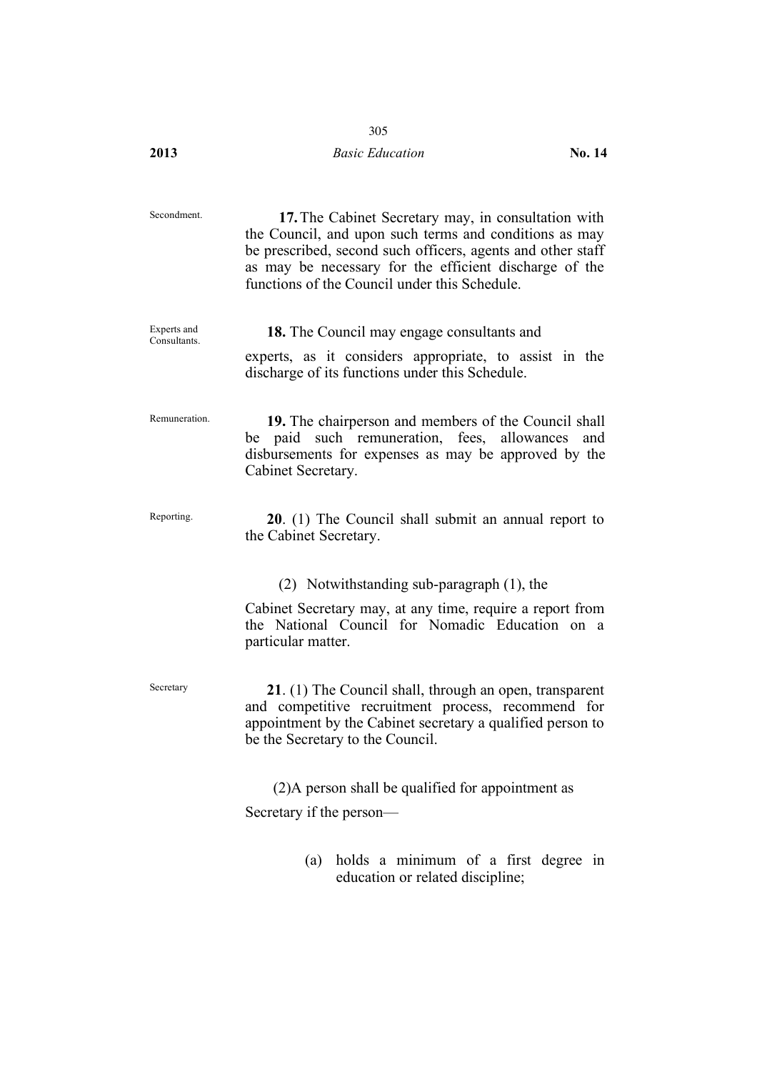Secondment.

**17.** The Cabinet Secretary may, in consultation with the Council, and upon such terms and conditions as may be prescribed, second such officers, agents and other staff as may be necessary for the efficient discharge of the functions of the Council under this Schedule.

Experts and Consultants.

**18.** The Council may engage consultants and experts, as it considers appropriate, to assist in the discharge of its functions under this Schedule.

Remuneration.

**19.** The chairperson and members of the Council shall be paid such remuneration, fees, allowances and disbursements for expenses as may be approved by the Cabinet Secretary.

Reporting.

**20**. (1) The Council shall submit an annual report to the Cabinet Secretary.

(2) Notwithstanding sub-paragraph (1), the Cabinet Secretary may, at any time, require a report from the National Council for Nomadic Education on a particular matter.

Secretary

**21**. (1) The Council shall, through an open, transparent and competitive recruitment process, recommend for appointment by the Cabinet secretary a qualified person to be the Secretary to the Council.

(2)A person shall be qualified for appointment as Secretary if the person—

(a) holds a minimum of a first degree in education or related discipline;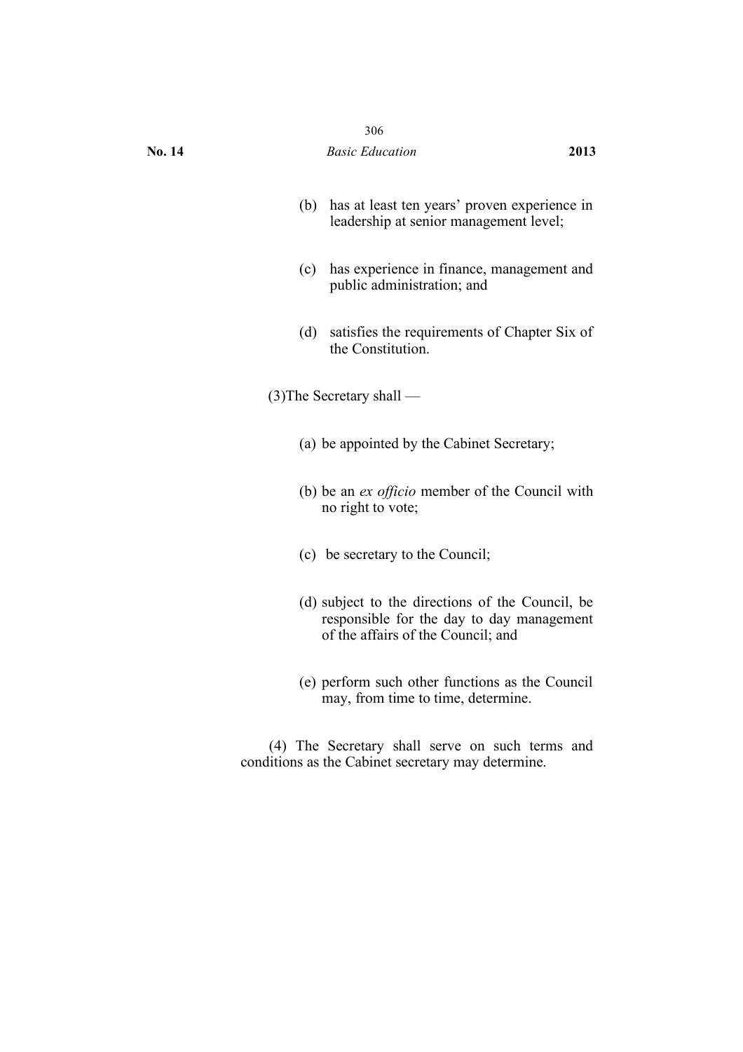(b) has at least ten years' proven experience in leadership at senior management level;

(c) has experience in finance, management and public administration; and

(d) satisfies the requirements of Chapter Six of the Constitution.

(3)The Secretary shall —

(a) be appointed by the Cabinet Secretary;

(b) be an *ex officio* member of the Council with no right to vote;

(c) be secretary to the Council;

(d) subject to the directions of the Council, be responsible for the day to day management of the affairs of the Council; and

(e) perform such other functions as the Council may, from time to time, determine.

(4) The Secretary shall serve on such terms and conditions as the Cabinet secretary may determine.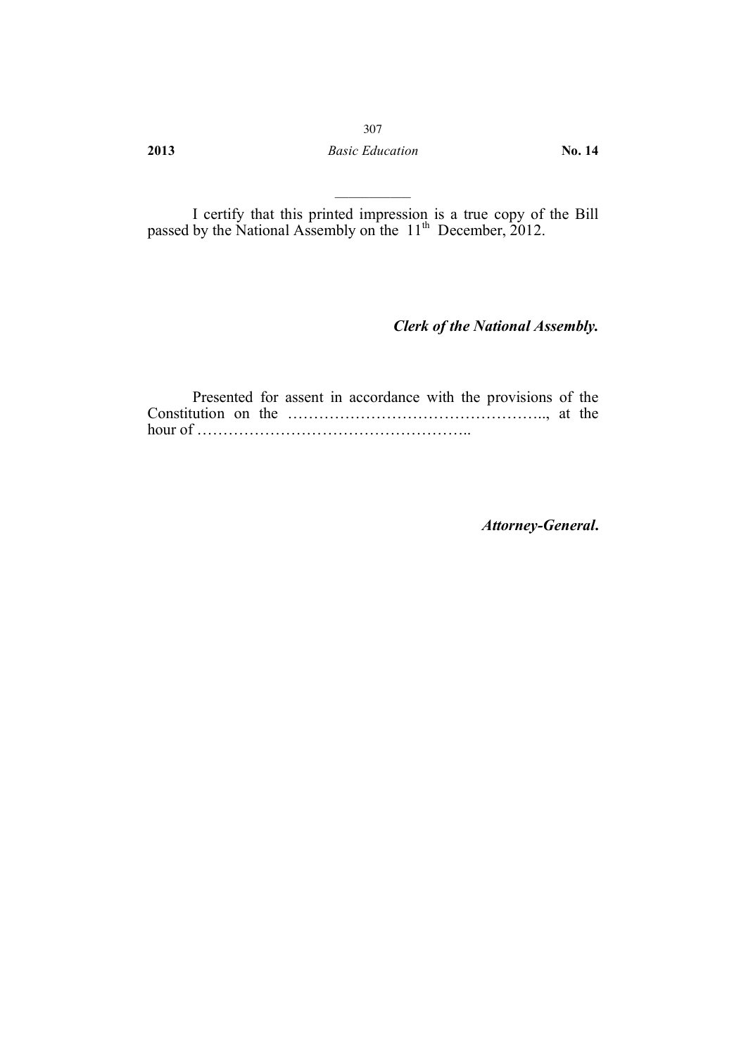I certify that this printed impression is a true copy of the Bill passed by the National Assembly on the 11th December, 2012.

***Clerk of the National Assembly.***

Presented for assent in accordance with the provisions of the Constitution on the ………………………………………….., at the hour of ……………………………………………..

***Attorney-General.***